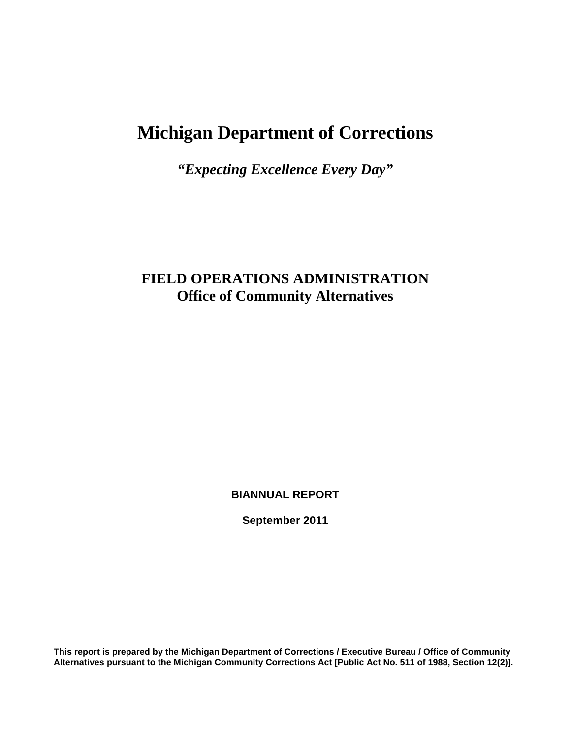# Michigan Department of Corrections

***"Expecting Excellence Every Day"***

## FIELD OPERATIONS ADMINISTRATION
## Office of Community Alternatives

**BIANNUAL REPORT**

**September 2011**

**This report is prepared by the Michigan Department of Corrections / Executive Bureau / Office of Community Alternatives pursuant to the Michigan Community Corrections Act [Public Act No. 511 of 1988, Section 12(2)].**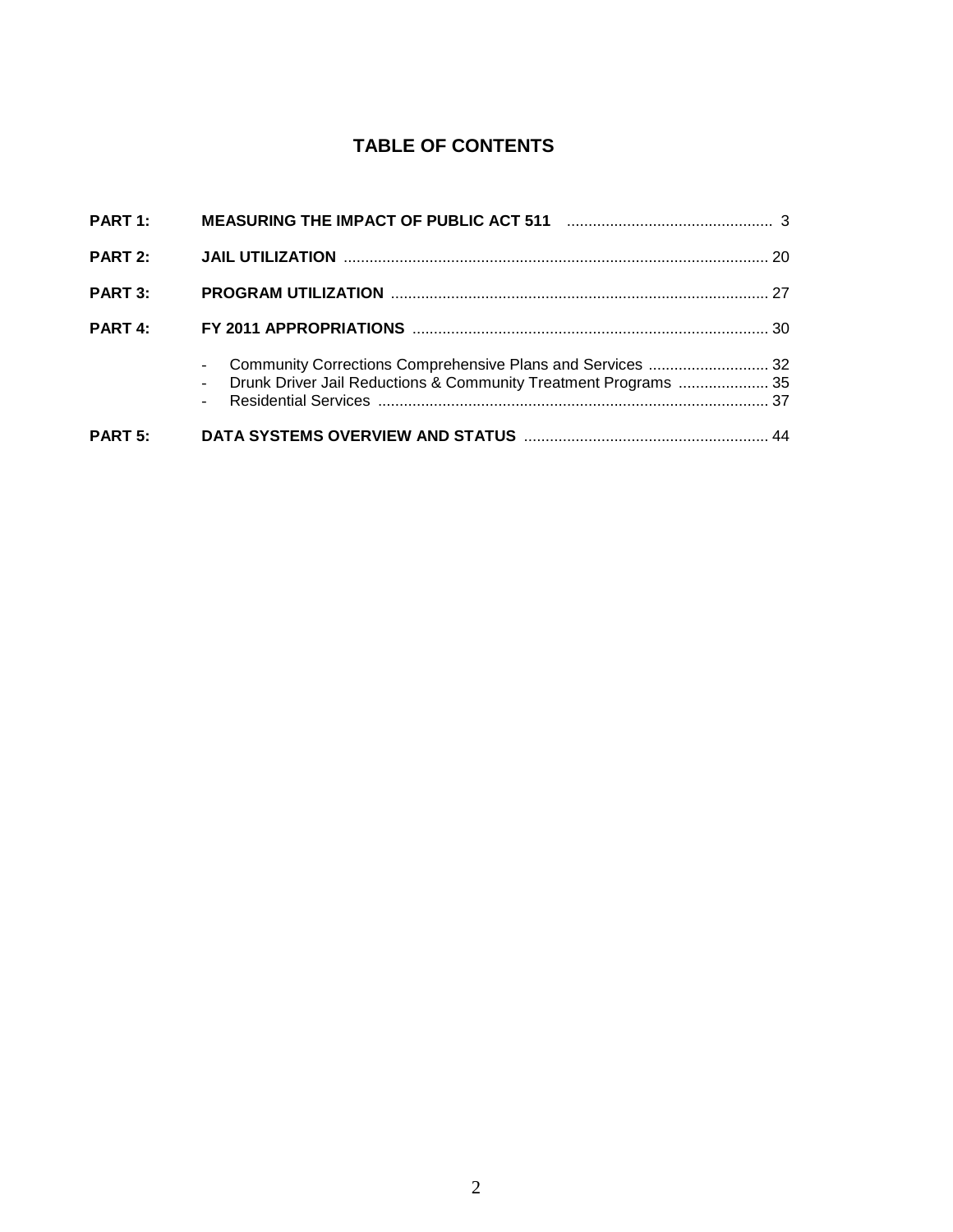# TABLE OF CONTENTS

| | | |
|---|---|---|
| **PART 1:** | **MEASURING THE IMPACT OF PUBLIC ACT 511** | 3 |
| **PART 2:** | **JAIL UTILIZATION** | 20 |
| **PART 3:** | **PROGRAM UTILIZATION** | 27 |
| **PART 4:** | **FY 2011 APPROPRIATIONS** | 30 |
| | - Community Corrections Comprehensive Plans and Services | 32 |
| | - Drunk Driver Jail Reductions & Community Treatment Programs | 35 |
| | - Residential Services | 37 |
| **PART 5:** | **DATA SYSTEMS OVERVIEW AND STATUS** | 44 |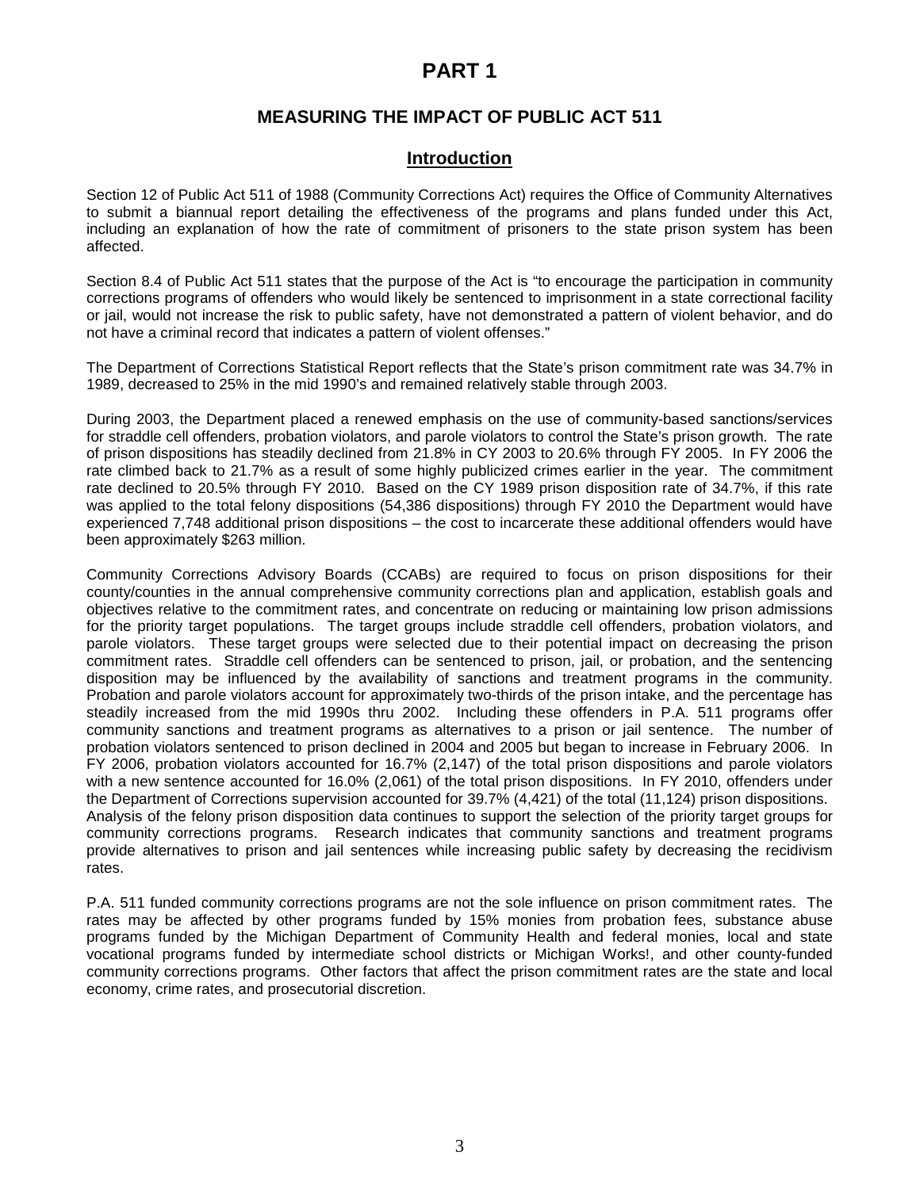# PART 1

## MEASURING THE IMPACT OF PUBLIC ACT 511

### Introduction

Section 12 of Public Act 511 of 1988 (Community Corrections Act) requires the Office of Community Alternatives to submit a biannual report detailing the effectiveness of the programs and plans funded under this Act, including an explanation of how the rate of commitment of prisoners to the state prison system has been affected.

Section 8.4 of Public Act 511 states that the purpose of the Act is "to encourage the participation in community corrections programs of offenders who would likely be sentenced to imprisonment in a state correctional facility or jail, would not increase the risk to public safety, have not demonstrated a pattern of violent behavior, and do not have a criminal record that indicates a pattern of violent offenses."

The Department of Corrections Statistical Report reflects that the State's prison commitment rate was 34.7% in 1989, decreased to 25% in the mid 1990's and remained relatively stable through 2003.

During 2003, the Department placed a renewed emphasis on the use of community-based sanctions/services for straddle cell offenders, probation violators, and parole violators to control the State's prison growth. The rate of prison dispositions has steadily declined from 21.8% in CY 2003 to 20.6% through FY 2005. In FY 2006 the rate climbed back to 21.7% as a result of some highly publicized crimes earlier in the year. The commitment rate declined to 20.5% through FY 2010. Based on the CY 1989 prison disposition rate of 34.7%, if this rate was applied to the total felony dispositions (54,386 dispositions) through FY 2010 the Department would have experienced 7,748 additional prison dispositions – the cost to incarcerate these additional offenders would have been approximately $263 million.

Community Corrections Advisory Boards (CCABs) are required to focus on prison dispositions for their county/counties in the annual comprehensive community corrections plan and application, establish goals and objectives relative to the commitment rates, and concentrate on reducing or maintaining low prison admissions for the priority target populations. The target groups include straddle cell offenders, probation violators, and parole violators. These target groups were selected due to their potential impact on decreasing the prison commitment rates. Straddle cell offenders can be sentenced to prison, jail, or probation, and the sentencing disposition may be influenced by the availability of sanctions and treatment programs in the community. Probation and parole violators account for approximately two-thirds of the prison intake, and the percentage has steadily increased from the mid 1990s thru 2002. Including these offenders in P.A. 511 programs offer community sanctions and treatment programs as alternatives to a prison or jail sentence. The number of probation violators sentenced to prison declined in 2004 and 2005 but began to increase in February 2006. In FY 2006, probation violators accounted for 16.7% (2,147) of the total prison dispositions and parole violators with a new sentence accounted for 16.0% (2,061) of the total prison dispositions. In FY 2010, offenders under the Department of Corrections supervision accounted for 39.7% (4,421) of the total (11,124) prison dispositions. Analysis of the felony prison disposition data continues to support the selection of the priority target groups for community corrections programs. Research indicates that community sanctions and treatment programs provide alternatives to prison and jail sentences while increasing public safety by decreasing the recidivism rates.

P.A. 511 funded community corrections programs are not the sole influence on prison commitment rates. The rates may be affected by other programs funded by 15% monies from probation fees, substance abuse programs funded by the Michigan Department of Community Health and federal monies, local and state vocational programs funded by intermediate school districts or Michigan Works!, and other county-funded community corrections programs. Other factors that affect the prison commitment rates are the state and local economy, crime rates, and prosecutorial discretion.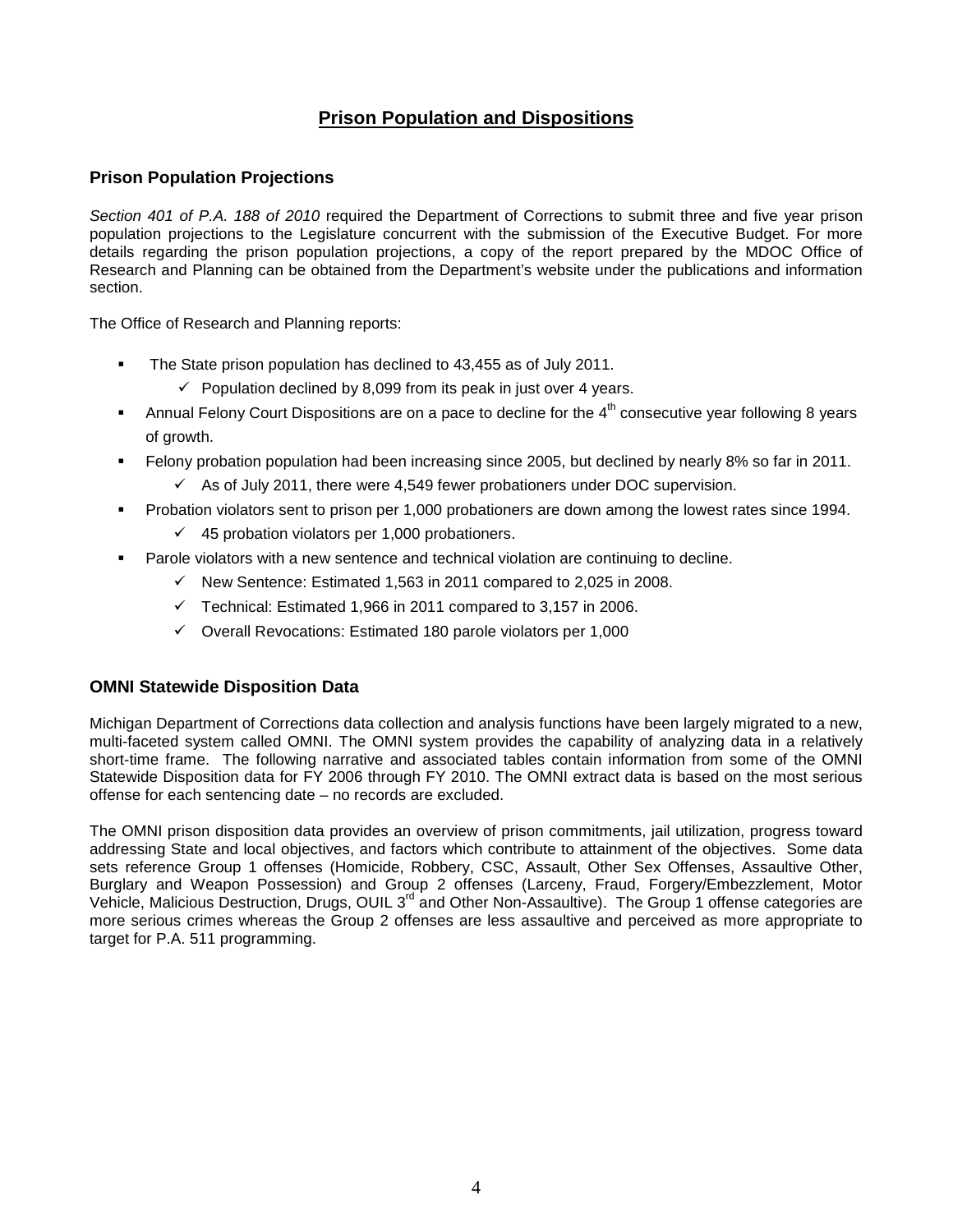# Prison Population and Dispositions

## Prison Population Projections

*Section 401 of P.A. 188 of 2010* required the Department of Corrections to submit three and five year prison population projections to the Legislature concurrent with the submission of the Executive Budget. For more details regarding the prison population projections, a copy of the report prepared by the MDOC Office of Research and Planning can be obtained from the Department's website under the publications and information section.

The Office of Research and Planning reports:

- The State prison population has declined to 43,455 as of July 2011.
  - ✓ Population declined by 8,099 from its peak in just over 4 years.
- Annual Felony Court Dispositions are on a pace to decline for the 4th consecutive year following 8 years of growth.
- Felony probation population had been increasing since 2005, but declined by nearly 8% so far in 2011.
  - ✓ As of July 2011, there were 4,549 fewer probationers under DOC supervision.
- Probation violators sent to prison per 1,000 probationers are down among the lowest rates since 1994.
  - ✓ 45 probation violators per 1,000 probationers.
- Parole violators with a new sentence and technical violation are continuing to decline.
  - ✓ New Sentence: Estimated 1,563 in 2011 compared to 2,025 in 2008.
  - ✓ Technical: Estimated 1,966 in 2011 compared to 3,157 in 2006.
  - ✓ Overall Revocations: Estimated 180 parole violators per 1,000

## OMNI Statewide Disposition Data

Michigan Department of Corrections data collection and analysis functions have been largely migrated to a new, multi-faceted system called OMNI. The OMNI system provides the capability of analyzing data in a relatively short-time frame. The following narrative and associated tables contain information from some of the OMNI Statewide Disposition data for FY 2006 through FY 2010. The OMNI extract data is based on the most serious offense for each sentencing date – no records are excluded.

The OMNI prison disposition data provides an overview of prison commitments, jail utilization, progress toward addressing State and local objectives, and factors which contribute to attainment of the objectives. Some data sets reference Group 1 offenses (Homicide, Robbery, CSC, Assault, Other Sex Offenses, Assaultive Other, Burglary and Weapon Possession) and Group 2 offenses (Larceny, Fraud, Forgery/Embezzlement, Motor Vehicle, Malicious Destruction, Drugs, OUIL 3rd and Other Non-Assaultive). The Group 1 offense categories are more serious crimes whereas the Group 2 offenses are less assaultive and perceived as more appropriate to target for P.A. 511 programming.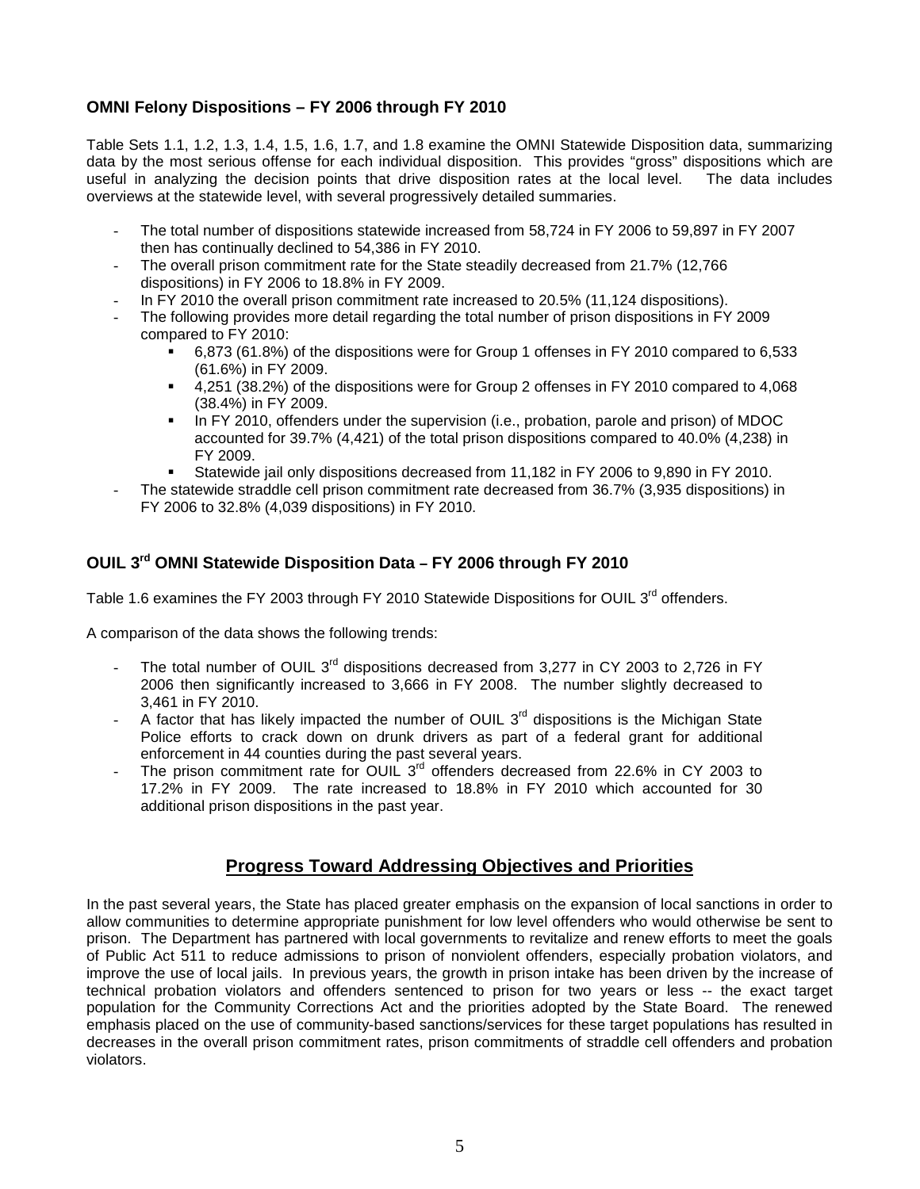### OMNI Felony Dispositions – FY 2006 through FY 2010

Table Sets 1.1, 1.2, 1.3, 1.4, 1.5, 1.6, 1.7, and 1.8 examine the OMNI Statewide Disposition data, summarizing data by the most serious offense for each individual disposition. This provides "gross" dispositions which are useful in analyzing the decision points that drive disposition rates at the local level. The data includes overviews at the statewide level, with several progressively detailed summaries.

- The total number of dispositions statewide increased from 58,724 in FY 2006 to 59,897 in FY 2007 then has continually declined to 54,386 in FY 2010.
- The overall prison commitment rate for the State steadily decreased from 21.7% (12,766 dispositions) in FY 2006 to 18.8% in FY 2009.
- In FY 2010 the overall prison commitment rate increased to 20.5% (11,124 dispositions).
- The following provides more detail regarding the total number of prison dispositions in FY 2009 compared to FY 2010:
  - 6,873 (61.8%) of the dispositions were for Group 1 offenses in FY 2010 compared to 6,533 (61.6%) in FY 2009.
  - 4,251 (38.2%) of the dispositions were for Group 2 offenses in FY 2010 compared to 4,068 (38.4%) in FY 2009.
  - In FY 2010, offenders under the supervision (i.e., probation, parole and prison) of MDOC accounted for 39.7% (4,421) of the total prison dispositions compared to 40.0% (4,238) in FY 2009.
  - Statewide jail only dispositions decreased from 11,182 in FY 2006 to 9,890 in FY 2010.
- The statewide straddle cell prison commitment rate decreased from 36.7% (3,935 dispositions) in FY 2006 to 32.8% (4,039 dispositions) in FY 2010.

### OUIL 3rd OMNI Statewide Disposition Data – FY 2006 through FY 2010

Table 1.6 examines the FY 2003 through FY 2010 Statewide Dispositions for OUIL 3rd offenders.

A comparison of the data shows the following trends:

- The total number of OUIL 3rd dispositions decreased from 3,277 in CY 2003 to 2,726 in FY 2006 then significantly increased to 3,666 in FY 2008. The number slightly decreased to 3,461 in FY 2010.
- A factor that has likely impacted the number of OUIL 3rd dispositions is the Michigan State Police efforts to crack down on drunk drivers as part of a federal grant for additional enforcement in 44 counties during the past several years.
- The prison commitment rate for OUIL 3rd offenders decreased from 22.6% in CY 2003 to 17.2% in FY 2009. The rate increased to 18.8% in FY 2010 which accounted for 30 additional prison dispositions in the past year.

## Progress Toward Addressing Objectives and Priorities

In the past several years, the State has placed greater emphasis on the expansion of local sanctions in order to allow communities to determine appropriate punishment for low level offenders who would otherwise be sent to prison. The Department has partnered with local governments to revitalize and renew efforts to meet the goals of Public Act 511 to reduce admissions to prison of nonviolent offenders, especially probation violators, and improve the use of local jails. In previous years, the growth in prison intake has been driven by the increase of technical probation violators and offenders sentenced to prison for two years or less -- the exact target population for the Community Corrections Act and the priorities adopted by the State Board. The renewed emphasis placed on the use of community-based sanctions/services for these target populations has resulted in decreases in the overall prison commitment rates, prison commitments of straddle cell offenders and probation violators.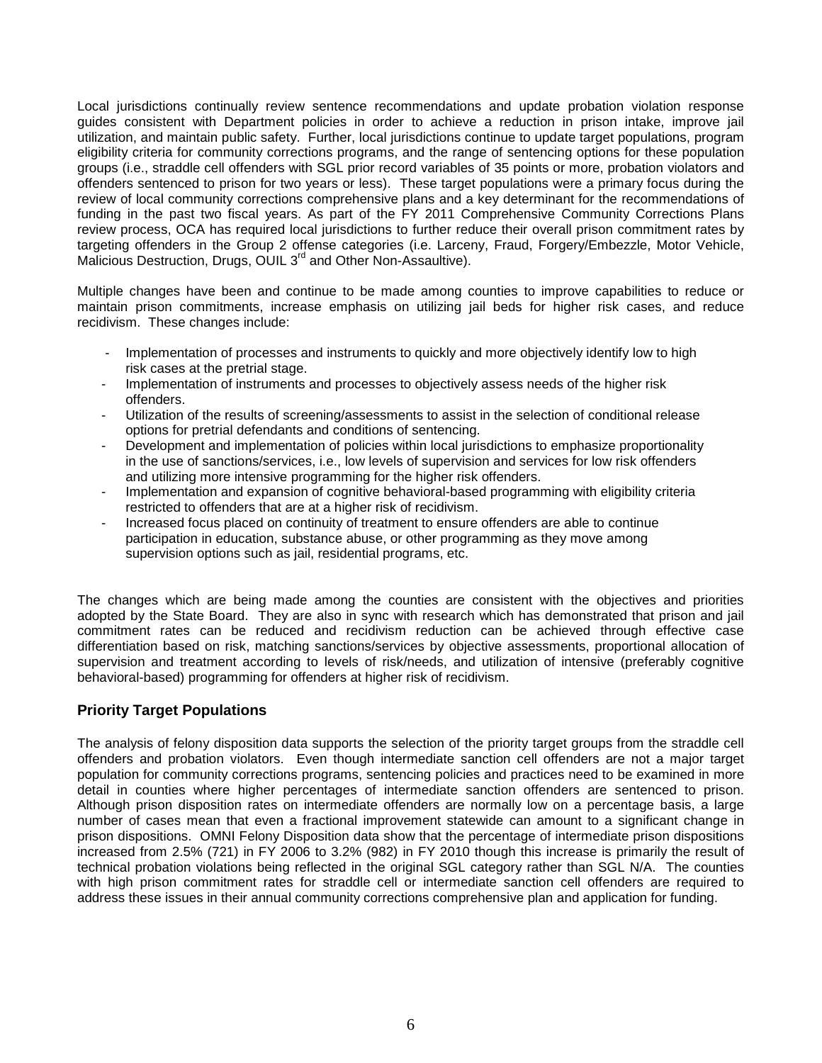Local jurisdictions continually review sentence recommendations and update probation violation response guides consistent with Department policies in order to achieve a reduction in prison intake, improve jail utilization, and maintain public safety. Further, local jurisdictions continue to update target populations, program eligibility criteria for community corrections programs, and the range of sentencing options for these population groups (i.e., straddle cell offenders with SGL prior record variables of 35 points or more, probation violators and offenders sentenced to prison for two years or less). These target populations were a primary focus during the review of local community corrections comprehensive plans and a key determinant for the recommendations of funding in the past two fiscal years. As part of the FY 2011 Comprehensive Community Corrections Plans review process, OCA has required local jurisdictions to further reduce their overall prison commitment rates by targeting offenders in the Group 2 offense categories (i.e. Larceny, Fraud, Forgery/Embezzle, Motor Vehicle, Malicious Destruction, Drugs, OUIL 3rd and Other Non-Assaultive).

Multiple changes have been and continue to be made among counties to improve capabilities to reduce or maintain prison commitments, increase emphasis on utilizing jail beds for higher risk cases, and reduce recidivism. These changes include:

- Implementation of processes and instruments to quickly and more objectively identify low to high risk cases at the pretrial stage.
- Implementation of instruments and processes to objectively assess needs of the higher risk offenders.
- Utilization of the results of screening/assessments to assist in the selection of conditional release options for pretrial defendants and conditions of sentencing.
- Development and implementation of policies within local jurisdictions to emphasize proportionality in the use of sanctions/services, i.e., low levels of supervision and services for low risk offenders and utilizing more intensive programming for the higher risk offenders.
- Implementation and expansion of cognitive behavioral-based programming with eligibility criteria restricted to offenders that are at a higher risk of recidivism.
- Increased focus placed on continuity of treatment to ensure offenders are able to continue participation in education, substance abuse, or other programming as they move among supervision options such as jail, residential programs, etc.

The changes which are being made among the counties are consistent with the objectives and priorities adopted by the State Board. They are also in sync with research which has demonstrated that prison and jail commitment rates can be reduced and recidivism reduction can be achieved through effective case differentiation based on risk, matching sanctions/services by objective assessments, proportional allocation of supervision and treatment according to levels of risk/needs, and utilization of intensive (preferably cognitive behavioral-based) programming for offenders at higher risk of recidivism.

## Priority Target Populations

The analysis of felony disposition data supports the selection of the priority target groups from the straddle cell offenders and probation violators. Even though intermediate sanction cell offenders are not a major target population for community corrections programs, sentencing policies and practices need to be examined in more detail in counties where higher percentages of intermediate sanction offenders are sentenced to prison. Although prison disposition rates on intermediate offenders are normally low on a percentage basis, a large number of cases mean that even a fractional improvement statewide can amount to a significant change in prison dispositions. OMNI Felony Disposition data show that the percentage of intermediate prison dispositions increased from 2.5% (721) in FY 2006 to 3.2% (982) in FY 2010 though this increase is primarily the result of technical probation violations being reflected in the original SGL category rather than SGL N/A. The counties with high prison commitment rates for straddle cell or intermediate sanction cell offenders are required to address these issues in their annual community corrections comprehensive plan and application for funding.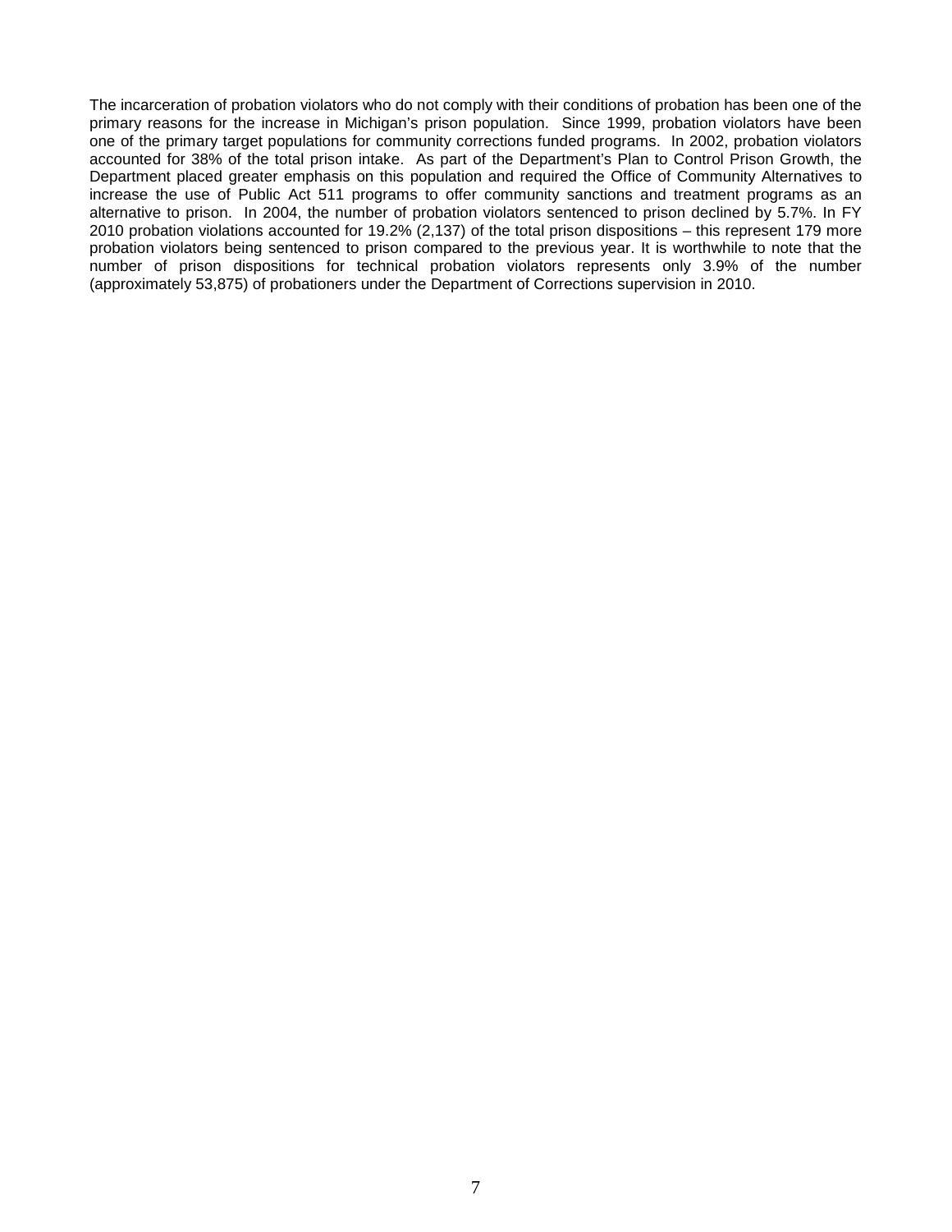The incarceration of probation violators who do not comply with their conditions of probation has been one of the primary reasons for the increase in Michigan's prison population. Since 1999, probation violators have been one of the primary target populations for community corrections funded programs. In 2002, probation violators accounted for 38% of the total prison intake. As part of the Department's Plan to Control Prison Growth, the Department placed greater emphasis on this population and required the Office of Community Alternatives to increase the use of Public Act 511 programs to offer community sanctions and treatment programs as an alternative to prison. In 2004, the number of probation violators sentenced to prison declined by 5.7%. In FY 2010 probation violations accounted for 19.2% (2,137) of the total prison dispositions – this represent 179 more probation violators being sentenced to prison compared to the previous year. It is worthwhile to note that the number of prison dispositions for technical probation violators represents only 3.9% of the number (approximately 53,875) of probationers under the Department of Corrections supervision in 2010.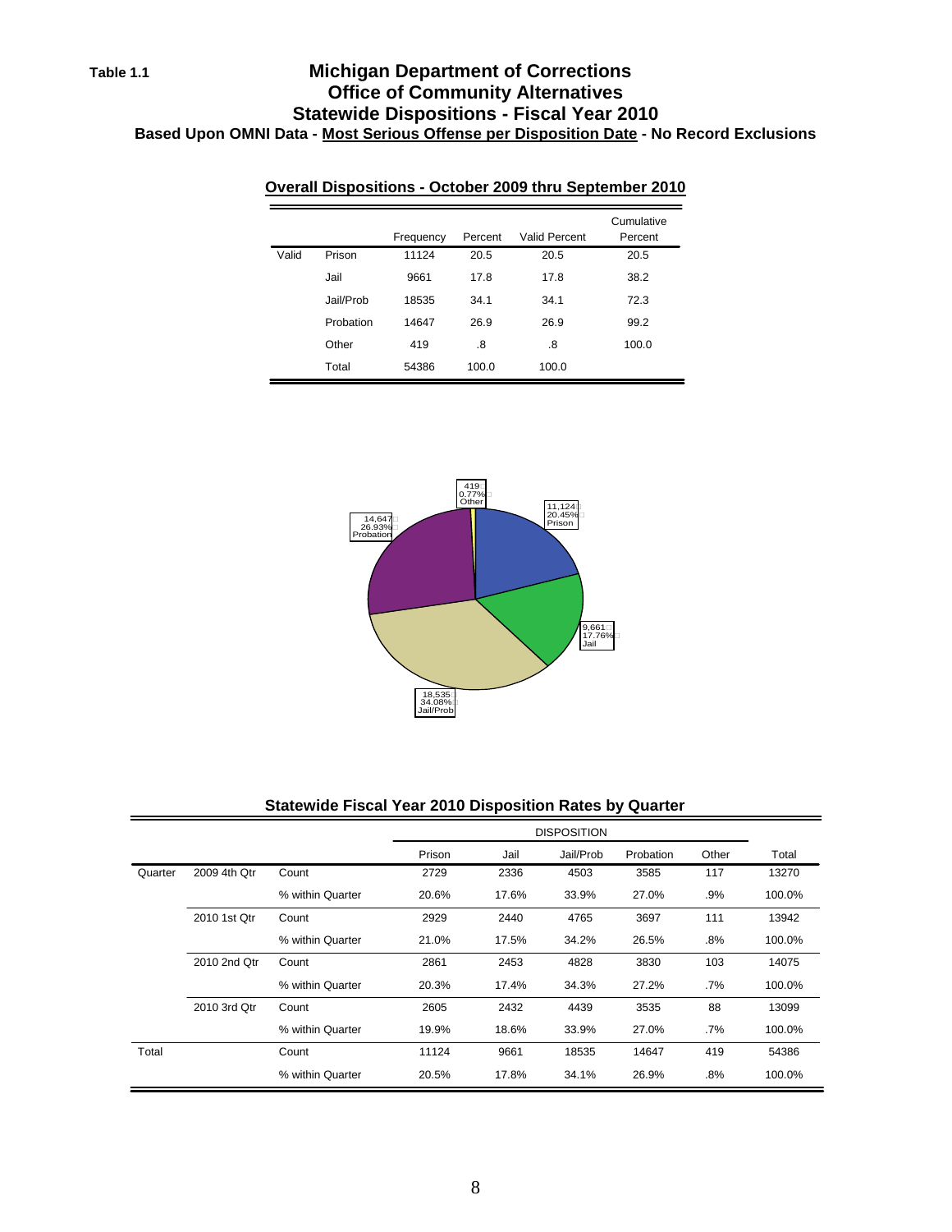Table 1.1

# Michigan Department of Corrections
## Office of Community Alternatives
## Statewide Dispositions - Fiscal Year 2010
### Based Upon OMNI Data - Most Serious Offense per Disposition Date - No Record Exclusions

**Overall Dispositions - October 2009 thru September 2010**

| | | Frequency | Percent | Valid Percent | Cumulative Percent |
|---|---|---|---|---|---|
| Valid | Prison | 11124 | 20.5 | 20.5 | 20.5 |
| | Jail | 9661 | 17.8 | 17.8 | 38.2 |
| | Jail/Prob | 18535 | 34.1 | 34.1 | 72.3 |
| | Probation | 14647 | 26.9 | 26.9 | 99.2 |
| | Other | 419 | .8 | .8 | 100.0 |
| | Total | 54386 | 100.0 | 100.0 | |

419 0.77% Other

11,124 20.45% Prison

9,661 17.76% Jail

18,535 34.08% Jail/Prob

14,647 26.93% Probation

**Statewide Fiscal Year 2010 Disposition Rates by Quarter**

| | | | DISPOSITION | | | | | |
|---|---|---|---|---|---|---|---|---|
| | | | Prison | Jail | Jail/Prob | Probation | Other | Total |
| Quarter | 2009 4th Qtr | Count | 2729 | 2336 | 4503 | 3585 | 117 | 13270 |
| | | % within Quarter | 20.6% | 17.6% | 33.9% | 27.0% | .9% | 100.0% |
| | 2010 1st Qtr | Count | 2929 | 2440 | 4765 | 3697 | 111 | 13942 |
| | | % within Quarter | 21.0% | 17.5% | 34.2% | 26.5% | .8% | 100.0% |
| | 2010 2nd Qtr | Count | 2861 | 2453 | 4828 | 3830 | 103 | 14075 |
| | | % within Quarter | 20.3% | 17.4% | 34.3% | 27.2% | .7% | 100.0% |
| | 2010 3rd Qtr | Count | 2605 | 2432 | 4439 | 3535 | 88 | 13099 |
| | | % within Quarter | 19.9% | 18.6% | 33.9% | 27.0% | .7% | 100.0% |
| Total | | Count | 11124 | 9661 | 18535 | 14647 | 419 | 54386 |
| | | % within Quarter | 20.5% | 17.8% | 34.1% | 26.9% | .8% | 100.0% |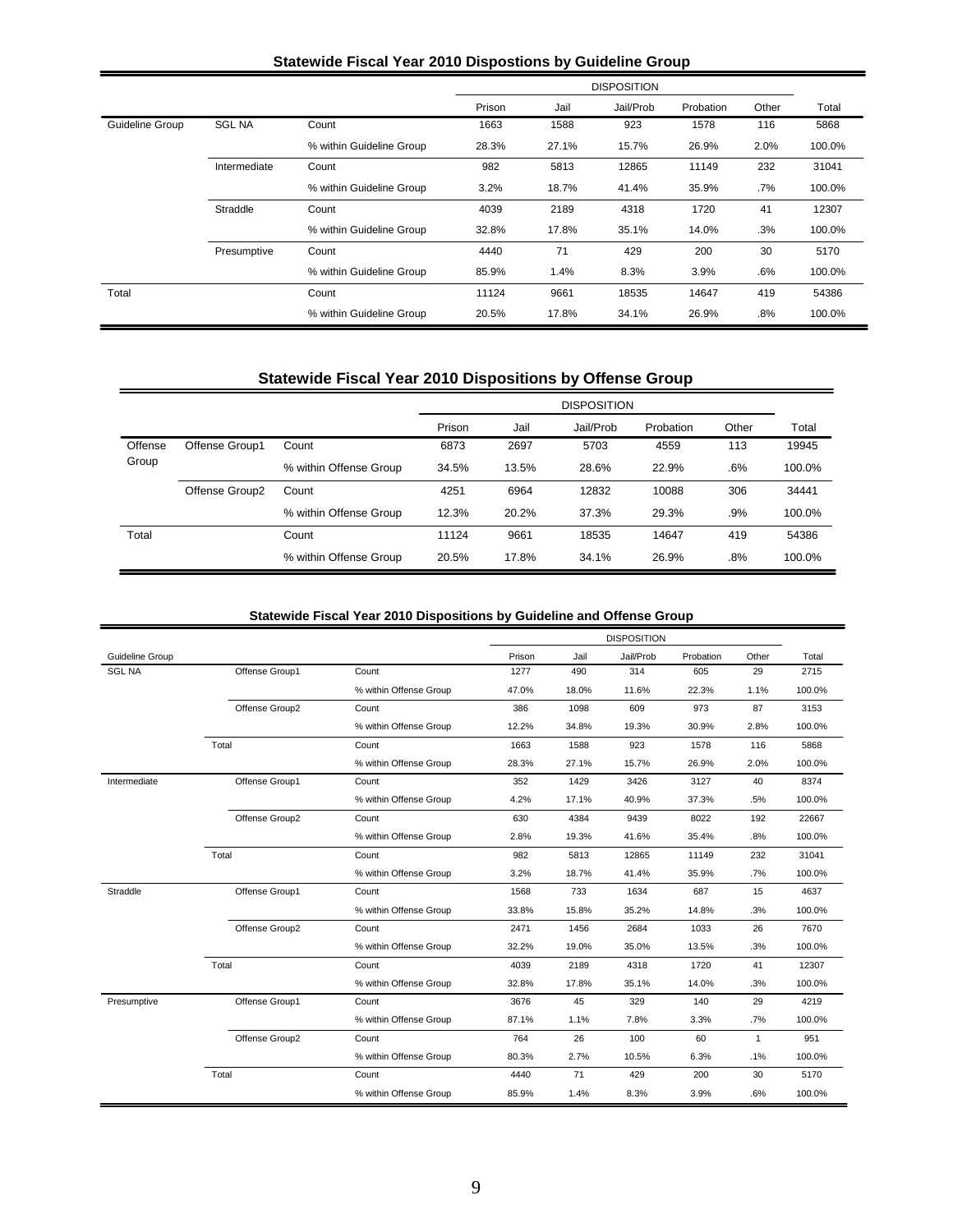**Statewide Fiscal Year 2010 Dispostions by Guideline Group**

| | | | DISPOSITION | | | | | |
|---|---|---|---|---|---|---|---|---|
| | | | Prison | Jail | Jail/Prob | Probation | Other | Total |
| Guideline Group | SGL NA | Count | 1663 | 1588 | 923 | 1578 | 116 | 5868 |
| | | % within Guideline Group | 28.3% | 27.1% | 15.7% | 26.9% | 2.0% | 100.0% |
| | Intermediate | Count | 982 | 5813 | 12865 | 11149 | 232 | 31041 |
| | | % within Guideline Group | 3.2% | 18.7% | 41.4% | 35.9% | .7% | 100.0% |
| | Straddle | Count | 4039 | 2189 | 4318 | 1720 | 41 | 12307 |
| | | % within Guideline Group | 32.8% | 17.8% | 35.1% | 14.0% | .3% | 100.0% |
| | Presumptive | Count | 4440 | 71 | 429 | 200 | 30 | 5170 |
| | | % within Guideline Group | 85.9% | 1.4% | 8.3% | 3.9% | .6% | 100.0% |
| Total | | Count | 11124 | 9661 | 18535 | 14647 | 419 | 54386 |
| | | % within Guideline Group | 20.5% | 17.8% | 34.1% | 26.9% | .8% | 100.0% |

## Statewide Fiscal Year 2010 Dispositions by Offense Group

| | | | DISPOSITION | | | | | |
|---|---|---|---|---|---|---|---|---|
| | | | Prison | Jail | Jail/Prob | Probation | Other | Total |
| Offense Group | Offense Group1 | Count | 6873 | 2697 | 5703 | 4559 | 113 | 19945 |
| | | % within Offense Group | 34.5% | 13.5% | 28.6% | 22.9% | .6% | 100.0% |
| | Offense Group2 | Count | 4251 | 6964 | 12832 | 10088 | 306 | 34441 |
| | | % within Offense Group | 12.3% | 20.2% | 37.3% | 29.3% | .9% | 100.0% |
| Total | | Count | 11124 | 9661 | 18535 | 14647 | 419 | 54386 |
| | | % within Offense Group | 20.5% | 17.8% | 34.1% | 26.9% | .8% | 100.0% |

**Statewide Fiscal Year 2010 Dispositions by Guideline and Offense Group**

| | | | DISPOSITION | | | | | |
|---|---|---|---|---|---|---|---|---|
| Guideline Group | | | Prison | Jail | Jail/Prob | Probation | Other | Total |
| SGL NA | Offense Group1 | Count | 1277 | 490 | 314 | 605 | 29 | 2715 |
| | | % within Offense Group | 47.0% | 18.0% | 11.6% | 22.3% | 1.1% | 100.0% |
| | Offense Group2 | Count | 386 | 1098 | 609 | 973 | 87 | 3153 |
| | | % within Offense Group | 12.2% | 34.8% | 19.3% | 30.9% | 2.8% | 100.0% |
| | Total | Count | 1663 | 1588 | 923 | 1578 | 116 | 5868 |
| | | % within Offense Group | 28.3% | 27.1% | 15.7% | 26.9% | 2.0% | 100.0% |
| Intermediate | Offense Group1 | Count | 352 | 1429 | 3426 | 3127 | 40 | 8374 |
| | | % within Offense Group | 4.2% | 17.1% | 40.9% | 37.3% | .5% | 100.0% |
| | Offense Group2 | Count | 630 | 4384 | 9439 | 8022 | 192 | 22667 |
| | | % within Offense Group | 2.8% | 19.3% | 41.6% | 35.4% | .8% | 100.0% |
| | Total | Count | 982 | 5813 | 12865 | 11149 | 232 | 31041 |
| | | % within Offense Group | 3.2% | 18.7% | 41.4% | 35.9% | .7% | 100.0% |
| Straddle | Offense Group1 | Count | 1568 | 733 | 1634 | 687 | 15 | 4637 |
| | | % within Offense Group | 33.8% | 15.8% | 35.2% | 14.8% | .3% | 100.0% |
| | Offense Group2 | Count | 2471 | 1456 | 2684 | 1033 | 26 | 7670 |
| | | % within Offense Group | 32.2% | 19.0% | 35.0% | 13.5% | .3% | 100.0% |
| | Total | Count | 4039 | 2189 | 4318 | 1720 | 41 | 12307 |
| | | % within Offense Group | 32.8% | 17.8% | 35.1% | 14.0% | .3% | 100.0% |
| Presumptive | Offense Group1 | Count | 3676 | 45 | 329 | 140 | 29 | 4219 |
| | | % within Offense Group | 87.1% | 1.1% | 7.8% | 3.3% | .7% | 100.0% |
| | Offense Group2 | Count | 764 | 26 | 100 | 60 | 1 | 951 |
| | | % within Offense Group | 80.3% | 2.7% | 10.5% | 6.3% | .1% | 100.0% |
| | Total | Count | 4440 | 71 | 429 | 200 | 30 | 5170 |
| | | % within Offense Group | 85.9% | 1.4% | 8.3% | 3.9% | .6% | 100.0% |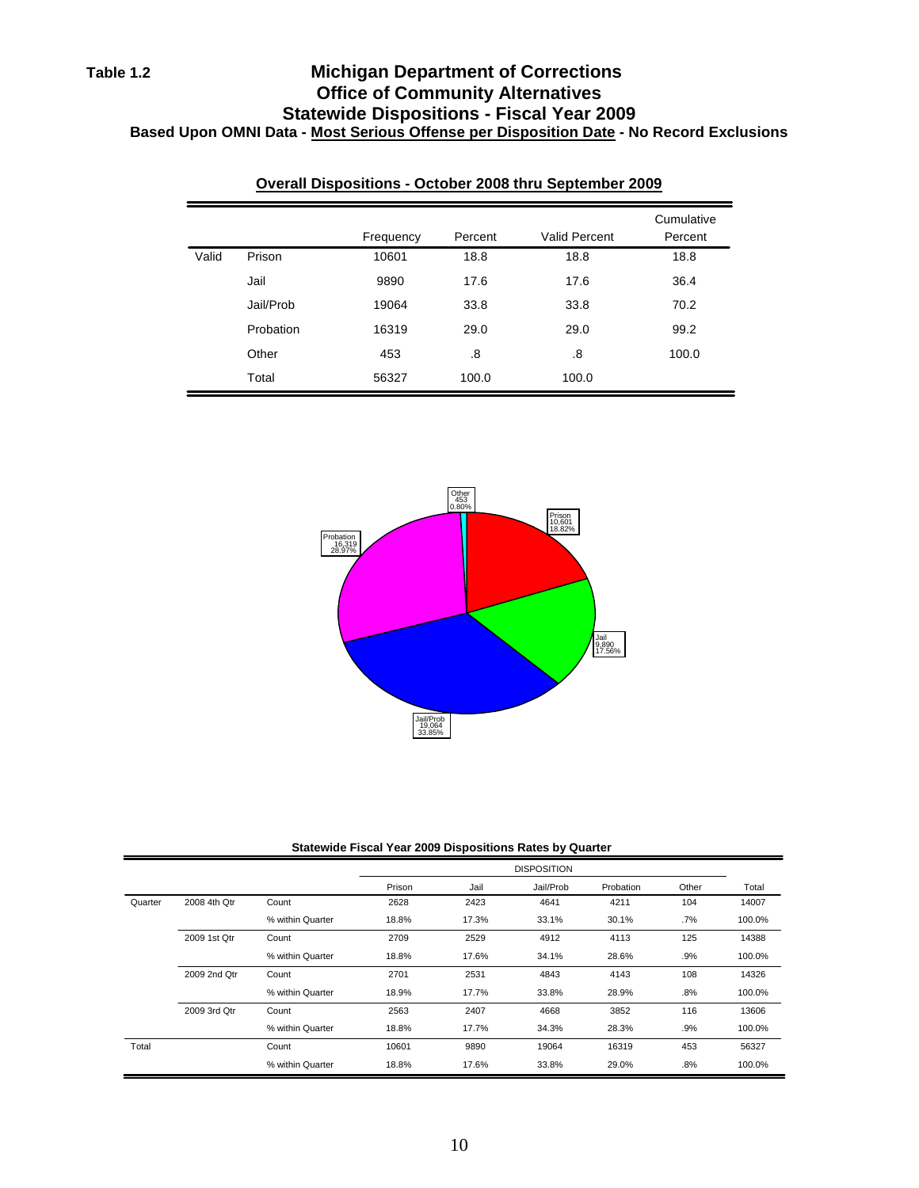**Table 1.2**

# Michigan Department of Corrections
## Office of Community Alternatives
## Statewide Dispositions - Fiscal Year 2009
### Based Upon OMNI Data - Most Serious Offense per Disposition Date - No Record Exclusions

**Overall Dispositions - October 2008 thru September 2009**

| | | Frequency | Percent | Valid Percent | Cumulative Percent |
|---|---|---|---|---|---|
| Valid | Prison | 10601 | 18.8 | 18.8 | 18.8 |
| | Jail | 9890 | 17.6 | 17.6 | 36.4 |
| | Jail/Prob | 19064 | 33.8 | 33.8 | 70.2 |
| | Probation | 16319 | 29.0 | 29.0 | 99.2 |
| | Other | 453 | .8 | .8 | 100.0 |
| | Total | 56327 | 100.0 | 100.0 | |

Other 453 0.80%
Prison 10,601 18.82%
Jail 9,890 17.56%
Jail/Prob 19,064 33.85%
Probation 16,319 28.97%

**Statewide Fiscal Year 2009 Dispositions Rates by Quarter**

| | | | DISPOSITION | | | | | |
|---|---|---|---|---|---|---|---|---|
| | | | Prison | Jail | Jail/Prob | Probation | Other | Total |
| Quarter | 2008 4th Qtr | Count | 2628 | 2423 | 4641 | 4211 | 104 | 14007 |
| | | % within Quarter | 18.8% | 17.3% | 33.1% | 30.1% | .7% | 100.0% |
| | 2009 1st Qtr | Count | 2709 | 2529 | 4912 | 4113 | 125 | 14388 |
| | | % within Quarter | 18.8% | 17.6% | 34.1% | 28.6% | .9% | 100.0% |
| | 2009 2nd Qtr | Count | 2701 | 2531 | 4843 | 4143 | 108 | 14326 |
| | | % within Quarter | 18.9% | 17.7% | 33.8% | 28.9% | .8% | 100.0% |
| | 2009 3rd Qtr | Count | 2563 | 2407 | 4668 | 3852 | 116 | 13606 |
| | | % within Quarter | 18.8% | 17.7% | 34.3% | 28.3% | .9% | 100.0% |
| Total | | Count | 10601 | 9890 | 19064 | 16319 | 453 | 56327 |
| | | % within Quarter | 18.8% | 17.6% | 33.8% | 29.0% | .8% | 100.0% |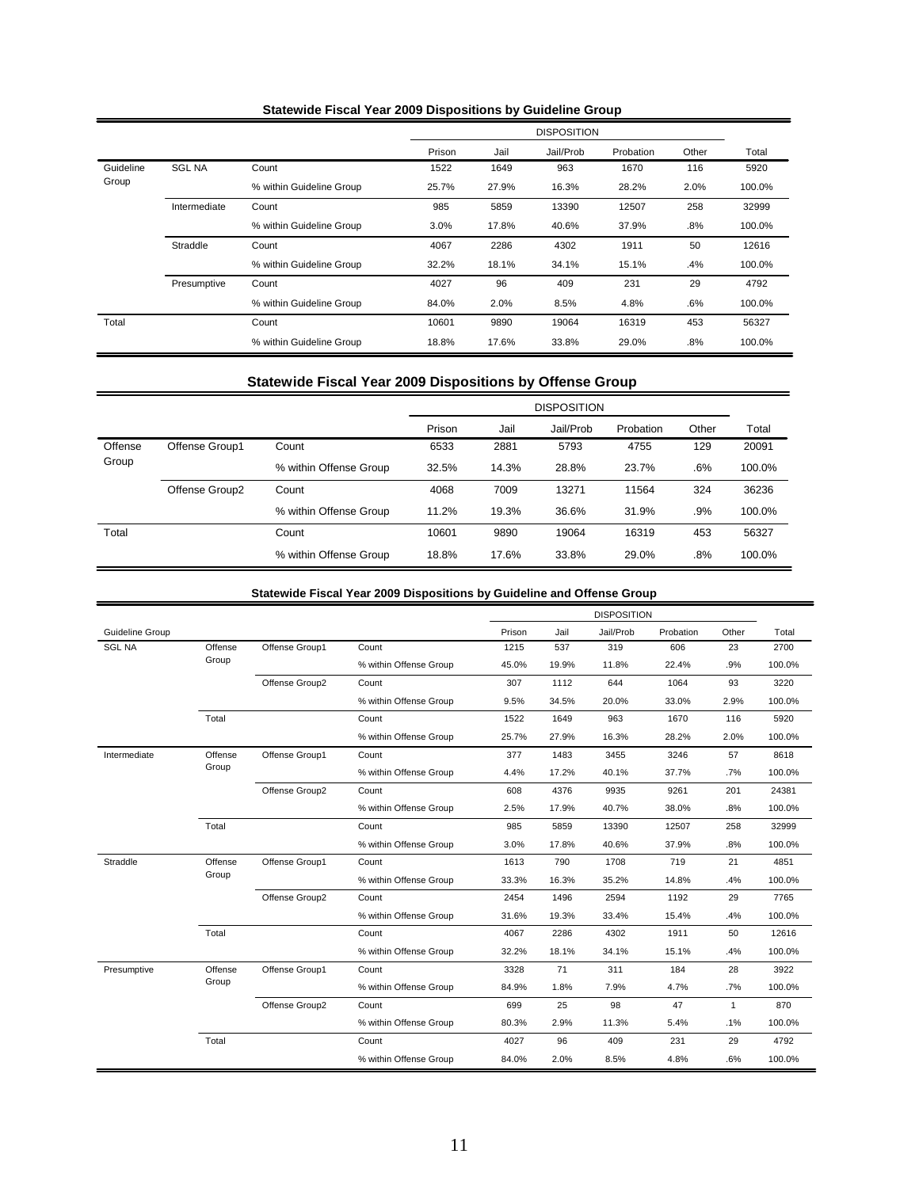### Statewide Fiscal Year 2009 Dispositions by Guideline Group

| | | | DISPOSITION | | | | | |
|---|---|---|---|---|---|---|---|---|
| | | | Prison | Jail | Jail/Prob | Probation | Other | Total |
| Guideline Group | SGL NA | Count | 1522 | 1649 | 963 | 1670 | 116 | 5920 |
| | | % within Guideline Group | 25.7% | 27.9% | 16.3% | 28.2% | 2.0% | 100.0% |
| | Intermediate | Count | 985 | 5859 | 13390 | 12507 | 258 | 32999 |
| | | % within Guideline Group | 3.0% | 17.8% | 40.6% | 37.9% | .8% | 100.0% |
| | Straddle | Count | 4067 | 2286 | 4302 | 1911 | 50 | 12616 |
| | | % within Guideline Group | 32.2% | 18.1% | 34.1% | 15.1% | .4% | 100.0% |
| | Presumptive | Count | 4027 | 96 | 409 | 231 | 29 | 4792 |
| | | % within Guideline Group | 84.0% | 2.0% | 8.5% | 4.8% | .6% | 100.0% |
| Total | | Count | 10601 | 9890 | 19064 | 16319 | 453 | 56327 |
| | | % within Guideline Group | 18.8% | 17.6% | 33.8% | 29.0% | .8% | 100.0% |

### Statewide Fiscal Year 2009 Dispositions by Offense Group

| | | | DISPOSITION | | | | | |
|---|---|---|---|---|---|---|---|---|
| | | | Prison | Jail | Jail/Prob | Probation | Other | Total |
| Offense Group | Offense Group1 | Count | 6533 | 2881 | 5793 | 4755 | 129 | 20091 |
| | | % within Offense Group | 32.5% | 14.3% | 28.8% | 23.7% | .6% | 100.0% |
| | Offense Group2 | Count | 4068 | 7009 | 13271 | 11564 | 324 | 36236 |
| | | % within Offense Group | 11.2% | 19.3% | 36.6% | 31.9% | .9% | 100.0% |
| Total | | Count | 10601 | 9890 | 19064 | 16319 | 453 | 56327 |
| | | % within Offense Group | 18.8% | 17.6% | 33.8% | 29.0% | .8% | 100.0% |

### Statewide Fiscal Year 2009 Dispositions by Guideline and Offense Group

| | | | | DISPOSITION | | | | | |
|---|---|---|---|---|---|---|---|---|---|
| Guideline Group | | | | Prison | Jail | Jail/Prob | Probation | Other | Total |
| SGL NA | Offense Group | Offense Group1 | Count | 1215 | 537 | 319 | 606 | 23 | 2700 |
| | | | % within Offense Group | 45.0% | 19.9% | 11.8% | 22.4% | .9% | 100.0% |
| | | Offense Group2 | Count | 307 | 1112 | 644 | 1064 | 93 | 3220 |
| | | | % within Offense Group | 9.5% | 34.5% | 20.0% | 33.0% | 2.9% | 100.0% |
| | Total | | Count | 1522 | 1649 | 963 | 1670 | 116 | 5920 |
| | | | % within Offense Group | 25.7% | 27.9% | 16.3% | 28.2% | 2.0% | 100.0% |
| Intermediate | Offense Group | Offense Group1 | Count | 377 | 1483 | 3455 | 3246 | 57 | 8618 |
| | | | % within Offense Group | 4.4% | 17.2% | 40.1% | 37.7% | .7% | 100.0% |
| | | Offense Group2 | Count | 608 | 4376 | 9935 | 9261 | 201 | 24381 |
| | | | % within Offense Group | 2.5% | 17.9% | 40.7% | 38.0% | .8% | 100.0% |
| | Total | | Count | 985 | 5859 | 13390 | 12507 | 258 | 32999 |
| | | | % within Offense Group | 3.0% | 17.8% | 40.6% | 37.9% | .8% | 100.0% |
| Straddle | Offense Group | Offense Group1 | Count | 1613 | 790 | 1708 | 719 | 21 | 4851 |
| | | | % within Offense Group | 33.3% | 16.3% | 35.2% | 14.8% | .4% | 100.0% |
| | | Offense Group2 | Count | 2454 | 1496 | 2594 | 1192 | 29 | 7765 |
| | | | % within Offense Group | 31.6% | 19.3% | 33.4% | 15.4% | .4% | 100.0% |
| | Total | | Count | 4067 | 2286 | 4302 | 1911 | 50 | 12616 |
| | | | % within Offense Group | 32.2% | 18.1% | 34.1% | 15.1% | .4% | 100.0% |
| Presumptive | Offense Group | Offense Group1 | Count | 3328 | 71 | 311 | 184 | 28 | 3922 |
| | | | % within Offense Group | 84.9% | 1.8% | 7.9% | 4.7% | .7% | 100.0% |
| | | Offense Group2 | Count | 699 | 25 | 98 | 47 | 1 | 870 |
| | | | % within Offense Group | 80.3% | 2.9% | 11.3% | 5.4% | .1% | 100.0% |
| | Total | | Count | 4027 | 96 | 409 | 231 | 29 | 4792 |
| | | | % within Offense Group | 84.0% | 2.0% | 8.5% | 4.8% | .6% | 100.0% |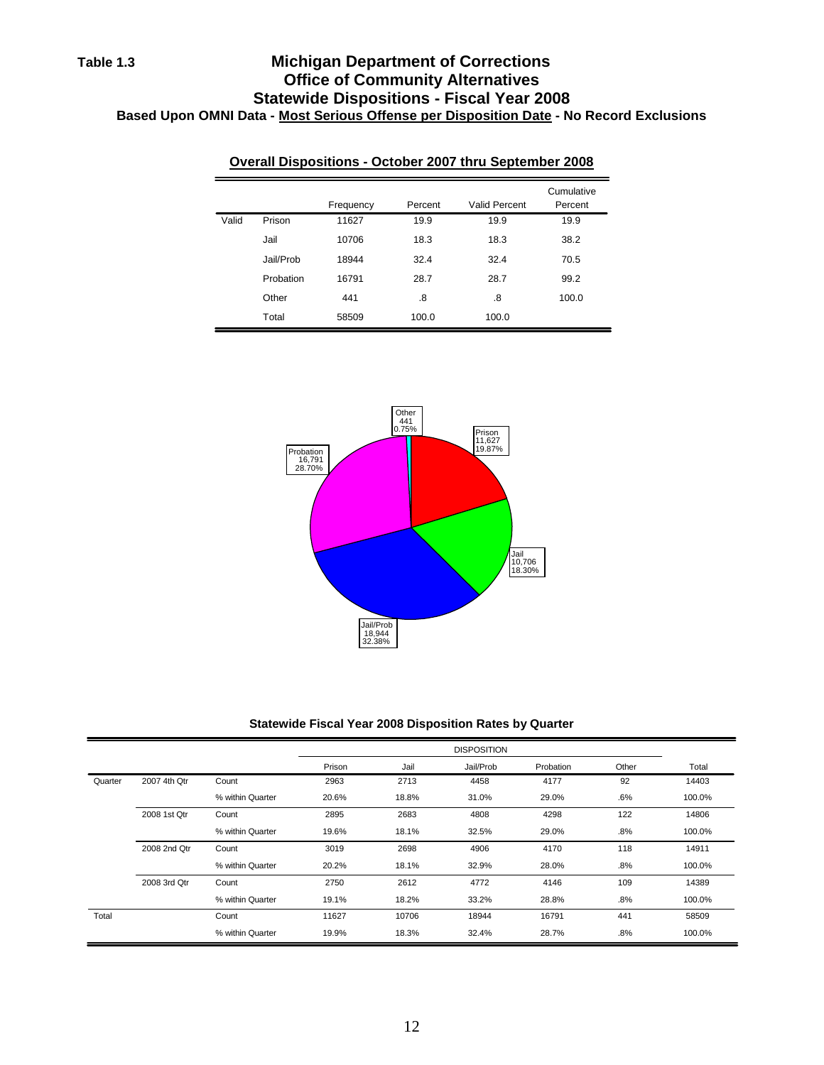**Table 1.3**

# Michigan Department of Corrections
## Office of Community Alternatives
## Statewide Dispositions - Fiscal Year 2008
### Based Upon OMNI Data - Most Serious Offense per Disposition Date - No Record Exclusions

**Overall Dispositions - October 2007 thru September 2008**

| | | Frequency | Percent | Valid Percent | Cumulative Percent |
|---|---|---|---|---|---|
| Valid | Prison | 11627 | 19.9 | 19.9 | 19.9 |
| | Jail | 10706 | 18.3 | 18.3 | 38.2 |
| | Jail/Prob | 18944 | 32.4 | 32.4 | 70.5 |
| | Probation | 16791 | 28.7 | 28.7 | 99.2 |
| | Other | 441 | .8 | .8 | 100.0 |
| | Total | 58509 | 100.0 | 100.0 | |

Other 441 0.75%
Prison 11,627 19.87%
Jail 10,706 18.30%
Jail/Prob 18,944 32.38%
Probation 16,791 28.70%

**Statewide Fiscal Year 2008 Disposition Rates by Quarter**

| | | | DISPOSITION | | | | | |
|---|---|---|---|---|---|---|---|---|
| | | | Prison | Jail | Jail/Prob | Probation | Other | Total |
| Quarter | 2007 4th Qtr | Count | 2963 | 2713 | 4458 | 4177 | 92 | 14403 |
| | | % within Quarter | 20.6% | 18.8% | 31.0% | 29.0% | .6% | 100.0% |
| | 2008 1st Qtr | Count | 2895 | 2683 | 4808 | 4298 | 122 | 14806 |
| | | % within Quarter | 19.6% | 18.1% | 32.5% | 29.0% | .8% | 100.0% |
| | 2008 2nd Qtr | Count | 3019 | 2698 | 4906 | 4170 | 118 | 14911 |
| | | % within Quarter | 20.2% | 18.1% | 32.9% | 28.0% | .8% | 100.0% |
| | 2008 3rd Qtr | Count | 2750 | 2612 | 4772 | 4146 | 109 | 14389 |
| | | % within Quarter | 19.1% | 18.2% | 33.2% | 28.8% | .8% | 100.0% |
| Total | | Count | 11627 | 10706 | 18944 | 16791 | 441 | 58509 |
| | | % within Quarter | 19.9% | 18.3% | 32.4% | 28.7% | .8% | 100.0% |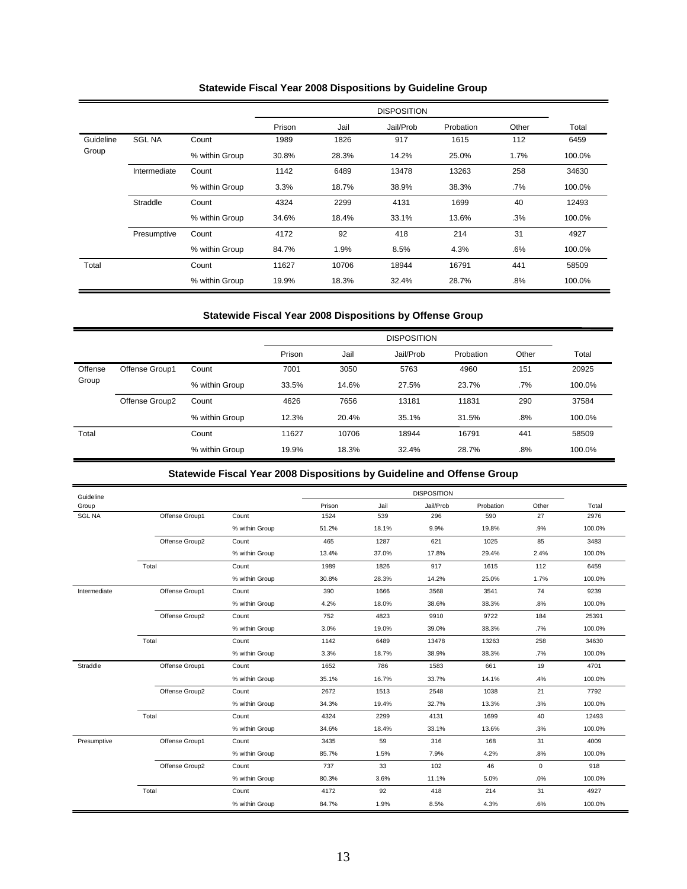### Statewide Fiscal Year 2008 Dispositions by Guideline Group

| | | | DISPOSITION | | | | | |
|---|---|---|---|---|---|---|---|---|
| | | | Prison | Jail | Jail/Prob | Probation | Other | Total |
| Guideline Group | SGL NA | Count | 1989 | 1826 | 917 | 1615 | 112 | 6459 |
| | | % within Group | 30.8% | 28.3% | 14.2% | 25.0% | 1.7% | 100.0% |
| | Intermediate | Count | 1142 | 6489 | 13478 | 13263 | 258 | 34630 |
| | | % within Group | 3.3% | 18.7% | 38.9% | 38.3% | .7% | 100.0% |
| | Straddle | Count | 4324 | 2299 | 4131 | 1699 | 40 | 12493 |
| | | % within Group | 34.6% | 18.4% | 33.1% | 13.6% | .3% | 100.0% |
| | Presumptive | Count | 4172 | 92 | 418 | 214 | 31 | 4927 |
| | | % within Group | 84.7% | 1.9% | 8.5% | 4.3% | .6% | 100.0% |
| Total | | Count | 11627 | 10706 | 18944 | 16791 | 441 | 58509 |
| | | % within Group | 19.9% | 18.3% | 32.4% | 28.7% | .8% | 100.0% |

### Statewide Fiscal Year 2008 Dispositions by Offense Group

| | | | DISPOSITION | | | | | |
|---|---|---|---|---|---|---|---|---|
| | | | Prison | Jail | Jail/Prob | Probation | Other | Total |
| Offense Group | Offense Group1 | Count | 7001 | 3050 | 5763 | 4960 | 151 | 20925 |
| | | % within Group | 33.5% | 14.6% | 27.5% | 23.7% | .7% | 100.0% |
| | Offense Group2 | Count | 4626 | 7656 | 13181 | 11831 | 290 | 37584 |
| | | % within Group | 12.3% | 20.4% | 35.1% | 31.5% | .8% | 100.0% |
| Total | | Count | 11627 | 10706 | 18944 | 16791 | 441 | 58509 |
| | | % within Group | 19.9% | 18.3% | 32.4% | 28.7% | .8% | 100.0% |

### Statewide Fiscal Year 2008 Dispositions by Guideline and Offense Group

| Guideline Group | | | DISPOSITION | | | | | |
|---|---|---|---|---|---|---|---|---|
| | | | Prison | Jail | Jail/Prob | Probation | Other | Total |
| SGL NA | Offense Group1 | Count | 1524 | 539 | 296 | 590 | 27 | 2976 |
| | | % within Group | 51.2% | 18.1% | 9.9% | 19.8% | .9% | 100.0% |
| | Offense Group2 | Count | 465 | 1287 | 621 | 1025 | 85 | 3483 |
| | | % within Group | 13.4% | 37.0% | 17.8% | 29.4% | 2.4% | 100.0% |
| | Total | Count | 1989 | 1826 | 917 | 1615 | 112 | 6459 |
| | | % within Group | 30.8% | 28.3% | 14.2% | 25.0% | 1.7% | 100.0% |
| Intermediate | Offense Group1 | Count | 390 | 1666 | 3568 | 3541 | 74 | 9239 |
| | | % within Group | 4.2% | 18.0% | 38.6% | 38.3% | .8% | 100.0% |
| | Offense Group2 | Count | 752 | 4823 | 9910 | 9722 | 184 | 25391 |
| | | % within Group | 3.0% | 19.0% | 39.0% | 38.3% | .7% | 100.0% |
| | Total | Count | 1142 | 6489 | 13478 | 13263 | 258 | 34630 |
| | | % within Group | 3.3% | 18.7% | 38.9% | 38.3% | .7% | 100.0% |
| Straddle | Offense Group1 | Count | 1652 | 786 | 1583 | 661 | 19 | 4701 |
| | | % within Group | 35.1% | 16.7% | 33.7% | 14.1% | .4% | 100.0% |
| | Offense Group2 | Count | 2672 | 1513 | 2548 | 1038 | 21 | 7792 |
| | | % within Group | 34.3% | 19.4% | 32.7% | 13.3% | .3% | 100.0% |
| | Total | Count | 4324 | 2299 | 4131 | 1699 | 40 | 12493 |
| | | % within Group | 34.6% | 18.4% | 33.1% | 13.6% | .3% | 100.0% |
| Presumptive | Offense Group1 | Count | 3435 | 59 | 316 | 168 | 31 | 4009 |
| | | % within Group | 85.7% | 1.5% | 7.9% | 4.2% | .8% | 100.0% |
| | Offense Group2 | Count | 737 | 33 | 102 | 46 | 0 | 918 |
| | | % within Group | 80.3% | 3.6% | 11.1% | 5.0% | .0% | 100.0% |
| | Total | Count | 4172 | 92 | 418 | 214 | 31 | 4927 |
| | | % within Group | 84.7% | 1.9% | 8.5% | 4.3% | .6% | 100.0% |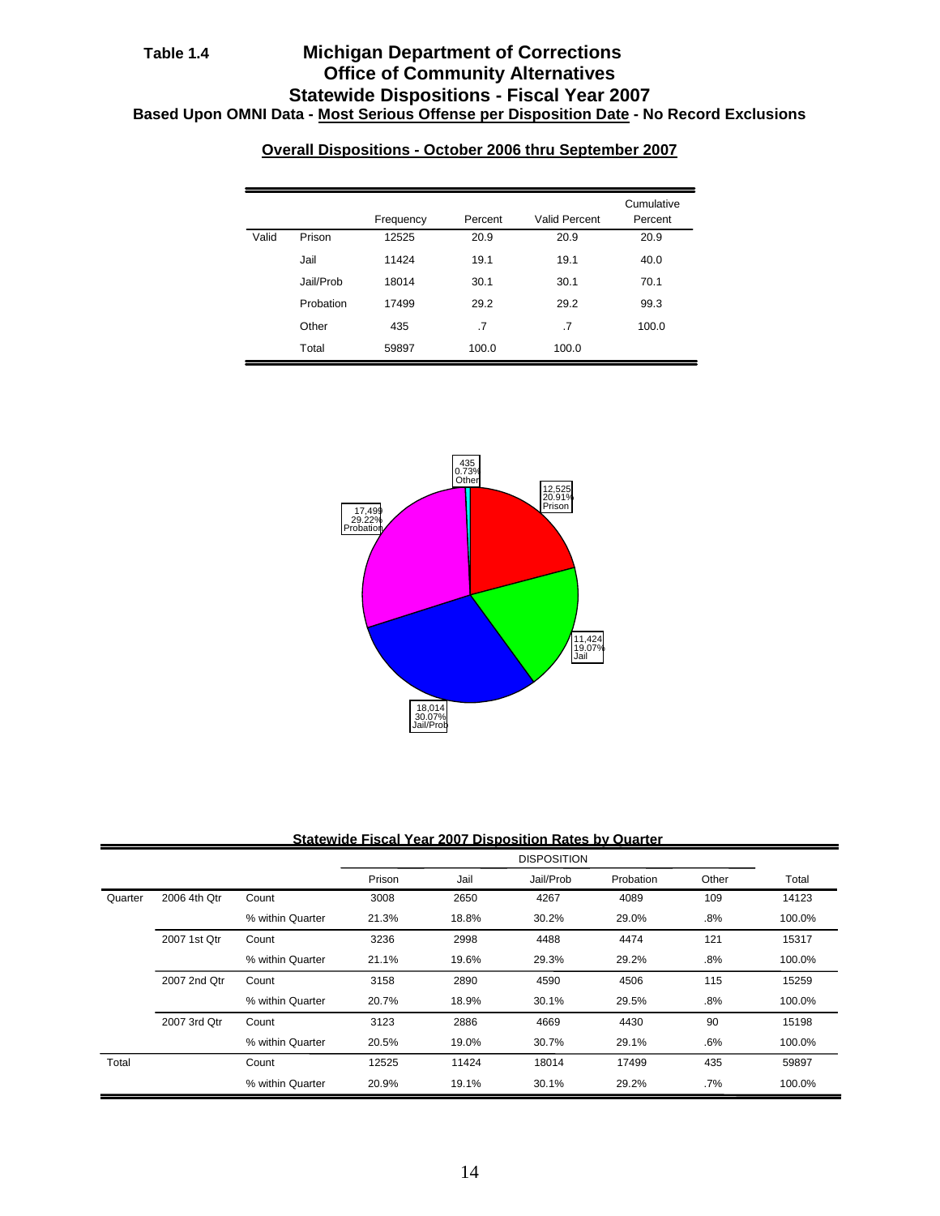**Table 1.4**

# Michigan Department of Corrections
## Office of Community Alternatives
## Statewide Dispositions - Fiscal Year 2007

**Based Upon OMNI Data - Most Serious Offense per Disposition Date - No Record Exclusions**

### Overall Dispositions - October 2006 thru September 2007

| | | Frequency | Percent | Valid Percent | Cumulative Percent |
|---|---|---|---|---|---|
| Valid | Prison | 12525 | 20.9 | 20.9 | 20.9 |
| | Jail | 11424 | 19.1 | 19.1 | 40.0 |
| | Jail/Prob | 18014 | 30.1 | 30.1 | 70.1 |
| | Probation | 17499 | 29.2 | 29.2 | 99.3 |
| | Other | 435 | .7 | .7 | 100.0 |
| | Total | 59897 | 100.0 | 100.0 | |

435 0.73% Other

12,525 20.91% Prison

17,499 29.22% Probation

11,424 19.07% Jail

18,014 30.07% Jail/Prob

### Statewide Fiscal Year 2007 Disposition Rates by Quarter

| | | | DISPOSITION | | | | | |
|---|---|---|---|---|---|---|---|---|
| | | | Prison | Jail | Jail/Prob | Probation | Other | Total |
| Quarter | 2006 4th Qtr | Count | 3008 | 2650 | 4267 | 4089 | 109 | 14123 |
| | | % within Quarter | 21.3% | 18.8% | 30.2% | 29.0% | .8% | 100.0% |
| | 2007 1st Qtr | Count | 3236 | 2998 | 4488 | 4474 | 121 | 15317 |
| | | % within Quarter | 21.1% | 19.6% | 29.3% | 29.2% | .8% | 100.0% |
| | 2007 2nd Qtr | Count | 3158 | 2890 | 4590 | 4506 | 115 | 15259 |
| | | % within Quarter | 20.7% | 18.9% | 30.1% | 29.5% | .8% | 100.0% |
| | 2007 3rd Qtr | Count | 3123 | 2886 | 4669 | 4430 | 90 | 15198 |
| | | % within Quarter | 20.5% | 19.0% | 30.7% | 29.1% | .6% | 100.0% |
| Total | | Count | 12525 | 11424 | 18014 | 17499 | 435 | 59897 |
| | | % within Quarter | 20.9% | 19.1% | 30.1% | 29.2% | .7% | 100.0% |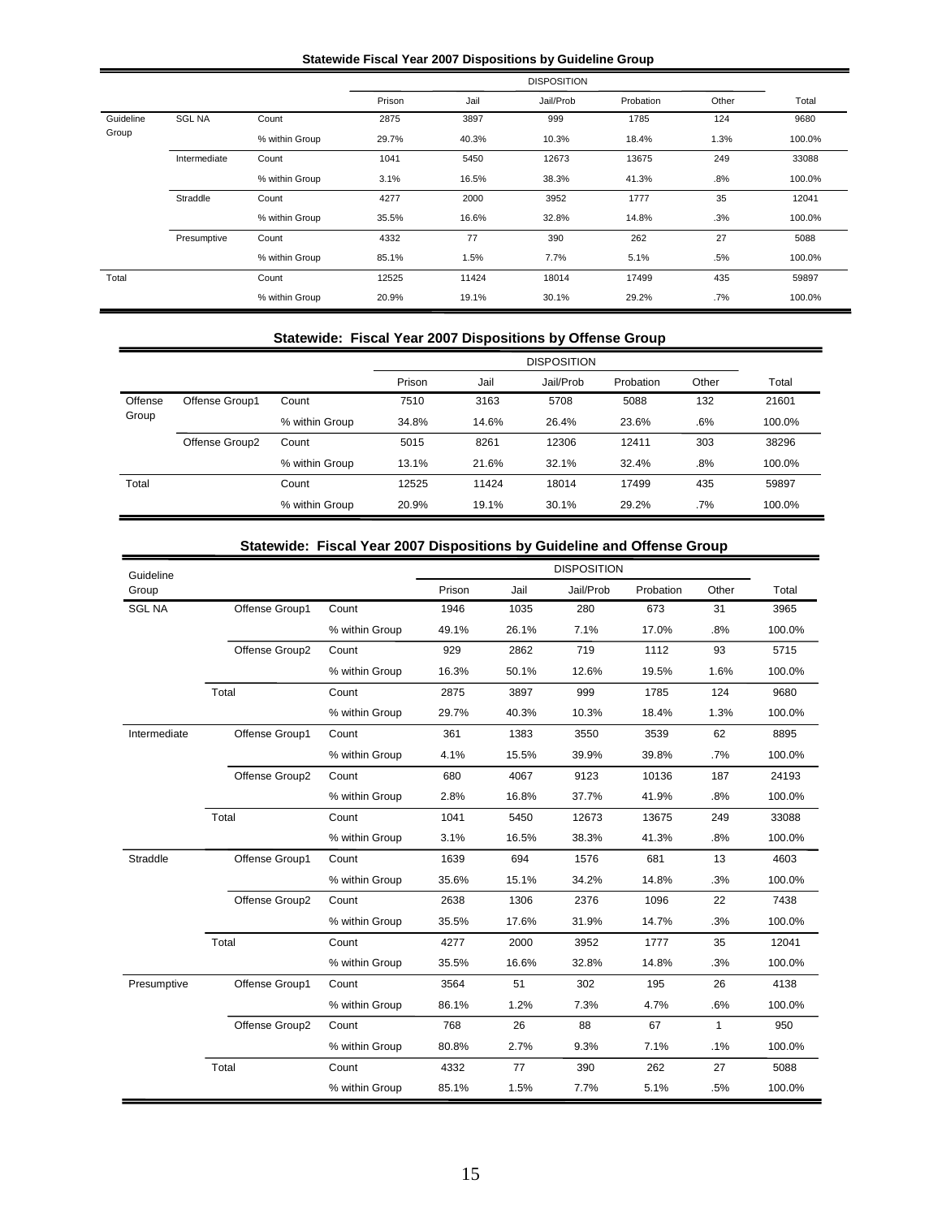**Statewide Fiscal Year 2007 Dispositions by Guideline Group**

| | | | DISPOSITION | | | | | |
|---|---|---|---|---|---|---|---|---|
| | | | Prison | Jail | Jail/Prob | Probation | Other | Total |
| Guideline Group | SGL NA | Count | 2875 | 3897 | 999 | 1785 | 124 | 9680 |
| | | % within Group | 29.7% | 40.3% | 10.3% | 18.4% | 1.3% | 100.0% |
| | Intermediate | Count | 1041 | 5450 | 12673 | 13675 | 249 | 33088 |
| | | % within Group | 3.1% | 16.5% | 38.3% | 41.3% | .8% | 100.0% |
| | Straddle | Count | 4277 | 2000 | 3952 | 1777 | 35 | 12041 |
| | | % within Group | 35.5% | 16.6% | 32.8% | 14.8% | .3% | 100.0% |
| | Presumptive | Count | 4332 | 77 | 390 | 262 | 27 | 5088 |
| | | % within Group | 85.1% | 1.5% | 7.7% | 5.1% | .5% | 100.0% |
| Total | | Count | 12525 | 11424 | 18014 | 17499 | 435 | 59897 |
| | | % within Group | 20.9% | 19.1% | 30.1% | 29.2% | .7% | 100.0% |

**Statewide: Fiscal Year 2007 Dispositions by Offense Group**

| | | | DISPOSITION | | | | | |
|---|---|---|---|---|---|---|---|---|
| | | | Prison | Jail | Jail/Prob | Probation | Other | Total |
| Offense Group | Offense Group1 | Count | 7510 | 3163 | 5708 | 5088 | 132 | 21601 |
| | | % within Group | 34.8% | 14.6% | 26.4% | 23.6% | .6% | 100.0% |
| | Offense Group2 | Count | 5015 | 8261 | 12306 | 12411 | 303 | 38296 |
| | | % within Group | 13.1% | 21.6% | 32.1% | 32.4% | .8% | 100.0% |
| Total | | Count | 12525 | 11424 | 18014 | 17499 | 435 | 59897 |
| | | % within Group | 20.9% | 19.1% | 30.1% | 29.2% | .7% | 100.0% |

**Statewide: Fiscal Year 2007 Dispositions by Guideline and Offense Group**

| Guideline Group | | | DISPOSITION | | | | | |
|---|---|---|---|---|---|---|---|---|
| | | | Prison | Jail | Jail/Prob | Probation | Other | Total |
| SGL NA | Offense Group1 | Count | 1946 | 1035 | 280 | 673 | 31 | 3965 |
| | | % within Group | 49.1% | 26.1% | 7.1% | 17.0% | .8% | 100.0% |
| | Offense Group2 | Count | 929 | 2862 | 719 | 1112 | 93 | 5715 |
| | | % within Group | 16.3% | 50.1% | 12.6% | 19.5% | 1.6% | 100.0% |
| | Total | Count | 2875 | 3897 | 999 | 1785 | 124 | 9680 |
| | | % within Group | 29.7% | 40.3% | 10.3% | 18.4% | 1.3% | 100.0% |
| Intermediate | Offense Group1 | Count | 361 | 1383 | 3550 | 3539 | 62 | 8895 |
| | | % within Group | 4.1% | 15.5% | 39.9% | 39.8% | .7% | 100.0% |
| | Offense Group2 | Count | 680 | 4067 | 9123 | 10136 | 187 | 24193 |
| | | % within Group | 2.8% | 16.8% | 37.7% | 41.9% | .8% | 100.0% |
| | Total | Count | 1041 | 5450 | 12673 | 13675 | 249 | 33088 |
| | | % within Group | 3.1% | 16.5% | 38.3% | 41.3% | .8% | 100.0% |
| Straddle | Offense Group1 | Count | 1639 | 694 | 1576 | 681 | 13 | 4603 |
| | | % within Group | 35.6% | 15.1% | 34.2% | 14.8% | .3% | 100.0% |
| | Offense Group2 | Count | 2638 | 1306 | 2376 | 1096 | 22 | 7438 |
| | | % within Group | 35.5% | 17.6% | 31.9% | 14.7% | .3% | 100.0% |
| | Total | Count | 4277 | 2000 | 3952 | 1777 | 35 | 12041 |
| | | % within Group | 35.5% | 16.6% | 32.8% | 14.8% | .3% | 100.0% |
| Presumptive | Offense Group1 | Count | 3564 | 51 | 302 | 195 | 26 | 4138 |
| | | % within Group | 86.1% | 1.2% | 7.3% | 4.7% | .6% | 100.0% |
| | Offense Group2 | Count | 768 | 26 | 88 | 67 | 1 | 950 |
| | | % within Group | 80.8% | 2.7% | 9.3% | 7.1% | .1% | 100.0% |
| | Total | Count | 4332 | 77 | 390 | 262 | 27 | 5088 |
| | | % within Group | 85.1% | 1.5% | 7.7% | 5.1% | .5% | 100.0% |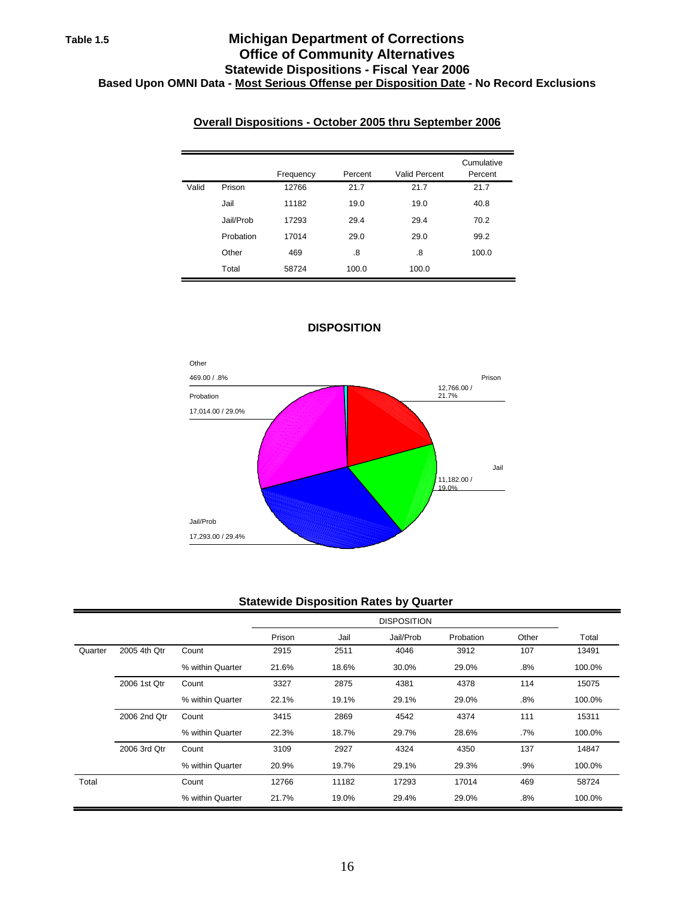Table 1.5

# Michigan Department of Corrections
## Office of Community Alternatives
### Statewide Dispositions - Fiscal Year 2006
**Based Upon OMNI Data - Most Serious Offense per Disposition Date - No Record Exclusions**

**Overall Dispositions - October 2005 thru September 2006**

| | | Frequency | Percent | Valid Percent | Cumulative Percent |
|---|---|---|---|---|---|
| Valid | Prison | 12766 | 21.7 | 21.7 | 21.7 |
| | Jail | 11182 | 19.0 | 19.0 | 40.8 |
| | Jail/Prob | 17293 | 29.4 | 29.4 | 70.2 |
| | Probation | 17014 | 29.0 | 29.0 | 99.2 |
| | Other | 469 | .8 | .8 | 100.0 |
| | Total | 58724 | 100.0 | 100.0 | |

**DISPOSITION**

Other 469.00 / .8%

Prison 12,766.00 / 21.7%

Probation 17,014.00 / 29.0%

Jail 11,182.00 / 19.0%

Jail/Prob 17,293.00 / 29.4%

**Statewide Disposition Rates by Quarter**

| | | | DISPOSITION | | | | | |
|---|---|---|---|---|---|---|---|---|
| | | | Prison | Jail | Jail/Prob | Probation | Other | Total |
| Quarter | 2005 4th Qtr | Count | 2915 | 2511 | 4046 | 3912 | 107 | 13491 |
| | | % within Quarter | 21.6% | 18.6% | 30.0% | 29.0% | .8% | 100.0% |
| | 2006 1st Qtr | Count | 3327 | 2875 | 4381 | 4378 | 114 | 15075 |
| | | % within Quarter | 22.1% | 19.1% | 29.1% | 29.0% | .8% | 100.0% |
| | 2006 2nd Qtr | Count | 3415 | 2869 | 4542 | 4374 | 111 | 15311 |
| | | % within Quarter | 22.3% | 18.7% | 29.7% | 28.6% | .7% | 100.0% |
| | 2006 3rd Qtr | Count | 3109 | 2927 | 4324 | 4350 | 137 | 14847 |
| | | % within Quarter | 20.9% | 19.7% | 29.1% | 29.3% | .9% | 100.0% |
| Total | | Count | 12766 | 11182 | 17293 | 17014 | 469 | 58724 |
| | | % within Quarter | 21.7% | 19.0% | 29.4% | 29.0% | .8% | 100.0% |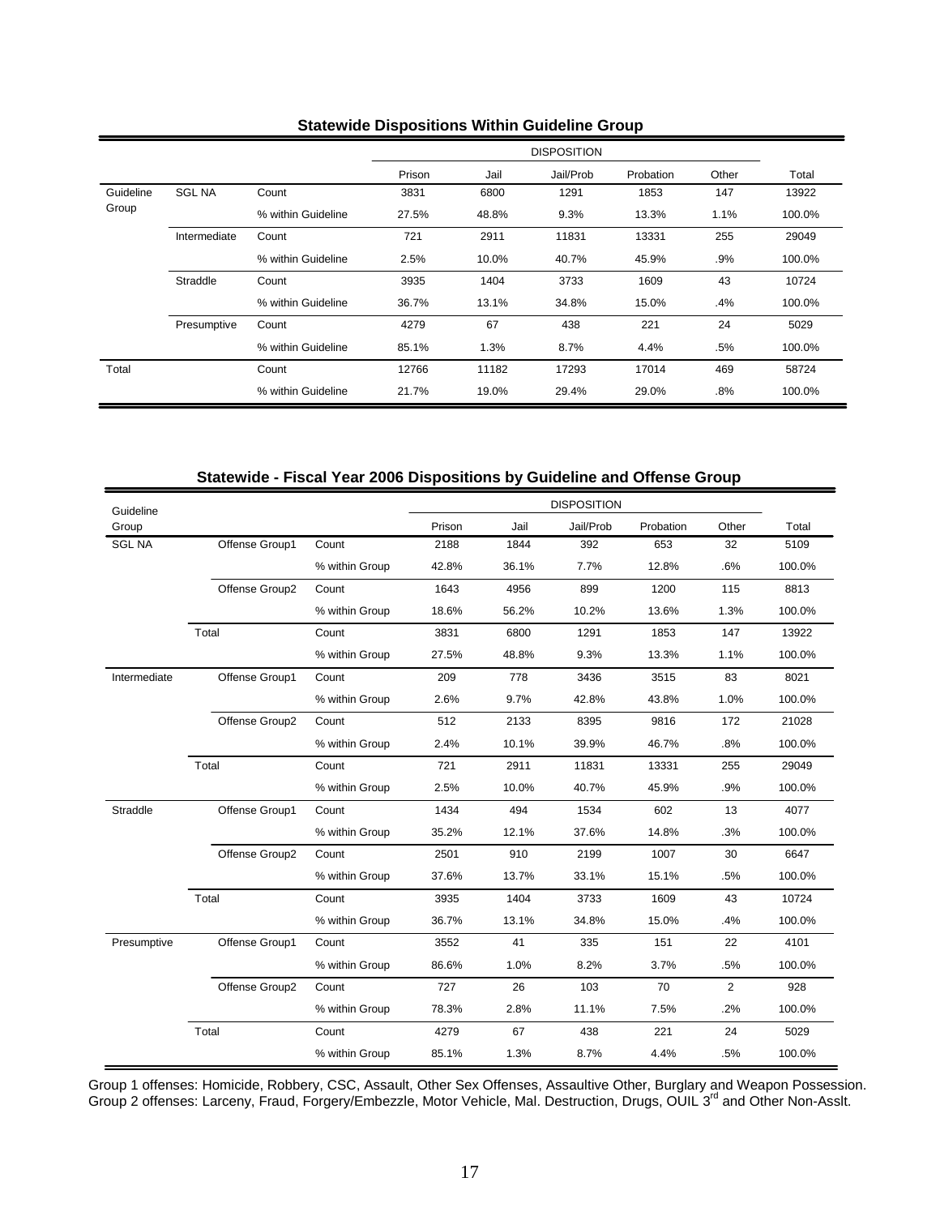### Statewide Dispositions Within Guideline Group

| | | | DISPOSITION | | | | | |
|---|---|---|---|---|---|---|---|---|
| | | | Prison | Jail | Jail/Prob | Probation | Other | Total |
| Guideline Group | SGL NA | Count | 3831 | 6800 | 1291 | 1853 | 147 | 13922 |
| | | % within Guideline | 27.5% | 48.8% | 9.3% | 13.3% | 1.1% | 100.0% |
| | Intermediate | Count | 721 | 2911 | 11831 | 13331 | 255 | 29049 |
| | | % within Guideline | 2.5% | 10.0% | 40.7% | 45.9% | .9% | 100.0% |
| | Straddle | Count | 3935 | 1404 | 3733 | 1609 | 43 | 10724 |
| | | % within Guideline | 36.7% | 13.1% | 34.8% | 15.0% | .4% | 100.0% |
| | Presumptive | Count | 4279 | 67 | 438 | 221 | 24 | 5029 |
| | | % within Guideline | 85.1% | 1.3% | 8.7% | 4.4% | .5% | 100.0% |
| Total | | Count | 12766 | 11182 | 17293 | 17014 | 469 | 58724 |
| | | % within Guideline | 21.7% | 19.0% | 29.4% | 29.0% | .8% | 100.0% |

### Statewide - Fiscal Year 2006 Dispositions by Guideline and Offense Group

| Guideline Group | | | DISPOSITION | | | | | |
|---|---|---|---|---|---|---|---|---|
| | | | Prison | Jail | Jail/Prob | Probation | Other | Total |
| SGL NA | Offense Group1 | Count | 2188 | 1844 | 392 | 653 | 32 | 5109 |
| | | % within Group | 42.8% | 36.1% | 7.7% | 12.8% | .6% | 100.0% |
| | Offense Group2 | Count | 1643 | 4956 | 899 | 1200 | 115 | 8813 |
| | | % within Group | 18.6% | 56.2% | 10.2% | 13.6% | 1.3% | 100.0% |
| | Total | Count | 3831 | 6800 | 1291 | 1853 | 147 | 13922 |
| | | % within Group | 27.5% | 48.8% | 9.3% | 13.3% | 1.1% | 100.0% |
| Intermediate | Offense Group1 | Count | 209 | 778 | 3436 | 3515 | 83 | 8021 |
| | | % within Group | 2.6% | 9.7% | 42.8% | 43.8% | 1.0% | 100.0% |
| | Offense Group2 | Count | 512 | 2133 | 8395 | 9816 | 172 | 21028 |
| | | % within Group | 2.4% | 10.1% | 39.9% | 46.7% | .8% | 100.0% |
| | Total | Count | 721 | 2911 | 11831 | 13331 | 255 | 29049 |
| | | % within Group | 2.5% | 10.0% | 40.7% | 45.9% | .9% | 100.0% |
| Straddle | Offense Group1 | Count | 1434 | 494 | 1534 | 602 | 13 | 4077 |
| | | % within Group | 35.2% | 12.1% | 37.6% | 14.8% | .3% | 100.0% |
| | Offense Group2 | Count | 2501 | 910 | 2199 | 1007 | 30 | 6647 |
| | | % within Group | 37.6% | 13.7% | 33.1% | 15.1% | .5% | 100.0% |
| | Total | Count | 3935 | 1404 | 3733 | 1609 | 43 | 10724 |
| | | % within Group | 36.7% | 13.1% | 34.8% | 15.0% | .4% | 100.0% |
| Presumptive | Offense Group1 | Count | 3552 | 41 | 335 | 151 | 22 | 4101 |
| | | % within Group | 86.6% | 1.0% | 8.2% | 3.7% | .5% | 100.0% |
| | Offense Group2 | Count | 727 | 26 | 103 | 70 | 2 | 928 |
| | | % within Group | 78.3% | 2.8% | 11.1% | 7.5% | .2% | 100.0% |
| | Total | Count | 4279 | 67 | 438 | 221 | 24 | 5029 |
| | | % within Group | 85.1% | 1.3% | 8.7% | 4.4% | .5% | 100.0% |

Group 1 offenses: Homicide, Robbery, CSC, Assault, Other Sex Offenses, Assaultive Other, Burglary and Weapon Possession.
Group 2 offenses: Larceny, Fraud, Forgery/Embezzle, Motor Vehicle, Mal. Destruction, Drugs, OUIL 3rd and Other Non-Asslt.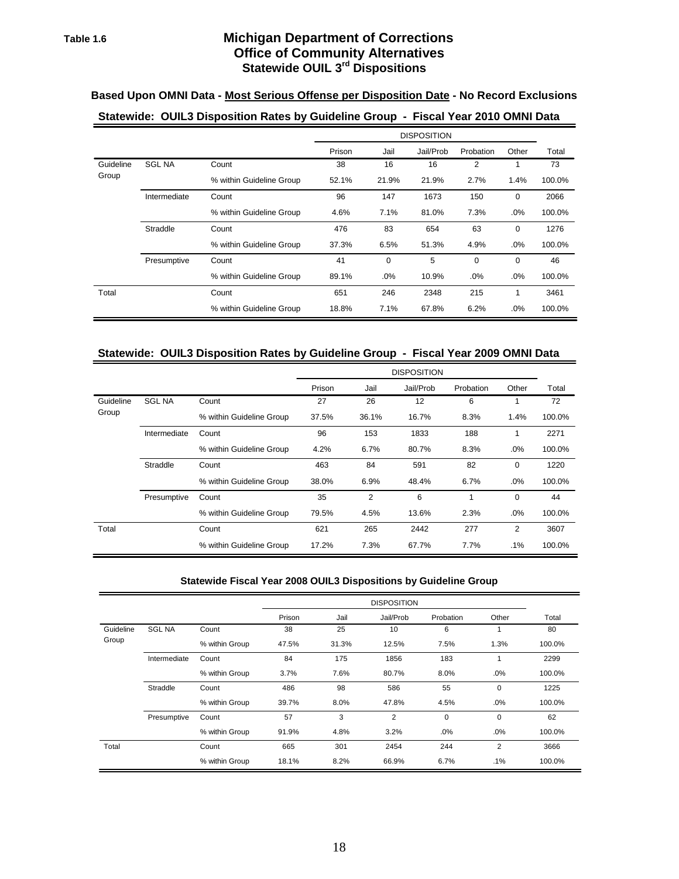**Table 1.6**

# Michigan Department of Corrections
## Office of Community Alternatives
## Statewide OUIL 3rd Dispositions

**Based Upon OMNI Data - Most Serious Offense per Disposition Date - No Record Exclusions**

### Statewide: OUIL3 Disposition Rates by Guideline Group - Fiscal Year 2010 OMNI Data

| | | | DISPOSITION | | | | | |
|---|---|---|---|---|---|---|---|---|
| | | | Prison | Jail | Jail/Prob | Probation | Other | Total |
| Guideline Group | SGL NA | Count | 38 | 16 | 16 | 2 | 1 | 73 |
| | | % within Guideline Group | 52.1% | 21.9% | 21.9% | 2.7% | 1.4% | 100.0% |
| | Intermediate | Count | 96 | 147 | 1673 | 150 | 0 | 2066 |
| | | % within Guideline Group | 4.6% | 7.1% | 81.0% | 7.3% | .0% | 100.0% |
| | Straddle | Count | 476 | 83 | 654 | 63 | 0 | 1276 |
| | | % within Guideline Group | 37.3% | 6.5% | 51.3% | 4.9% | .0% | 100.0% |
| | Presumptive | Count | 41 | 0 | 5 | 0 | 0 | 46 |
| | | % within Guideline Group | 89.1% | .0% | 10.9% | .0% | .0% | 100.0% |
| Total | | Count | 651 | 246 | 2348 | 215 | 1 | 3461 |
| | | % within Guideline Group | 18.8% | 7.1% | 67.8% | 6.2% | .0% | 100.0% |

### Statewide: OUIL3 Disposition Rates by Guideline Group - Fiscal Year 2009 OMNI Data

| | | | DISPOSITION | | | | | |
|---|---|---|---|---|---|---|---|---|
| | | | Prison | Jail | Jail/Prob | Probation | Other | Total |
| Guideline Group | SGL NA | Count | 27 | 26 | 12 | 6 | 1 | 72 |
| | | % within Guideline Group | 37.5% | 36.1% | 16.7% | 8.3% | 1.4% | 100.0% |
| | Intermediate | Count | 96 | 153 | 1833 | 188 | 1 | 2271 |
| | | % within Guideline Group | 4.2% | 6.7% | 80.7% | 8.3% | .0% | 100.0% |
| | Straddle | Count | 463 | 84 | 591 | 82 | 0 | 1220 |
| | | % within Guideline Group | 38.0% | 6.9% | 48.4% | 6.7% | .0% | 100.0% |
| | Presumptive | Count | 35 | 2 | 6 | 1 | 0 | 44 |
| | | % within Guideline Group | 79.5% | 4.5% | 13.6% | 2.3% | .0% | 100.0% |
| Total | | Count | 621 | 265 | 2442 | 277 | 2 | 3607 |
| | | % within Guideline Group | 17.2% | 7.3% | 67.7% | 7.7% | .1% | 100.0% |

### Statewide Fiscal Year 2008 OUIL3 Dispositions by Guideline Group

| | | | DISPOSITION | | | | | |
|---|---|---|---|---|---|---|---|---|
| | | | Prison | Jail | Jail/Prob | Probation | Other | Total |
| Guideline Group | SGL NA | Count | 38 | 25 | 10 | 6 | 1 | 80 |
| | | % within Group | 47.5% | 31.3% | 12.5% | 7.5% | 1.3% | 100.0% |
| | Intermediate | Count | 84 | 175 | 1856 | 183 | 1 | 2299 |
| | | % within Group | 3.7% | 7.6% | 80.7% | 8.0% | .0% | 100.0% |
| | Straddle | Count | 486 | 98 | 586 | 55 | 0 | 1225 |
| | | % within Group | 39.7% | 8.0% | 47.8% | 4.5% | .0% | 100.0% |
| | Presumptive | Count | 57 | 3 | 2 | 0 | 0 | 62 |
| | | % within Group | 91.9% | 4.8% | 3.2% | .0% | .0% | 100.0% |
| Total | | Count | 665 | 301 | 2454 | 244 | 2 | 3666 |
| | | % within Group | 18.1% | 8.2% | 66.9% | 6.7% | .1% | 100.0% |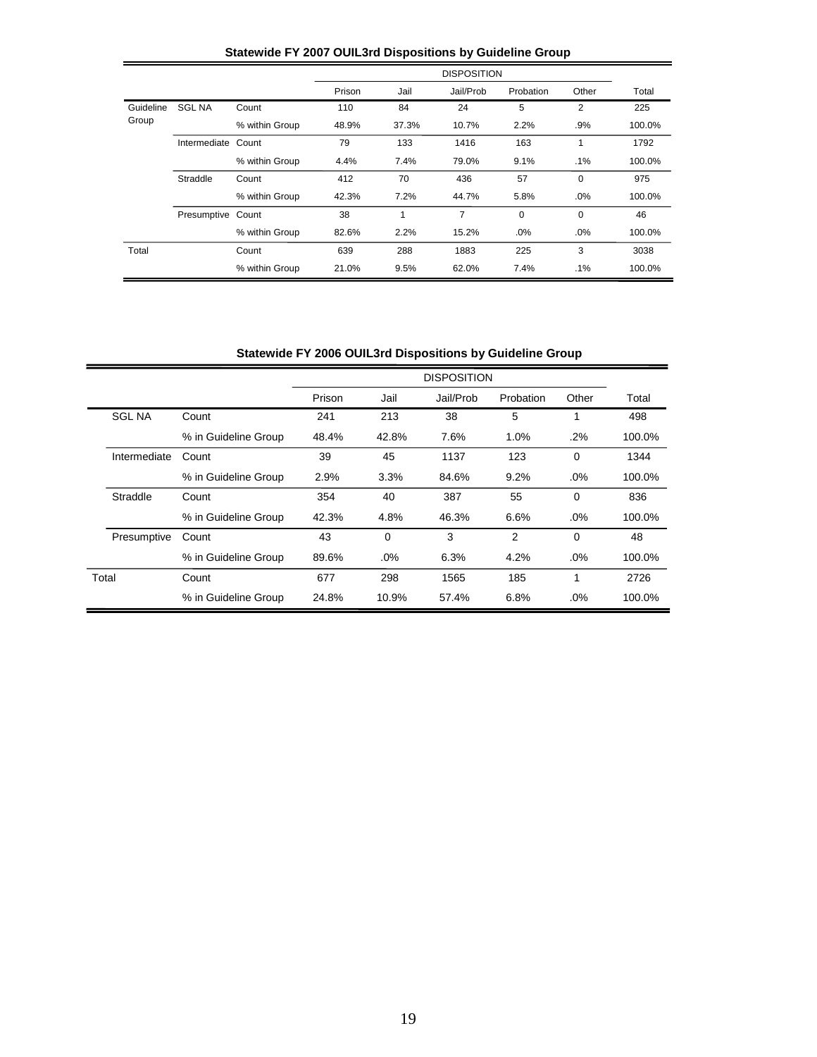**Statewide FY 2007 OUIL3rd Dispositions by Guideline Group**

| | | | DISPOSITION | | | | | |
|---|---|---|---|---|---|---|---|---|
| | | | Prison | Jail | Jail/Prob | Probation | Other | Total |
| Guideline Group | SGL NA | Count | 110 | 84 | 24 | 5 | 2 | 225 |
| | | % within Group | 48.9% | 37.3% | 10.7% | 2.2% | .9% | 100.0% |
| | Intermediate | Count | 79 | 133 | 1416 | 163 | 1 | 1792 |
| | | % within Group | 4.4% | 7.4% | 79.0% | 9.1% | .1% | 100.0% |
| | Straddle | Count | 412 | 70 | 436 | 57 | 0 | 975 |
| | | % within Group | 42.3% | 7.2% | 44.7% | 5.8% | .0% | 100.0% |
| | Presumptive | Count | 38 | 1 | 7 | 0 | 0 | 46 |
| | | % within Group | 82.6% | 2.2% | 15.2% | .0% | .0% | 100.0% |
| Total | | Count | 639 | 288 | 1883 | 225 | 3 | 3038 |
| | | % within Group | 21.0% | 9.5% | 62.0% | 7.4% | .1% | 100.0% |

**Statewide FY 2006 OUIL3rd Dispositions by Guideline Group**

| | | DISPOSITION | | | | | |
|---|---|---|---|---|---|---|---|
| | | Prison | Jail | Jail/Prob | Probation | Other | Total |
| SGL NA | Count | 241 | 213 | 38 | 5 | 1 | 498 |
| | % in Guideline Group | 48.4% | 42.8% | 7.6% | 1.0% | .2% | 100.0% |
| Intermediate | Count | 39 | 45 | 1137 | 123 | 0 | 1344 |
| | % in Guideline Group | 2.9% | 3.3% | 84.6% | 9.2% | .0% | 100.0% |
| Straddle | Count | 354 | 40 | 387 | 55 | 0 | 836 |
| | % in Guideline Group | 42.3% | 4.8% | 46.3% | 6.6% | .0% | 100.0% |
| Presumptive | Count | 43 | 0 | 3 | 2 | 0 | 48 |
| | % in Guideline Group | 89.6% | .0% | 6.3% | 4.2% | .0% | 100.0% |
| Total | Count | 677 | 298 | 1565 | 185 | 1 | 2726 |
| | % in Guideline Group | 24.8% | 10.9% | 57.4% | 6.8% | .0% | 100.0% |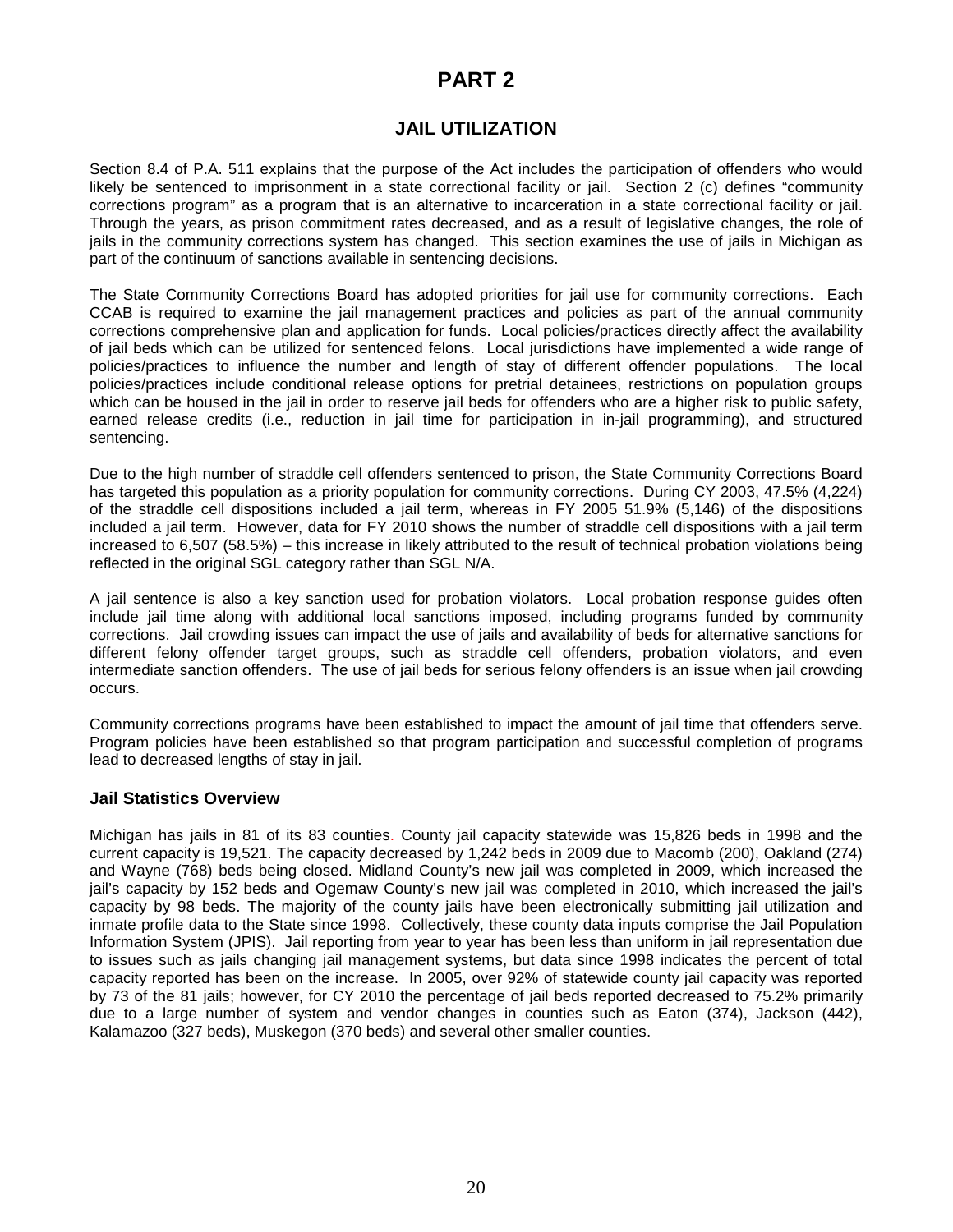# PART 2

## JAIL UTILIZATION

Section 8.4 of P.A. 511 explains that the purpose of the Act includes the participation of offenders who would likely be sentenced to imprisonment in a state correctional facility or jail. Section 2 (c) defines "community corrections program" as a program that is an alternative to incarceration in a state correctional facility or jail. Through the years, as prison commitment rates decreased, and as a result of legislative changes, the role of jails in the community corrections system has changed. This section examines the use of jails in Michigan as part of the continuum of sanctions available in sentencing decisions.

The State Community Corrections Board has adopted priorities for jail use for community corrections. Each CCAB is required to examine the jail management practices and policies as part of the annual community corrections comprehensive plan and application for funds. Local policies/practices directly affect the availability of jail beds which can be utilized for sentenced felons. Local jurisdictions have implemented a wide range of policies/practices to influence the number and length of stay of different offender populations. The local policies/practices include conditional release options for pretrial detainees, restrictions on population groups which can be housed in the jail in order to reserve jail beds for offenders who are a higher risk to public safety, earned release credits (i.e., reduction in jail time for participation in in-jail programming), and structured sentencing.

Due to the high number of straddle cell offenders sentenced to prison, the State Community Corrections Board has targeted this population as a priority population for community corrections. During CY 2003, 47.5% (4,224) of the straddle cell dispositions included a jail term, whereas in FY 2005 51.9% (5,146) of the dispositions included a jail term. However, data for FY 2010 shows the number of straddle cell dispositions with a jail term increased to 6,507 (58.5%) – this increase in likely attributed to the result of technical probation violations being reflected in the original SGL category rather than SGL N/A.

A jail sentence is also a key sanction used for probation violators. Local probation response guides often include jail time along with additional local sanctions imposed, including programs funded by community corrections. Jail crowding issues can impact the use of jails and availability of beds for alternative sanctions for different felony offender target groups, such as straddle cell offenders, probation violators, and even intermediate sanction offenders. The use of jail beds for serious felony offenders is an issue when jail crowding occurs.

Community corrections programs have been established to impact the amount of jail time that offenders serve. Program policies have been established so that program participation and successful completion of programs lead to decreased lengths of stay in jail.

### Jail Statistics Overview

Michigan has jails in 81 of its 83 counties. County jail capacity statewide was 15,826 beds in 1998 and the current capacity is 19,521. The capacity decreased by 1,242 beds in 2009 due to Macomb (200), Oakland (274) and Wayne (768) beds being closed. Midland County's new jail was completed in 2009, which increased the jail's capacity by 152 beds and Ogemaw County's new jail was completed in 2010, which increased the jail's capacity by 98 beds. The majority of the county jails have been electronically submitting jail utilization and inmate profile data to the State since 1998. Collectively, these county data inputs comprise the Jail Population Information System (JPIS). Jail reporting from year to year has been less than uniform in jail representation due to issues such as jails changing jail management systems, but data since 1998 indicates the percent of total capacity reported has been on the increase. In 2005, over 92% of statewide county jail capacity was reported by 73 of the 81 jails; however, for CY 2010 the percentage of jail beds reported decreased to 75.2% primarily due to a large number of system and vendor changes in counties such as Eaton (374), Jackson (442), Kalamazoo (327 beds), Muskegon (370 beds) and several other smaller counties.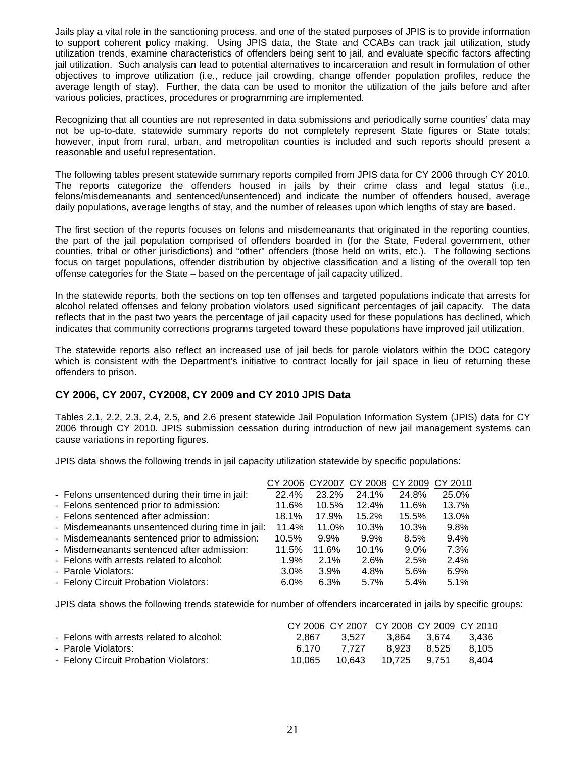Jails play a vital role in the sanctioning process, and one of the stated purposes of JPIS is to provide information to support coherent policy making. Using JPIS data, the State and CCABs can track jail utilization, study utilization trends, examine characteristics of offenders being sent to jail, and evaluate specific factors affecting jail utilization. Such analysis can lead to potential alternatives to incarceration and result in formulation of other objectives to improve utilization (i.e., reduce jail crowding, change offender population profiles, reduce the average length of stay). Further, the data can be used to monitor the utilization of the jails before and after various policies, practices, procedures or programming are implemented.

Recognizing that all counties are not represented in data submissions and periodically some counties' data may not be up-to-date, statewide summary reports do not completely represent State figures or State totals; however, input from rural, urban, and metropolitan counties is included and such reports should present a reasonable and useful representation.

The following tables present statewide summary reports compiled from JPIS data for CY 2006 through CY 2010. The reports categorize the offenders housed in jails by their crime class and legal status (i.e., felons/misdemeanants and sentenced/unsentenced) and indicate the number of offenders housed, average daily populations, average lengths of stay, and the number of releases upon which lengths of stay are based.

The first section of the reports focuses on felons and misdemeanants that originated in the reporting counties, the part of the jail population comprised of offenders boarded in (for the State, Federal government, other counties, tribal or other jurisdictions) and "other" offenders (those held on writs, etc.). The following sections focus on target populations, offender distribution by objective classification and a listing of the overall top ten offense categories for the State – based on the percentage of jail capacity utilized.

In the statewide reports, both the sections on top ten offenses and targeted populations indicate that arrests for alcohol related offenses and felony probation violators used significant percentages of jail capacity. The data reflects that in the past two years the percentage of jail capacity used for these populations has declined, which indicates that community corrections programs targeted toward these populations have improved jail utilization.

The statewide reports also reflect an increased use of jail beds for parole violators within the DOC category which is consistent with the Department's initiative to contract locally for jail space in lieu of returning these offenders to prison.

## CY 2006, CY 2007, CY2008, CY 2009 and CY 2010 JPIS Data

Tables 2.1, 2.2, 2.3, 2.4, 2.5, and 2.6 present statewide Jail Population Information System (JPIS) data for CY 2006 through CY 2010. JPIS submission cessation during introduction of new jail management systems can cause variations in reporting figures.

JPIS data shows the following trends in jail capacity utilization statewide by specific populations:

| | CY 2006 | CY2007 | CY 2008 | CY 2009 | CY 2010 |
|---|---|---|---|---|---|
| - Felons unsentenced during their time in jail: | 22.4% | 23.2% | 24.1% | 24.8% | 25.0% |
| - Felons sentenced prior to admission: | 11.6% | 10.5% | 12.4% | 11.6% | 13.7% |
| - Felons sentenced after admission: | 18.1% | 17.9% | 15.2% | 15.5% | 13.0% |
| - Misdemeanants unsentenced during time in jail: | 11.4% | 11.0% | 10.3% | 10.3% | 9.8% |
| - Misdemeanants sentenced prior to admission: | 10.5% | 9.9% | 9.9% | 8.5% | 9.4% |
| - Misdemeanants sentenced after admission: | 11.5% | 11.6% | 10.1% | 9.0% | 7.3% |
| - Felons with arrests related to alcohol: | 1.9% | 2.1% | 2.6% | 2.5% | 2.4% |
| - Parole Violators: | 3.0% | 3.9% | 4.8% | 5.6% | 6.9% |
| - Felony Circuit Probation Violators: | 6.0% | 6.3% | 5.7% | 5.4% | 5.1% |

JPIS data shows the following trends statewide for number of offenders incarcerated in jails by specific groups:

| | CY 2006 | CY 2007 | CY 2008 | CY 2009 | CY 2010 |
|---|---|---|---|---|---|
| - Felons with arrests related to alcohol: | 2,867 | 3,527 | 3,864 | 3,674 | 3,436 |
| - Parole Violators: | 6,170 | 7,727 | 8,923 | 8,525 | 8,105 |
| - Felony Circuit Probation Violators: | 10,065 | 10,643 | 10,725 | 9,751 | 8,404 |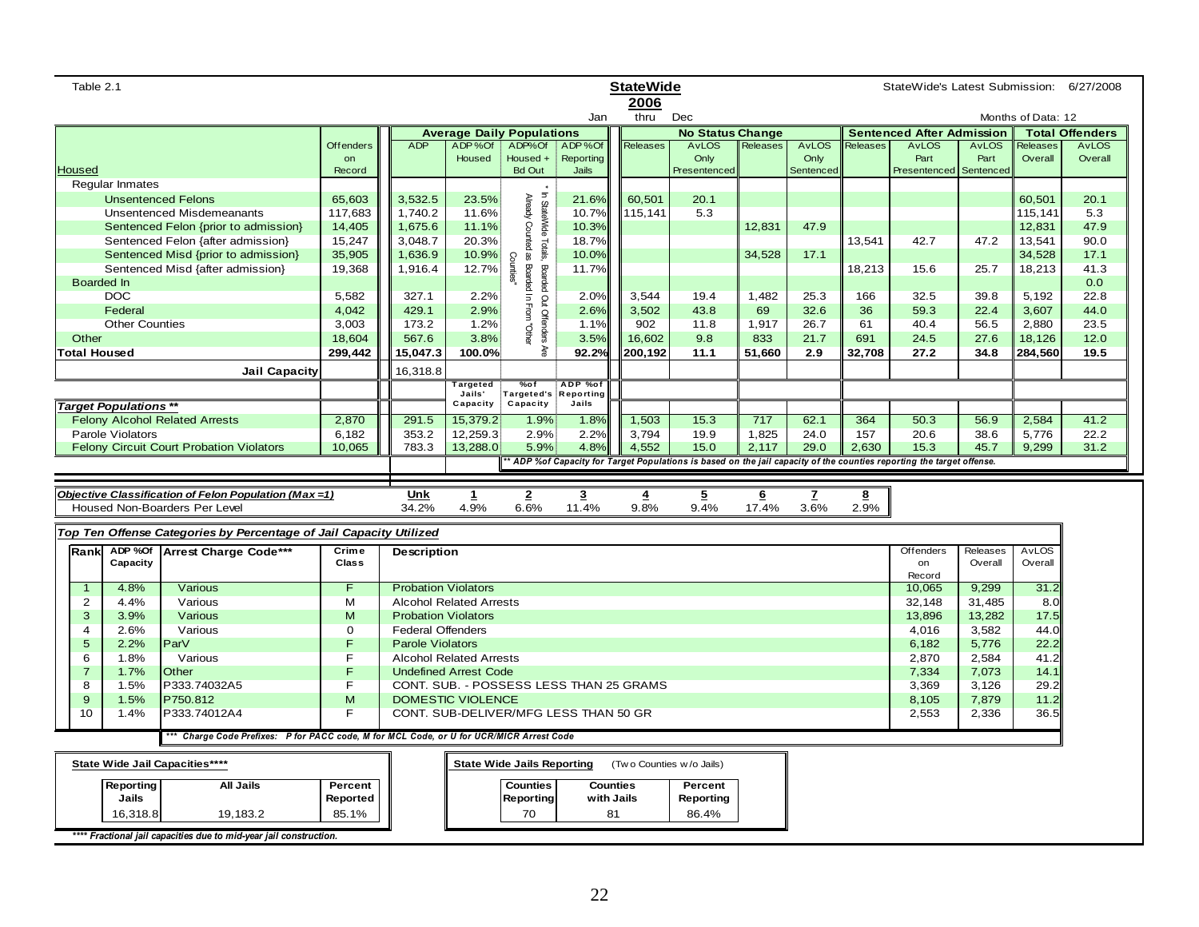Table 2.1

**StateWide**
**2006**

Jan thru Dec

StateWide's Latest Submission: 6/27/2008

Months of Data: 12

| Housed | Offenders on Record | ADP | ADP %Of Housed | ADP%Of Housed + Bd Out | ADP %Of Reporting Jails | No Status Change Releases | No Status Change AvLOS Only Presentenced | No Status Change Releases | No Status Change AvLOS Only Sentenced | Sentenced After Admission Releases | Sentenced After Admission AvLOS Part Presentenced | Sentenced After Admission AvLOS Part Sentenced | Total Offenders Releases Overall | Total Offenders AvLOS Overall |
|---|---|---|---|---|---|---|---|---|---|---|---|---|---|---|
| Regular Inmates | | | | | | | | | | | | | | |
| Unsentenced Felons | 65,603 | 3,532.5 | 23.5% | * In StateWide Totals, Boarded Out Offenders Are Already Counted as Boarded In From "Other Counties" | 21.6% | 60,501 | 20.1 | | | | | | 60,501 | 20.1 |
| Unsentenced Misdemeanants | 117,683 | 1,740.2 | 11.6% | | 10.7% | 115,141 | 5.3 | | | | | | 115,141 | 5.3 |
| Sentenced Felon {prior to admission} | 14,405 | 1,675.6 | 11.1% | | 10.3% | | | 12,831 | 47.9 | | | | 12,831 | 47.9 |
| Sentenced Felon {after admission} | 15,247 | 3,048.7 | 20.3% | | 18.7% | | | | | 13,541 | 42.7 | 47.2 | 13,541 | 90.0 |
| Sentenced Misd {prior to admission} | 35,905 | 1,636.9 | 10.9% | | 10.0% | | | 34,528 | 17.1 | | | | 34,528 | 17.1 |
| Sentenced Misd {after admission} | 19,368 | 1,916.4 | 12.7% | | 11.7% | | | | | 18,213 | 15.6 | 25.7 | 18,213 | 41.3 |
| Boarded In | | | | | | | | | | | | | | 0.0 |
| DOC | 5,582 | 327.1 | 2.2% | | 2.0% | 3,544 | 19.4 | 1,482 | 25.3 | 166 | 32.5 | 39.8 | 5,192 | 22.8 |
| Federal | 4,042 | 429.1 | 2.9% | | 2.6% | 3,502 | 43.8 | 69 | 32.6 | 36 | 59.3 | 22.4 | 3,607 | 44.0 |
| Other Counties | 3,003 | 173.2 | 1.2% | | 1.1% | 902 | 11.8 | 1,917 | 26.7 | 61 | 40.4 | 56.5 | 2,880 | 23.5 |
| Other | 18,604 | 567.6 | 3.8% | | 3.5% | 16,602 | 9.8 | 833 | 21.7 | 691 | 24.5 | 27.6 | 18,126 | 12.0 |
| **Total Housed** | **299,442** | **15,047.3** | **100.0%** | | **92.2%** | **200,192** | **11.1** | **51,660** | **2.9** | **32,708** | **27.2** | **34.8** | **284,560** | **19.5** |
| **Jail Capacity** | | 16,318.8 | | | | | | | | | | | | |

| *Target Populations \*\** | Offenders on Record | ADP | Targeted Jails' Capacity | %of Targeted's Capacity | ADP %of Reporting Jails | No Status Change Releases | AvLOS Only Presentenced | No Status Change Releases | AvLOS Only Sentenced | Sentenced After Admission Releases | AvLOS Part Presentenced | AvLOS Part Sentenced | Releases Overall | AvLOS Overall |
|---|---|---|---|---|---|---|---|---|---|---|---|---|---|---|
| Felony Alcohol Related Arrests | 2,870 | 291.5 | 15,379.2 | 1.9% | 1.8% | 1,503 | 15.3 | 717 | 62.1 | 364 | 50.3 | 56.9 | 2,584 | 41.2 |
| Parole Violators | 6,182 | 353.2 | 12,259.3 | 2.9% | 2.2% | 3,794 | 19.9 | 1,825 | 24.0 | 157 | 20.6 | 38.6 | 5,776 | 22.2 |
| Felony Circuit Court Probation Violators | 10,065 | 783.3 | 13,288.0 | 5.9% | 4.8% | 4,552 | 15.0 | 2,117 | 29.0 | 2,630 | 15.3 | 45.7 | 9,299 | 31.2 |

*\*\* ADP %of Capacity for Target Populations is based on the jail capacity of the counties reporting the target offense.*

| *Objective Classification of Felon Population (Max =1)* | Unk | 1 | 2 | 3 | 4 | 5 | 6 | 7 | 8 |
|---|---|---|---|---|---|---|---|---|---|
| Housed Non-Boarders Per Level | 34.2% | 4.9% | 6.6% | 11.4% | 9.8% | 9.4% | 17.4% | 3.6% | 2.9% |

***Top Ten Offense Categories by Percentage of Jail Capacity Utilized***

| Rank | ADP %Of Capacity | Arrest Charge Code\*\*\* | Crime Class | Description | Offenders on Record | Releases Overall | AvLOS Overall |
|---|---|---|---|---|---|---|---|
| 1 | 4.8% | Various | F | Probation Violators | 10,065 | 9,299 | 31.2 |
| 2 | 4.4% | Various | M | Alcohol Related Arrests | 32,148 | 31,485 | 8.0 |
| 3 | 3.9% | Various | M | Probation Violators | 13,896 | 13,282 | 17.5 |
| 4 | 2.6% | Various | O | Federal Offenders | 4,016 | 3,582 | 44.0 |
| 5 | 2.2% | ParV | F | Parole Violators | 6,182 | 5,776 | 22.2 |
| 6 | 1.8% | Various | F | Alcohol Related Arrests | 2,870 | 2,584 | 41.2 |
| 7 | 1.7% | Other | F | Undefined Arrest Code | 7,334 | 7,073 | 14.1 |
| 8 | 1.5% | P333.74032A5 | F | CONT. SUB. - POSSESS LESS THAN 25 GRAMS | 3,369 | 3,126 | 29.2 |
| 9 | 1.5% | P750.812 | M | DOMESTIC VIOLENCE | 8,105 | 7,879 | 11.2 |
| 10 | 1.4% | P333.74012A4 | F | CONT. SUB-DELIVER/MFG LESS THAN 50 GR | 2,553 | 2,336 | 36.5 |

*\*\*\* Charge Code Prefixes: P for PACC code, M for MCL Code, or U for UCR/MICR Arrest Code*

**State Wide Jail Capacities\*\*\*\***

| Reporting Jails | All Jails | Percent Reported |
|---|---|---|
| 16,318.8 | 19,183.2 | 85.1% |

**State Wide Jails Reporting** (Two Counties w/o Jails)

| Counties Reporting | Counties with Jails | Percent Reporting |
|---|---|---|
| 70 | 81 | 86.4% |

*\*\*\*\* Fractional jail capacities due to mid-year jail construction.*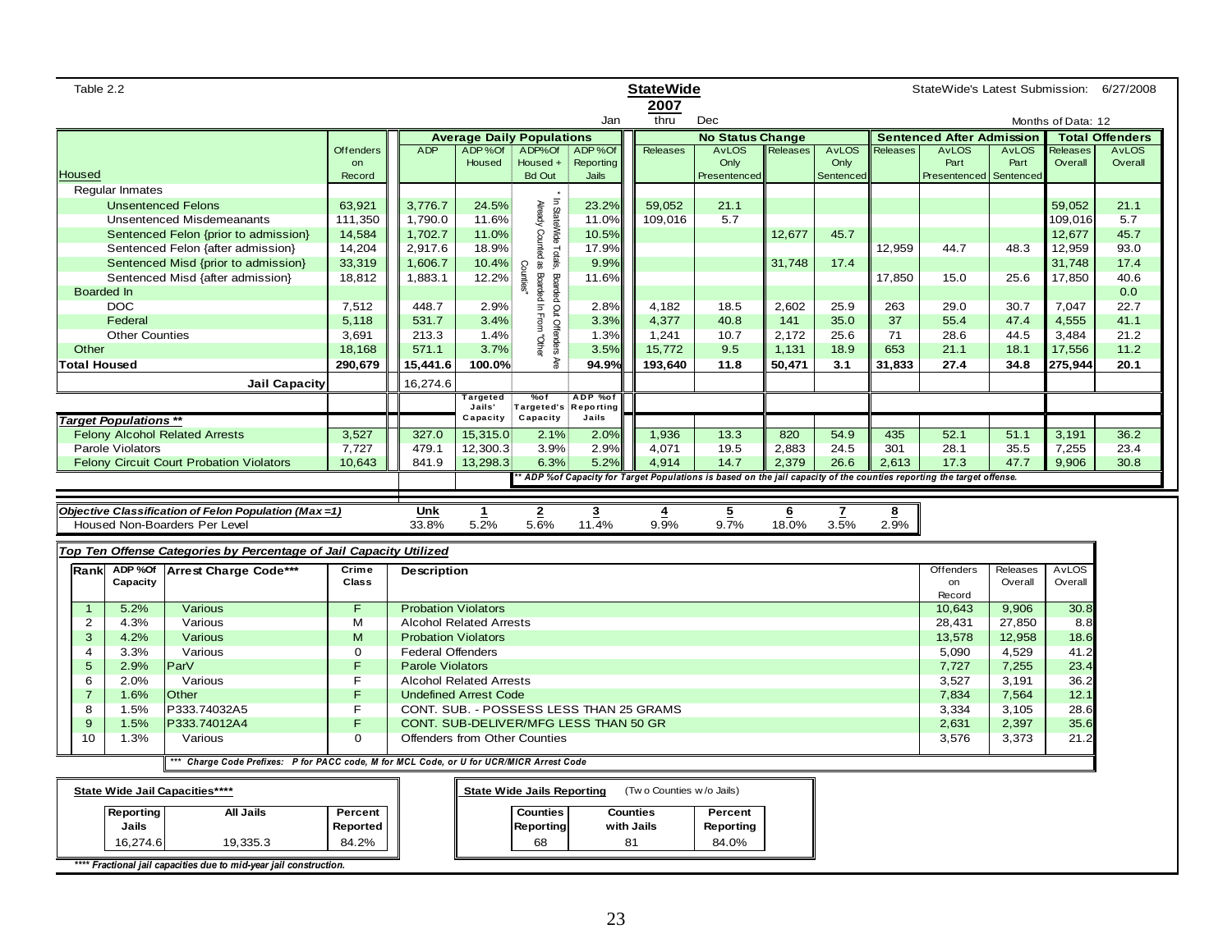Table 2.2

**StateWide**

**2007**

Jan thru Dec

StateWide's Latest Submission: 6/27/2008

Months of Data: 12

| Housed | Offenders on Record | ADP | ADP %Of Housed | ADP%Of Housed + Bd Out | ADP %Of Reporting Jails | No Status Change Releases | No Status Change AvLOS Only Presentenced | No Status Change Releases | No Status Change AvLOS Only Sentenced | Sentenced After Admission Releases | Sentenced After Admission AvLOS Part Presentenced | Sentenced After Admission AvLOS Part Sentenced | Total Offenders Releases Overall | Total Offenders AvLOS Overall |
|---|---|---|---|---|---|---|---|---|---|---|---|---|---|---|
| Regular Inmates | | | | | | | | | | | | | | |
| Unsentenced Felons | 63,921 | 3,776.7 | 24.5% | * In StateWide Totals, Boarded Out Offenders Are Already Counted as Boarded In From "Other Counties" | 23.2% | 59,052 | 21.1 | | | | | | 59,052 | 21.1 |
| Unsentenced Misdemeanants | 111,350 | 1,790.0 | 11.6% | | 11.0% | 109,016 | 5.7 | | | | | | 109,016 | 5.7 |
| Sentenced Felon {prior to admission} | 14,584 | 1,702.7 | 11.0% | | 10.5% | | | 12,677 | 45.7 | | | | 12,677 | 45.7 |
| Sentenced Felon {after admission} | 14,204 | 2,917.6 | 18.9% | | 17.9% | | | | | 12,959 | 44.7 | 48.3 | 12,959 | 93.0 |
| Sentenced Misd {prior to admission} | 33,319 | 1,606.7 | 10.4% | | 9.9% | | | 31,748 | 17.4 | | | | 31,748 | 17.4 |
| Sentenced Misd {after admission} | 18,812 | 1,883.1 | 12.2% | | 11.6% | | | | | 17,850 | 15.0 | 25.6 | 17,850 | 40.6 |
| Boarded In | | | | | | | | | | | | | | 0.0 |
| DOC | 7,512 | 448.7 | 2.9% | | 2.8% | 4,182 | 18.5 | 2,602 | 25.9 | 263 | 29.0 | 30.7 | 7,047 | 22.7 |
| Federal | 5,118 | 531.7 | 3.4% | | 3.3% | 4,377 | 40.8 | 141 | 35.0 | 37 | 55.4 | 47.4 | 4,555 | 41.1 |
| Other Counties | 3,691 | 213.3 | 1.4% | | 1.3% | 1,241 | 10.7 | 2,172 | 25.6 | 71 | 28.6 | 44.5 | 3,484 | 21.2 |
| Other | 18,168 | 571.1 | 3.7% | | 3.5% | 15,772 | 9.5 | 1,131 | 18.9 | 653 | 21.1 | 18.1 | 17,556 | 11.2 |
| **Total Housed** | **290,679** | **15,441.6** | **100.0%** | | **94.9%** | **193,640** | **11.8** | **50,471** | **3.1** | **31,833** | **27.4** | **34.8** | **275,944** | **20.1** |
| **Jail Capacity** | | 16,274.6 | | | | | | | | | | | | |
| ***Target Populations \*\**** | | | Targeted Jails' Capacity | %of Targeted's Capacity | ADP %of Reporting Jails | | | | | | | | | |
| Felony Alcohol Related Arrests | 3,527 | 327.0 | 15,315.0 | 2.1% | 2.0% | 1,936 | 13.3 | 820 | 54.9 | 435 | 52.1 | 51.1 | 3,191 | 36.2 |
| Parole Violators | 7,727 | 479.1 | 12,300.3 | 3.9% | 2.9% | 4,071 | 19.5 | 2,883 | 24.5 | 301 | 28.1 | 35.5 | 7,255 | 23.4 |
| Felony Circuit Court Probation Violators | 10,643 | 841.9 | 13,298.3 | 6.3% | 5.2% | 4,914 | 14.7 | 2,379 | 26.6 | 2,613 | 17.3 | 47.7 | 9,906 | 30.8 |

*\*\* ADP %of Capacity for Target Populations is based on the jail capacity of the counties reporting the target offense.*

| *Objective Classification of Felon Population (Max =1)* | Unk | 1 | 2 | 3 | 4 | 5 | 6 | 7 | 8 |
|---|---|---|---|---|---|---|---|---|---|
| Housed Non-Boarders Per Level | 33.8% | 5.2% | 5.6% | 11.4% | 9.9% | 9.7% | 18.0% | 3.5% | 2.9% |

***Top Ten Offense Categories by Percentage of Jail Capacity Utilized***

| Rank | ADP %Of Capacity | Arrest Charge Code*** | Crime Class | Description | Offenders on Record | Releases Overall | AvLOS Overall |
|---|---|---|---|---|---|---|---|
| 1 | 5.2% | Various | F | Probation Violators | 10,643 | 9,906 | 30.8 |
| 2 | 4.3% | Various | M | Alcohol Related Arrests | 28,431 | 27,850 | 8.8 |
| 3 | 4.2% | Various | M | Probation Violators | 13,578 | 12,958 | 18.6 |
| 4 | 3.3% | Various | O | Federal Offenders | 5,090 | 4,529 | 41.2 |
| 5 | 2.9% | ParV | F | Parole Violators | 7,727 | 7,255 | 23.4 |
| 6 | 2.0% | Various | F | Alcohol Related Arrests | 3,527 | 3,191 | 36.2 |
| 7 | 1.6% | Other | F | Undefined Arrest Code | 7,834 | 7,564 | 12.1 |
| 8 | 1.5% | P333.74032A5 | F | CONT. SUB. - POSSESS LESS THAN 25 GRAMS | 3,334 | 3,105 | 28.6 |
| 9 | 1.5% | P333.74012A4 | F | CONT. SUB-DELIVER/MFG LESS THAN 50 GR | 2,631 | 2,397 | 35.6 |
| 10 | 1.3% | Various | O | Offenders from Other Counties | 3,576 | 3,373 | 21.2 |

*\*\*\* Charge Code Prefixes: P for PACC code, M for MCL Code, or U for UCR/MICR Arrest Code*

**State Wide Jail Capacities\*\*\*\***

| Reporting Jails | All Jails | Percent Reported |
|---|---|---|
| 16,274.6 | 19,335.3 | 84.2% |

**State Wide Jails Reporting** (Two Counties w/o Jails)

| Counties Reporting | Counties with Jails | Percent Reporting |
|---|---|---|
| 68 | 81 | 84.0% |

*\*\*\*\* Fractional jail capacities due to mid-year jail construction.*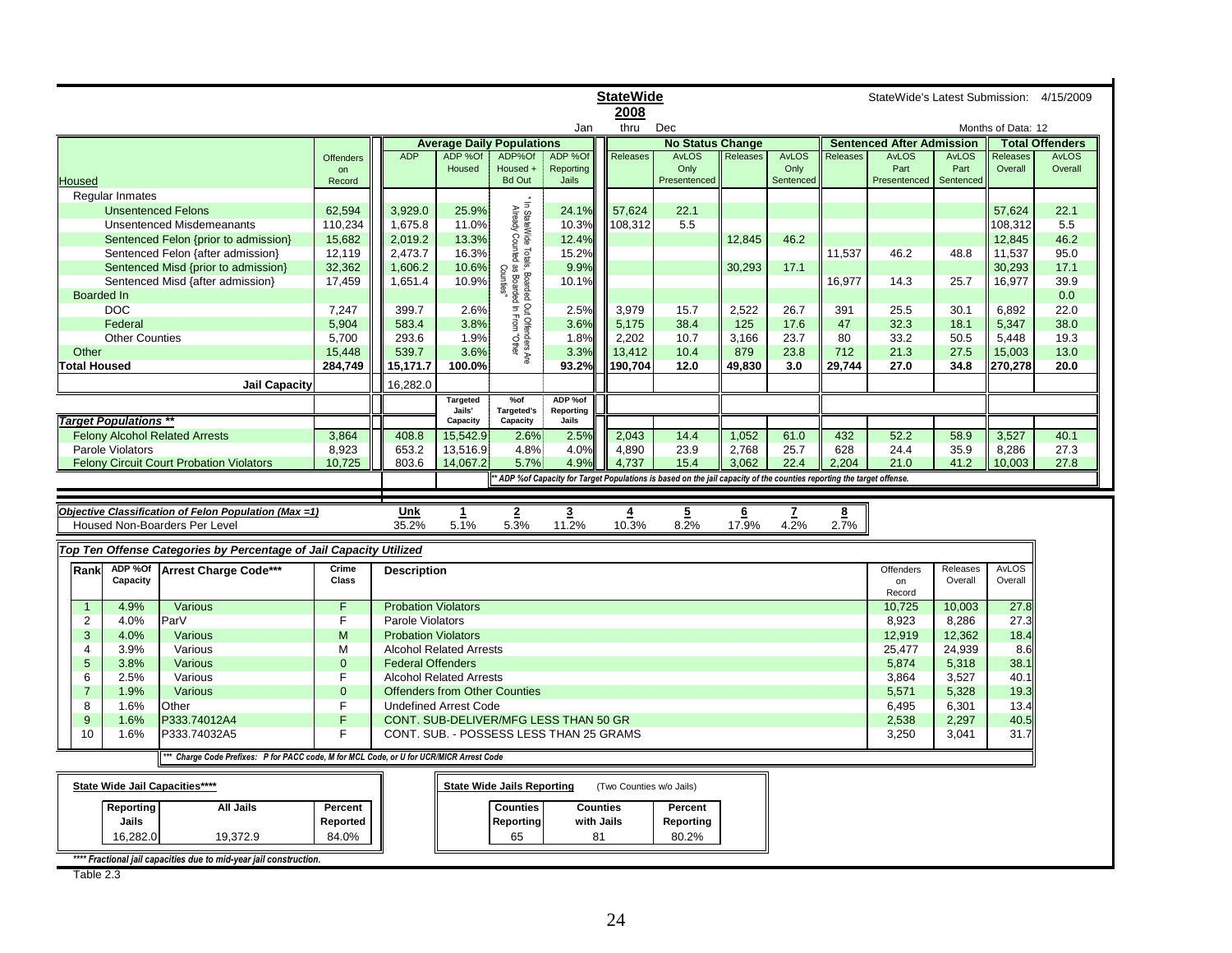**StateWide** — StateWide's Latest Submission: 4/15/2009

**2008** — Jan thru Dec — Months of Data: 12

| Housed | Offenders on Record | ADP | ADP %Of Housed | ADP%Of Housed + Bd Out | ADP %Of Reporting Jails | No Status Change: Releases | No Status Change: AvLOS Only Presentenced | No Status Change: Releases | No Status Change: AvLOS Only Sentenced | Sentenced After Admission: Releases | Sentenced After Admission: AvLOS Part Presentenced | Sentenced After Admission: AvLOS Part Sentenced | Total Offenders: Releases Overall | Total Offenders: AvLOS Overall |
|---|---|---|---|---|---|---|---|---|---|---|---|---|---|---|
| Regular Inmates | | | | | | | | | | | | | | |
| Unsentenced Felons | 62,594 | 3,929.0 | 25.9% | * In StateWide Totals, Boarded Out Offenders Are Already Counted as Boarded In From "Other" Counties* | 24.1% | 57,624 | 22.1 | | | | | | 57,624 | 22.1 |
| Unsentenced Misdemeanants | 110,234 | 1,675.8 | 11.0% | | 10.3% | 108,312 | 5.5 | | | | | | 108,312 | 5.5 |
| Sentenced Felon {prior to admission} | 15,682 | 2,019.2 | 13.3% | | 12.4% | | | 12,845 | 46.2 | | | | 12,845 | 46.2 |
| Sentenced Felon {after admission} | 12,119 | 2,473.7 | 16.3% | | 15.2% | | | | | 11,537 | 46.2 | 48.8 | 11,537 | 95.0 |
| Sentenced Misd {prior to admission} | 32,362 | 1,606.2 | 10.6% | | 9.9% | | | 30,293 | 17.1 | | | | 30,293 | 17.1 |
| Sentenced Misd {after admission} | 17,459 | 1,651.4 | 10.9% | | 10.1% | | | | | 16,977 | 14.3 | 25.7 | 16,977 | 39.9 |
| Boarded In | | | | | | | | | | | | | | 0.0 |
| DOC | 7,247 | 399.7 | 2.6% | | 2.5% | 3,979 | 15.7 | 2,522 | 26.7 | 391 | 25.5 | 30.1 | 6,892 | 22.0 |
| Federal | 5,904 | 583.4 | 3.8% | | 3.6% | 5,175 | 38.4 | 125 | 17.6 | 47 | 32.3 | 18.1 | 5,347 | 38.0 |
| Other Counties | 5,700 | 293.6 | 1.9% | | 1.8% | 2,202 | 10.7 | 3,166 | 23.7 | 80 | 33.2 | 50.5 | 5,448 | 19.3 |
| Other | 15,448 | 539.7 | 3.6% | | 3.3% | 13,412 | 10.4 | 879 | 23.8 | 712 | 21.3 | 27.5 | 15,003 | 13.0 |
| **Total Housed** | **284,749** | **15,171.7** | **100.0%** | | **93.2%** | **190,704** | **12.0** | **49,830** | **3.0** | **29,744** | **27.0** | **34.8** | **270,278** | **20.0** |
| **Jail Capacity** | | 16,282.0 | | | | | | | | | | | | |

| *Target Populations \*\** | Offenders on Record | ADP | Targeted Jails' Capacity | %of Targeted's Capacity | ADP %of Reporting Jails | Releases | AvLOS Only Presentenced | Releases | AvLOS Only Sentenced | Releases | AvLOS Part Presentenced | AvLOS Part Sentenced | Releases Overall | AvLOS Overall |
|---|---|---|---|---|---|---|---|---|---|---|---|---|---|---|
| Felony Alcohol Related Arrests | 3,864 | 408.8 | 15,542.9 | 2.6% | 2.5% | 2,043 | 14.4 | 1,052 | 61.0 | 432 | 52.2 | 58.9 | 3,527 | 40.1 |
| Parole Violators | 8,923 | 653.2 | 13,516.9 | 4.8% | 4.0% | 4,890 | 23.9 | 2,768 | 25.7 | 628 | 24.4 | 35.9 | 8,286 | 27.3 |
| Felony Circuit Court Probation Violators | 10,725 | 803.6 | 14,067.2 | 5.7% | 4.9% | 4,737 | 15.4 | 3,062 | 22.4 | 2,204 | 21.0 | 41.2 | 10,003 | 27.8 |

*\*\* ADP %of Capacity for Target Populations is based on the jail capacity of the counties reporting the target offense.*

| *Objective Classification of Felon Population (Max =1)* | Unk | 1 | 2 | 3 | 4 | 5 | 6 | 7 | 8 |
|---|---|---|---|---|---|---|---|---|---|
| Housed Non-Boarders Per Level | 35.2% | 5.1% | 5.3% | 11.2% | 10.3% | 8.2% | 17.9% | 4.2% | 2.7% |

*Top Ten Offense Categories by Percentage of Jail Capacity Utilized*

| Rank | ADP %Of Capacity | Arrest Charge Code*** | Crime Class | Description | Offenders on Record | Releases Overall | AvLOS Overall |
|---|---|---|---|---|---|---|---|
| 1 | 4.9% | Various | F | Probation Violators | 10,725 | 10,003 | 27.8 |
| 2 | 4.0% | ParV | F | Parole Violators | 8,923 | 8,286 | 27.3 |
| 3 | 4.0% | Various | M | Probation Violators | 12,919 | 12,362 | 18.4 |
| 4 | 3.9% | Various | M | Alcohol Related Arrests | 25,477 | 24,939 | 8.6 |
| 5 | 3.8% | Various | 0 | Federal Offenders | 5,874 | 5,318 | 38.1 |
| 6 | 2.5% | Various | F | Alcohol Related Arrests | 3,864 | 3,527 | 40.1 |
| 7 | 1.9% | Various | 0 | Offenders from Other Counties | 5,571 | 5,328 | 19.3 |
| 8 | 1.6% | Other | F | Undefined Arrest Code | 6,495 | 6,301 | 13.4 |
| 9 | 1.6% | P333.74012A4 | F | CONT. SUB-DELIVER/MFG LESS THAN 50 GR | 2,538 | 2,297 | 40.5 |
| 10 | 1.6% | P333.74032A5 | F | CONT. SUB. - POSSESS LESS THAN 25 GRAMS | 3,250 | 3,041 | 31.7 |

*\*\*\* Charge Code Prefixes: P for PACC code, M for MCL Code, or U for UCR/MICR Arrest Code*

**State Wide Jail Capacities\*\*\*\***

| Reporting Jails | All Jails | Percent Reported |
|---|---|---|
| 16,282.0 | 19,372.9 | 84.0% |

**State Wide Jails Reporting** (Two Counties w/o Jails)

| Counties Reporting | Counties with Jails | Percent Reporting |
|---|---|---|
| 65 | 81 | 80.2% |

*\*\*\*\* Fractional jail capacities due to mid-year jail construction.*

Table 2.3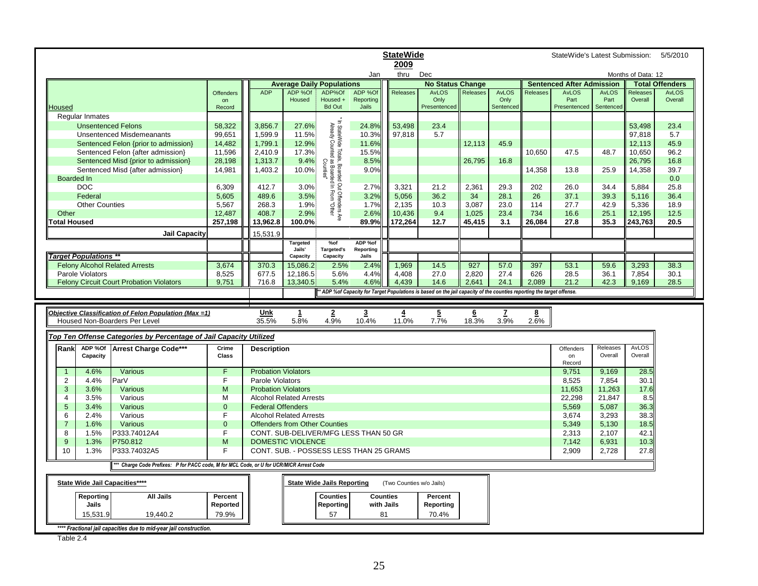**StateWide** StateWide's Latest Submission: 5/5/2010

**2009**

Jan thru Dec — Months of Data: 12

| Housed | Offenders on Record | ADP | ADP %Of Housed | ADP%Of Housed + Bd Out | ADP %Of Reporting Jails | No Status Change Releases | No Status Change AvLOS Only Presentenced | Releases | AvLOS Only Sentenced | Sentenced After Admission Releases | AvLOS Part Presentenced | AvLOS Part Sentenced | Total Offenders Releases Overall | Total Offenders AvLOS Overall |
|---|---|---|---|---|---|---|---|---|---|---|---|---|---|---|
| Regular Inmates | | | | | | | | | | | | | | |
| Unsentenced Felons | 58,322 | 3,856.7 | 27.6% | * In StateWide Totals, Boarded Out Offenders Are Already Counted as Boarded In From "Other" Counties | 24.8% | 53,498 | 23.4 | | | | | | 53,498 | 23.4 |
| Unsentenced Misdemeanants | 99,651 | 1,599.9 | 11.5% | | 10.3% | 97,818 | 5.7 | | | | | | 97,818 | 5.7 |
| Sentenced Felon {prior to admission} | 14,482 | 1,799.1 | 12.9% | | 11.6% | | | 12,113 | 45.9 | | | | 12,113 | 45.9 |
| Sentenced Felon {after admission} | 11,596 | 2,410.9 | 17.3% | | 15.5% | | | | | 10,650 | 47.5 | 48.7 | 10,650 | 96.2 |
| Sentenced Misd {prior to admission} | 28,198 | 1,313.7 | 9.4% | | 8.5% | | | 26,795 | 16.8 | | | | 26,795 | 16.8 |
| Sentenced Misd {after admission} | 14,981 | 1,403.2 | 10.0% | | 9.0% | | | | | 14,358 | 13.8 | 25.9 | 14,358 | 39.7 |
| Boarded In | | | | | | | | | | | | | | 0.0 |
| DOC | 6,309 | 412.7 | 3.0% | | 2.7% | 3,321 | 21.2 | 2,361 | 29.3 | 202 | 26.0 | 34.4 | 5,884 | 25.8 |
| Federal | 5,605 | 489.6 | 3.5% | | 3.2% | 5,056 | 36.2 | 34 | 28.1 | 26 | 37.1 | 39.3 | 5,116 | 36.4 |
| Other Counties | 5,567 | 268.3 | 1.9% | | 1.7% | 2,135 | 10.3 | 3,087 | 23.0 | 114 | 27.7 | 42.9 | 5,336 | 18.9 |
| Other | 12,487 | 408.7 | 2.9% | | 2.6% | 10,436 | 9.4 | 1,025 | 23.4 | 734 | 16.6 | 25.1 | 12,195 | 12.5 |
| **Total Housed** | **257,198** | **13,962.8** | **100.0%** | | **89.9%** | **172,264** | **12.7** | **45,415** | **3.1** | **26,084** | **27.8** | **35.3** | **243,763** | **20.5** |
| **Jail Capacity** | | 15,531.9 | | | | | | | | | | | | |

| *Target Populations* ** | Offenders on Record | ADP | Targeted Jails' Capacity | %of Targeted's Capacity | ADP %of Reporting Jails | No Status Change Releases | AvLOS Only Presentenced | Releases | AvLOS Only Sentenced | Sentenced After Admission Releases | AvLOS Part Presentenced | AvLOS Part Sentenced | Releases Overall | AvLOS Overall |
|---|---|---|---|---|---|---|---|---|---|---|---|---|---|---|
| Felony Alcohol Related Arrests | 3,674 | 370.3 | 15,086.2 | 2.5% | 2.4% | 1,969 | 14.5 | 927 | 57.0 | 397 | 53.1 | 59.6 | 3,293 | 38.3 |
| Parole Violators | 8,525 | 677.5 | 12,186.5 | 5.6% | 4.4% | 4,408 | 27.0 | 2,820 | 27.4 | 626 | 28.5 | 36.1 | 7,854 | 30.1 |
| Felony Circuit Court Probation Violators | 9,751 | 716.8 | 13,340.5 | 5.4% | 4.6% | 4,439 | 14.6 | 2,641 | 24.1 | 2,089 | 21.2 | 42.3 | 9,169 | 28.5 |

*** ADP %of Capacity for Target Populations is based on the jail capacity of the counties reporting the target offense.*

| *Objective Classification of Felon Population (Max =1)* | Unk | 1 | 2 | 3 | 4 | 5 | 6 | 7 | 8 |
|---|---|---|---|---|---|---|---|---|---|
| Housed Non-Boarders Per Level | 35.5% | 5.8% | 4.9% | 10.4% | 11.0% | 7.7% | 18.3% | 3.9% | 2.6% |

***Top Ten Offense Categories by Percentage of Jail Capacity Utilized***

| Rank | ADP %Of Capacity | Arrest Charge Code*** | Crime Class | Description | Offenders on Record | Releases Overall | AvLOS Overall |
|---|---|---|---|---|---|---|---|
| 1 | 4.6% | Various | F | Probation Violators | 9,751 | 9,169 | 28.5 |
| 2 | 4.4% | ParV | F | Parole Violators | 8,525 | 7,854 | 30.1 |
| 3 | 3.6% | Various | M | Probation Violators | 11,653 | 11,263 | 17.6 |
| 4 | 3.5% | Various | M | Alcohol Related Arrests | 22,298 | 21,847 | 8.5 |
| 5 | 3.4% | Various | 0 | Federal Offenders | 5,569 | 5,087 | 36.3 |
| 6 | 2.4% | Various | F | Alcohol Related Arrests | 3,674 | 3,293 | 38.3 |
| 7 | 1.6% | Various | 0 | Offenders from Other Counties | 5,349 | 5,130 | 18.5 |
| 8 | 1.5% | P333.74012A4 | F | CONT. SUB-DELIVER/MFG LESS THAN 50 GR | 2,313 | 2,107 | 42.1 |
| 9 | 1.3% | P750.812 | M | DOMESTIC VIOLENCE | 7,142 | 6,931 | 10.3 |
| 10 | 1.3% | P333.74032A5 | F | CONT. SUB. - POSSESS LESS THAN 25 GRAMS | 2,909 | 2,728 | 27.8 |

**** Charge Code Prefixes: P for PACC code, M for MCL Code, or U for UCR/MICR Arrest Code*

**State Wide Jail Capacities******

| Reporting Jails | All Jails | Percent Reported |
|---|---|---|
| 15,531.9 | 19,440.2 | 79.9% |

**State Wide Jails Reporting** (Two Counties w/o Jails)

| Counties Reporting | Counties with Jails | Percent Reporting |
|---|---|---|
| 57 | 81 | 70.4% |

***** Fractional jail capacities due to mid-year jail construction.*

Table 2.4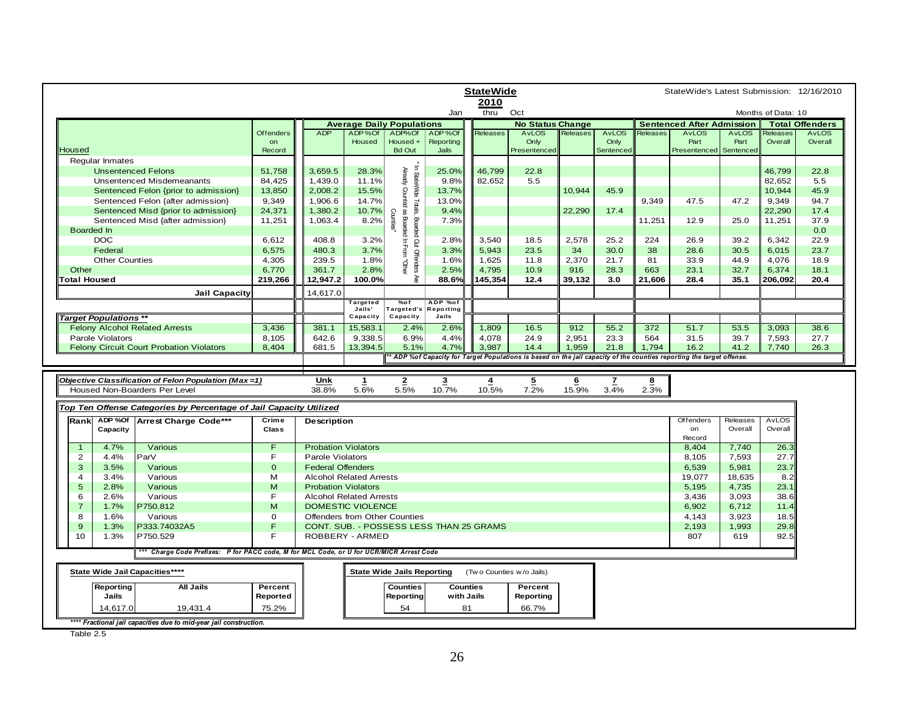**StateWide**

**2010**

Jan thru Oct

StateWide's Latest Submission: 12/16/2010

Months of Data: 10

| Housed | Offenders on Record | ADP | ADP %Of Housed | ADP%Of Housed + Bd Out | ADP %Of Reporting Jails | No Status Change Releases | No Status Change AvLOS Only Presentenced | No Status Change Releases | No Status Change AvLOS Only Sentenced | Sentenced After Admission Releases | Sentenced After Admission AvLOS Part Presentenced | Sentenced After Admission AvLOS Part Sentenced | Total Offenders Releases Overall | Total Offenders AvLOS Overall |
|---|---|---|---|---|---|---|---|---|---|---|---|---|---|---|
| Regular Inmates | | | | | | | | | | | | | | |
| Unsentenced Felons | 51,758 | 3,659.5 | 28.3% | * In StateWide Totals, Boarded Out Offenders Are Already Counted as Boarded In From "Other Counties" | 25.0% | 46,799 | 22.8 | | | | | | 46,799 | 22.8 |
| Unsentenced Misdemeanants | 84,425 | 1,439.0 | 11.1% | | 9.8% | 82,652 | 5.5 | | | | | | 82,652 | 5.5 |
| Sentenced Felon {prior to admission} | 13,850 | 2,008.2 | 15.5% | | 13.7% | | | 10,944 | 45.9 | | | | 10,944 | 45.9 |
| Sentenced Felon {after admission} | 9,349 | 1,906.6 | 14.7% | | 13.0% | | | | | 9,349 | 47.5 | 47.2 | 9,349 | 94.7 |
| Sentenced Misd {prior to admission} | 24,371 | 1,380.2 | 10.7% | | 9.4% | | | 22,290 | 17.4 | | | | 22,290 | 17.4 |
| Sentenced Misd {after admission} | 11,251 | 1,063.4 | 8.2% | | 7.3% | | | | | 11,251 | 12.9 | 25.0 | 11,251 | 37.9 |
| Boarded In | | | | | | | | | | | | | | 0.0 |
| DOC | 6,612 | 408.8 | 3.2% | | 2.8% | 3,540 | 18.5 | 2,578 | 25.2 | 224 | 26.9 | 39.2 | 6,342 | 22.9 |
| Federal | 6,575 | 480.3 | 3.7% | | 3.3% | 5,943 | 23.5 | 34 | 30.0 | 38 | 28.6 | 30.5 | 6,015 | 23.7 |
| Other Counties | 4,305 | 239.5 | 1.8% | | 1.6% | 1,625 | 11.8 | 2,370 | 21.7 | 81 | 33.9 | 44.9 | 4,076 | 18.9 |
| Other | 6,770 | 361.7 | 2.8% | | 2.5% | 4,795 | 10.9 | 916 | 28.3 | 663 | 23.1 | 32.7 | 6,374 | 18.1 |
| **Total Housed** | **219,266** | **12,947.2** | **100.0%** | | **88.6%** | **145,354** | **12.4** | **39,132** | **3.0** | **21,606** | **28.4** | **35.1** | **206,092** | **20.4** |
| **Jail Capacity** | | 14,617.0 | | | | | | | | | | | | |

| *Target Populations* ** | Offenders on Record | ADP | Targeted Jails' Capacity | %of Targeted's Capacity | ADP %of Reporting Jails | No Status Change Releases | AvLOS Only Presentenced | No Status Change Releases | AvLOS Only Sentenced | Sentenced After Admission Releases | AvLOS Part Presentenced | AvLOS Part Sentenced | Releases Overall | AvLOS Overall |
|---|---|---|---|---|---|---|---|---|---|---|---|---|---|---|
| Felony Alcohol Related Arrests | 3,436 | 381.1 | 15,583.1 | 2.4% | 2.6% | 1,809 | 16.5 | 912 | 55.2 | 372 | 51.7 | 53.5 | 3,093 | 38.6 |
| Parole Violators | 8,105 | 642.6 | 9,338.5 | 6.9% | 4.4% | 4,078 | 24.9 | 2,951 | 23.3 | 564 | 31.5 | 39.7 | 7,593 | 27.7 |
| Felony Circuit Court Probation Violators | 8,404 | 681.5 | 13,394.5 | 5.1% | 4.7% | 3,987 | 14.4 | 1,959 | 21.8 | 1,794 | 16.2 | 41.2 | 7,740 | 26.3 |

*** ADP %of Capacity for Target Populations is based on the jail capacity of the counties reporting the target offense.*

| *Objective Classification of Felon Population (Max=1)* | Unk | 1 | 2 | 3 | 4 | 5 | 6 | 7 | 8 |
|---|---|---|---|---|---|---|---|---|---|
| Housed Non-Boarders Per Level | 38.8% | 5.6% | 5.5% | 10.7% | 10.5% | 7.2% | 15.9% | 3.4% | 2.3% |

*Top Ten Offense Categories by Percentage of Jail Capacity Utilized*

| Rank | ADP %Of Capacity | Arrest Charge Code*** | Crime Class | Description | Offenders on Record | Releases Overall | AvLOS Overall |
|---|---|---|---|---|---|---|---|
| 1 | 4.7% | Various | F | Probation Violators | 8,404 | 7,740 | 26.3 |
| 2 | 4.4% | ParV | F | Parole Violators | 8,105 | 7,593 | 27.7 |
| 3 | 3.5% | Various | O | Federal Offenders | 6,539 | 5,981 | 23.7 |
| 4 | 3.4% | Various | M | Alcohol Related Arrests | 19,077 | 18,635 | 8.2 |
| 5 | 2.8% | Various | M | Probation Violators | 5,195 | 4,735 | 23.1 |
| 6 | 2.6% | Various | F | Alcohol Related Arrests | 3,436 | 3,093 | 38.6 |
| 7 | 1.7% | P750.812 | M | DOMESTIC VIOLENCE | 6,902 | 6,712 | 11.4 |
| 8 | 1.6% | Various | O | Offenders from Other Counties | 4,143 | 3,923 | 18.5 |
| 9 | 1.3% | P333.74032A5 | F | CONT. SUB. - POSSESS LESS THAN 25 GRAMS | 2,193 | 1,993 | 29.8 |
| 10 | 1.3% | P750.529 | F | ROBBERY - ARMED | 807 | 619 | 92.5 |

**** Charge Code Prefixes: P for PACC code, M for MCL Code, or U for UCR/MICR Arrest Code*

**State Wide Jail Capacities******

| Reporting Jails | All Jails | Percent Reported |
|---|---|---|
| 14,617.0 | 19,431.4 | 75.2% |

**State Wide Jails Reporting** (Two Counties w/o Jails)

| Counties Reporting | Counties with Jails | Percent Reporting |
|---|---|---|
| 54 | 81 | 66.7% |

***** Fractional jail capacities due to mid-year jail construction.*

Table 2.5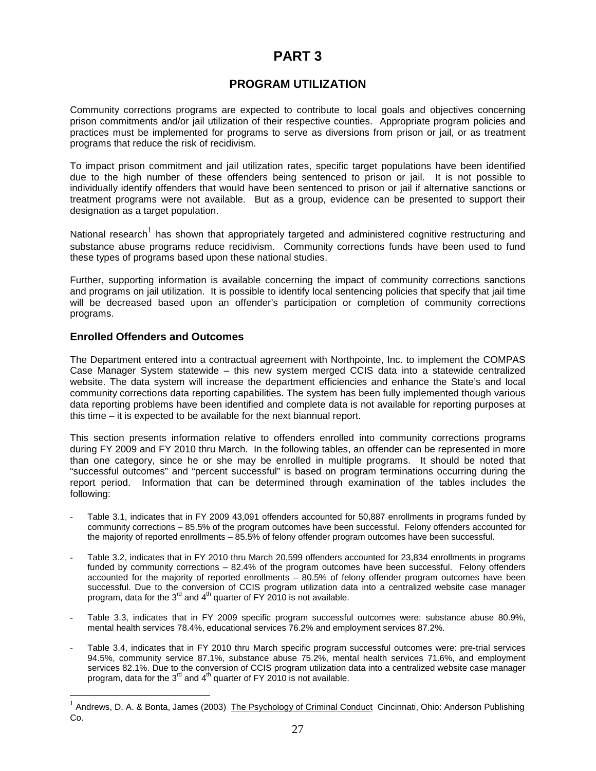# PART 3

## PROGRAM UTILIZATION

Community corrections programs are expected to contribute to local goals and objectives concerning prison commitments and/or jail utilization of their respective counties. Appropriate program policies and practices must be implemented for programs to serve as diversions from prison or jail, or as treatment programs that reduce the risk of recidivism.

To impact prison commitment and jail utilization rates, specific target populations have been identified due to the high number of these offenders being sentenced to prison or jail. It is not possible to individually identify offenders that would have been sentenced to prison or jail if alternative sanctions or treatment programs were not available. But as a group, evidence can be presented to support their designation as a target population.

National research[1] has shown that appropriately targeted and administered cognitive restructuring and substance abuse programs reduce recidivism. Community corrections funds have been used to fund these types of programs based upon these national studies.

Further, supporting information is available concerning the impact of community corrections sanctions and programs on jail utilization. It is possible to identify local sentencing policies that specify that jail time will be decreased based upon an offender's participation or completion of community corrections programs.

### Enrolled Offenders and Outcomes

The Department entered into a contractual agreement with Northpointe, Inc. to implement the COMPAS Case Manager System statewide – this new system merged CCIS data into a statewide centralized website. The data system will increase the department efficiencies and enhance the State's and local community corrections data reporting capabilities. The system has been fully implemented though various data reporting problems have been identified and complete data is not available for reporting purposes at this time – it is expected to be available for the next biannual report.

This section presents information relative to offenders enrolled into community corrections programs during FY 2009 and FY 2010 thru March. In the following tables, an offender can be represented in more than one category, since he or she may be enrolled in multiple programs. It should be noted that "successful outcomes" and "percent successful" is based on program terminations occurring during the report period. Information that can be determined through examination of the tables includes the following:

- Table 3.1, indicates that in FY 2009 43,091 offenders accounted for 50,887 enrollments in programs funded by community corrections – 85.5% of the program outcomes have been successful. Felony offenders accounted for the majority of reported enrollments – 85.5% of felony offender program outcomes have been successful.
- Table 3.2, indicates that in FY 2010 thru March 20,599 offenders accounted for 23,834 enrollments in programs funded by community corrections – 82.4% of the program outcomes have been successful. Felony offenders accounted for the majority of reported enrollments – 80.5% of felony offender program outcomes have been successful. Due to the conversion of CCIS program utilization data into a centralized website case manager program, data for the 3rd and 4th quarter of FY 2010 is not available.
- Table 3.3, indicates that in FY 2009 specific program successful outcomes were: substance abuse 80.9%, mental health services 78.4%, educational services 76.2% and employment services 87.2%.
- Table 3.4, indicates that in FY 2010 thru March specific program successful outcomes were: pre-trial services 94.5%, community service 87.1%, substance abuse 75.2%, mental health services 71.6%, and employment services 82.1%. Due to the conversion of CCIS program utilization data into a centralized website case manager program, data for the 3rd and 4th quarter of FY 2010 is not available.

[1] Andrews, D. A. & Bonta, James (2003) The Psychology of Criminal Conduct Cincinnati, Ohio: Anderson Publishing Co.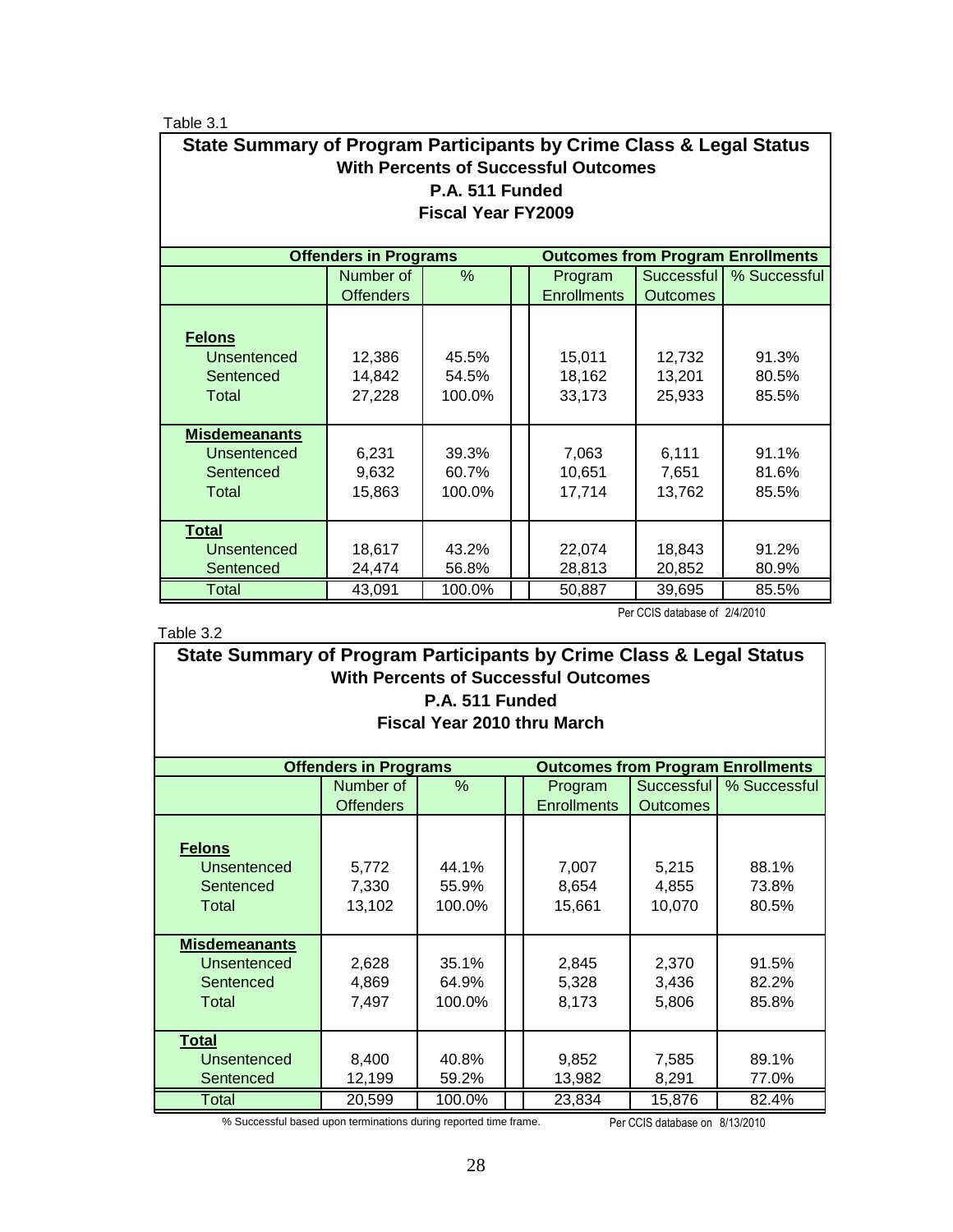Table 3.1

**State Summary of Program Participants by Crime Class & Legal Status**
**With Percents of Successful Outcomes**
**P.A. 511 Funded**
**Fiscal Year FY2009**

| | **Offenders in Programs** | | | **Outcomes from Program Enrollments** | | |
|---|---|---|---|---|---|---|
| | Number of Offenders | % | | Program Enrollments | Successful Outcomes | % Successful |
| **Felons** | | | | | | |
| Unsentenced | 12,386 | 45.5% | | 15,011 | 12,732 | 91.3% |
| Sentenced | 14,842 | 54.5% | | 18,162 | 13,201 | 80.5% |
| Total | 27,228 | 100.0% | | 33,173 | 25,933 | 85.5% |
| **Misdemeanants** | | | | | | |
| Unsentenced | 6,231 | 39.3% | | 7,063 | 6,111 | 91.1% |
| Sentenced | 9,632 | 60.7% | | 10,651 | 7,651 | 81.6% |
| Total | 15,863 | 100.0% | | 17,714 | 13,762 | 85.5% |
| **Total** | | | | | | |
| Unsentenced | 18,617 | 43.2% | | 22,074 | 18,843 | 91.2% |
| Sentenced | 24,474 | 56.8% | | 28,813 | 20,852 | 80.9% |
| Total | 43,091 | 100.0% | | 50,887 | 39,695 | 85.5% |

Per CCIS database of 2/4/2010

Table 3.2

**State Summary of Program Participants by Crime Class & Legal Status**
**With Percents of Successful Outcomes**
**P.A. 511 Funded**
**Fiscal Year 2010 thru March**

| | **Offenders in Programs** | | | **Outcomes from Program Enrollments** | | |
|---|---|---|---|---|---|---|
| | Number of Offenders | % | | Program Enrollments | Successful Outcomes | % Successful |
| **Felons** | | | | | | |
| Unsentenced | 5,772 | 44.1% | | 7,007 | 5,215 | 88.1% |
| Sentenced | 7,330 | 55.9% | | 8,654 | 4,855 | 73.8% |
| Total | 13,102 | 100.0% | | 15,661 | 10,070 | 80.5% |
| **Misdemeanants** | | | | | | |
| Unsentenced | 2,628 | 35.1% | | 2,845 | 2,370 | 91.5% |
| Sentenced | 4,869 | 64.9% | | 5,328 | 3,436 | 82.2% |
| Total | 7,497 | 100.0% | | 8,173 | 5,806 | 85.8% |
| **Total** | | | | | | |
| Unsentenced | 8,400 | 40.8% | | 9,852 | 7,585 | 89.1% |
| Sentenced | 12,199 | 59.2% | | 13,982 | 8,291 | 77.0% |
| Total | 20,599 | 100.0% | | 23,834 | 15,876 | 82.4% |

% Successful based upon terminations during reported time frame. Per CCIS database on 8/13/2010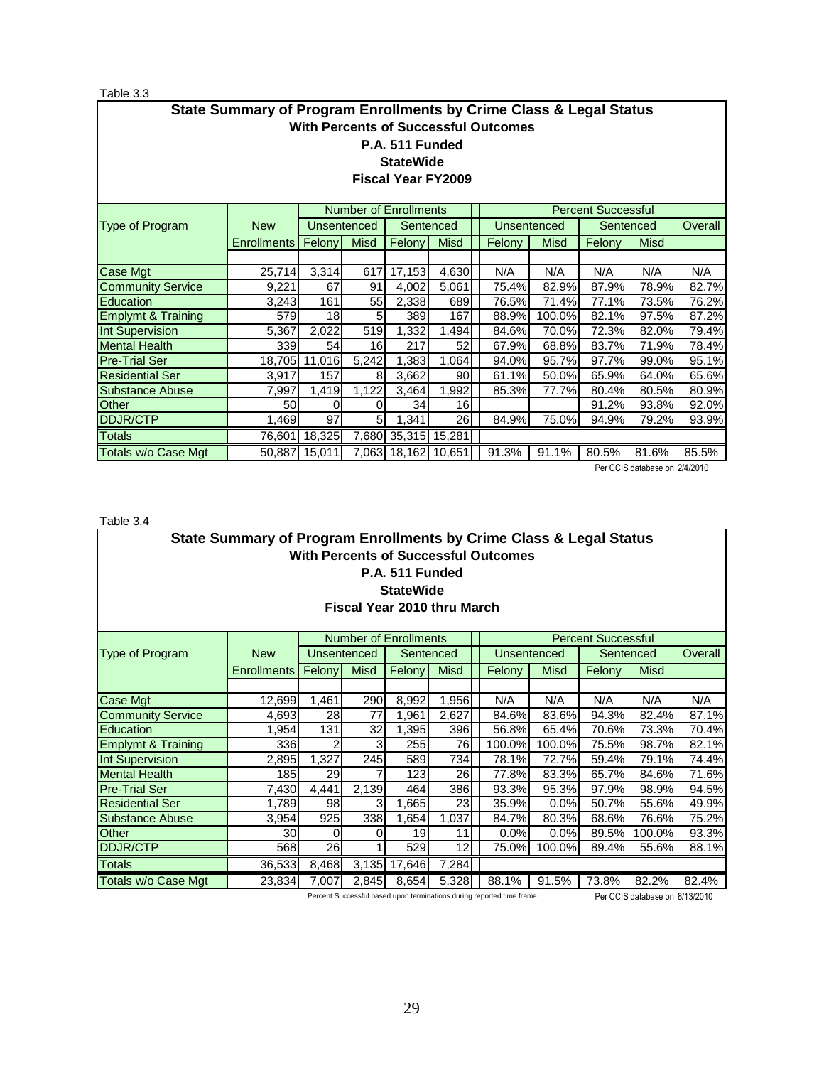Table 3.3

### State Summary of Program Enrollments by Crime Class & Legal Status
### With Percents of Successful Outcomes
### P.A. 511 Funded
### StateWide
### Fiscal Year FY2009

| Type of Program | New | Number of Enrollments | | | | Percent Successful | | | | |
|---|---|---|---|---|---|---|---|---|---|---|
| | | Unsentenced | | Sentenced | | Unsentenced | | Sentenced | | Overall |
| | Enrollments | Felony | Misd | Felony | Misd | Felony | Misd | Felony | Misd | |
| Case Mgt | 25,714 | 3,314 | 617 | 17,153 | 4,630 | N/A | N/A | N/A | N/A | N/A |
| Community Service | 9,221 | 67 | 91 | 4,002 | 5,061 | 75.4% | 82.9% | 87.9% | 78.9% | 82.7% |
| Education | 3,243 | 161 | 55 | 2,338 | 689 | 76.5% | 71.4% | 77.1% | 73.5% | 76.2% |
| Emplymt & Training | 579 | 18 | 5 | 389 | 167 | 88.9% | 100.0% | 82.1% | 97.5% | 87.2% |
| Int Supervision | 5,367 | 2,022 | 519 | 1,332 | 1,494 | 84.6% | 70.0% | 72.3% | 82.0% | 79.4% |
| Mental Health | 339 | 54 | 16 | 217 | 52 | 67.9% | 68.8% | 83.7% | 71.9% | 78.4% |
| Pre-Trial Ser | 18,705 | 11,016 | 5,242 | 1,383 | 1,064 | 94.0% | 95.7% | 97.7% | 99.0% | 95.1% |
| Residential Ser | 3,917 | 157 | 8 | 3,662 | 90 | 61.1% | 50.0% | 65.9% | 64.0% | 65.6% |
| Substance Abuse | 7,997 | 1,419 | 1,122 | 3,464 | 1,992 | 85.3% | 77.7% | 80.4% | 80.5% | 80.9% |
| Other | 50 | 0 | 0 | 34 | 16 | | | 91.2% | 93.8% | 92.0% |
| DDJR/CTP | 1,469 | 97 | 5 | 1,341 | 26 | 84.9% | 75.0% | 94.9% | 79.2% | 93.9% |
| Totals | 76,601 | 18,325 | 7,680 | 35,315 | 15,281 | | | | | |
| Totals w/o Case Mgt | 50,887 | 15,011 | 7,063 | 18,162 | 10,651 | 91.3% | 91.1% | 80.5% | 81.6% | 85.5% |

Per CCIS database on 2/4/2010

Table 3.4

### State Summary of Program Enrollments by Crime Class & Legal Status
### With Percents of Successful Outcomes
### P.A. 511 Funded
### StateWide
### Fiscal Year 2010 thru March

| Type of Program | New | Number of Enrollments | | | | Percent Successful | | | | |
|---|---|---|---|---|---|---|---|---|---|---|
| | | Unsentenced | | Sentenced | | Unsentenced | | Sentenced | | Overall |
| | Enrollments | Felony | Misd | Felony | Misd | Felony | Misd | Felony | Misd | |
| Case Mgt | 12,699 | 1,461 | 290 | 8,992 | 1,956 | N/A | N/A | N/A | N/A | N/A |
| Community Service | 4,693 | 28 | 77 | 1,961 | 2,627 | 84.6% | 83.6% | 94.3% | 82.4% | 87.1% |
| Education | 1,954 | 131 | 32 | 1,395 | 396 | 56.8% | 65.4% | 70.6% | 73.3% | 70.4% |
| Emplymt & Training | 336 | 2 | 3 | 255 | 76 | 100.0% | 100.0% | 75.5% | 98.7% | 82.1% |
| Int Supervision | 2,895 | 1,327 | 245 | 589 | 734 | 78.1% | 72.7% | 59.4% | 79.1% | 74.4% |
| Mental Health | 185 | 29 | 7 | 123 | 26 | 77.8% | 83.3% | 65.7% | 84.6% | 71.6% |
| Pre-Trial Ser | 7,430 | 4,441 | 2,139 | 464 | 386 | 93.3% | 95.3% | 97.9% | 98.9% | 94.5% |
| Residential Ser | 1,789 | 98 | 3 | 1,665 | 23 | 35.9% | 0.0% | 50.7% | 55.6% | 49.9% |
| Substance Abuse | 3,954 | 925 | 338 | 1,654 | 1,037 | 84.7% | 80.3% | 68.6% | 76.6% | 75.2% |
| Other | 30 | 0 | 0 | 19 | 11 | 0.0% | 0.0% | 89.5% | 100.0% | 93.3% |
| DDJR/CTP | 568 | 26 | 1 | 529 | 12 | 75.0% | 100.0% | 89.4% | 55.6% | 88.1% |
| Totals | 36,533 | 8,468 | 3,135 | 17,646 | 7,284 | | | | | |
| Totals w/o Case Mgt | 23,834 | 7,007 | 2,845 | 8,654 | 5,328 | 88.1% | 91.5% | 73.8% | 82.2% | 82.4% |

Percent Successful based upon terminations during reported time frame.

Per CCIS database on 8/13/2010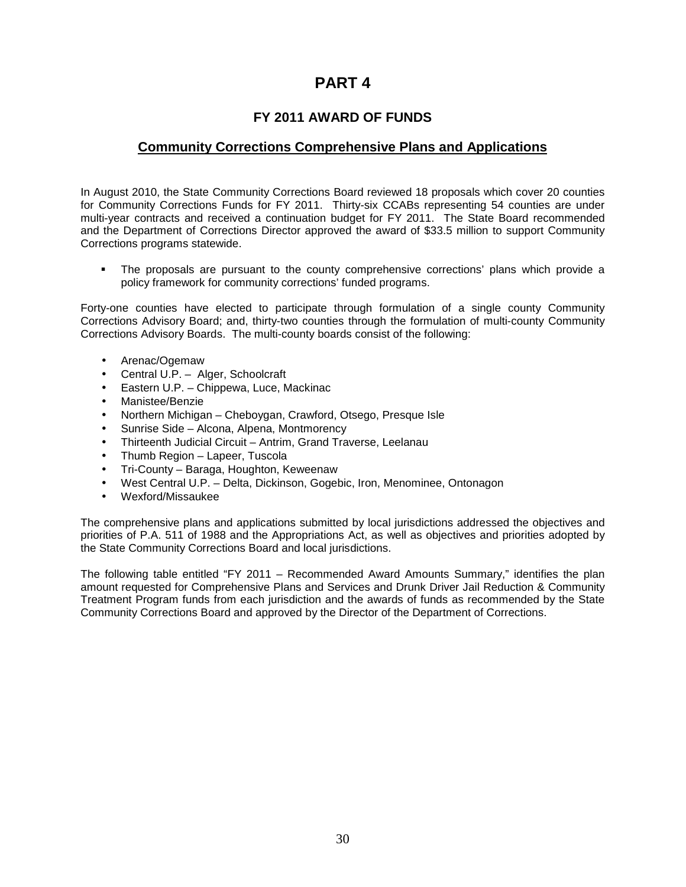# PART 4

## FY 2011 AWARD OF FUNDS

### Community Corrections Comprehensive Plans and Applications

In August 2010, the State Community Corrections Board reviewed 18 proposals which cover 20 counties for Community Corrections Funds for FY 2011. Thirty-six CCABs representing 54 counties are under multi-year contracts and received a continuation budget for FY 2011. The State Board recommended and the Department of Corrections Director approved the award of $33.5 million to support Community Corrections programs statewide.

- The proposals are pursuant to the county comprehensive corrections' plans which provide a policy framework for community corrections' funded programs.

Forty-one counties have elected to participate through formulation of a single county Community Corrections Advisory Board; and, thirty-two counties through the formulation of multi-county Community Corrections Advisory Boards. The multi-county boards consist of the following:

- Arenac/Ogemaw
- Central U.P. – Alger, Schoolcraft
- Eastern U.P. – Chippewa, Luce, Mackinac
- Manistee/Benzie
- Northern Michigan – Cheboygan, Crawford, Otsego, Presque Isle
- Sunrise Side – Alcona, Alpena, Montmorency
- Thirteenth Judicial Circuit – Antrim, Grand Traverse, Leelanau
- Thumb Region – Lapeer, Tuscola
- Tri-County – Baraga, Houghton, Keweenaw
- West Central U.P. – Delta, Dickinson, Gogebic, Iron, Menominee, Ontonagon
- Wexford/Missaukee

The comprehensive plans and applications submitted by local jurisdictions addressed the objectives and priorities of P.A. 511 of 1988 and the Appropriations Act, as well as objectives and priorities adopted by the State Community Corrections Board and local jurisdictions.

The following table entitled "FY 2011 – Recommended Award Amounts Summary," identifies the plan amount requested for Comprehensive Plans and Services and Drunk Driver Jail Reduction & Community Treatment Program funds from each jurisdiction and the awards of funds as recommended by the State Community Corrections Board and approved by the Director of the Department of Corrections.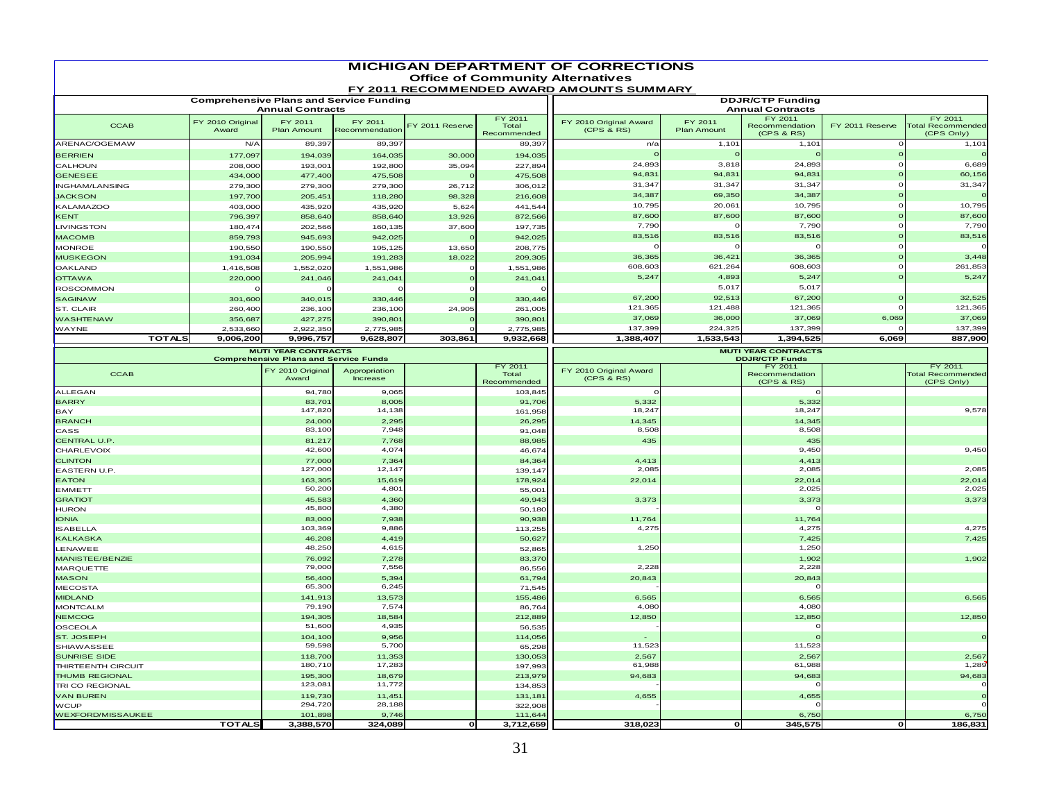# MICHIGAN DEPARTMENT OF CORRECTIONS

## Office of Community Alternatives

### FY 2011 RECOMMENDED AWARD AMOUNTS SUMMARY

| | Comprehensive Plans and Service Funding Annual Contracts | | | | | DDJR/CTP Funding Annual Contracts | | | | |
|---|---|---|---|---|---|---|---|---|---|---|
| CCAB | FY 2010 Original Award | FY 2011 Plan Amount | FY 2011 Recommendation | FY 2011 Reserve | FY 2011 Total Recommended | FY 2010 Original Award (CPS & RS) | FY 2011 Plan Amount | FY 2011 Recommendation (CPS & RS) | FY 2011 Reserve | FY 2011 Total Recommended (CPS Only) |
| ARENAC/OGEMAW | N/A | 89,397 | 89,397 | | 89,397 | n/a | 1,101 | 1,101 | 0 | 1,101 |
| BERRIEN | 177,097 | 194,039 | 164,035 | 30,000 | 194,035 | 0 | 0 | 0 | 0 | 0 |
| CALHOUN | 208,000 | 193,001 | 192,800 | 35,094 | 227,894 | 24,893 | 3,818 | 24,893 | 0 | 6,689 |
| GENESEE | 434,000 | 477,400 | 475,508 | 0 | 475,508 | 94,831 | 94,831 | 94,831 | 0 | 60,156 |
| INGHAM/LANSING | 279,300 | 279,300 | 279,300 | 26,712 | 306,012 | 31,347 | 31,347 | 31,347 | 0 | 31,347 |
| JACKSON | 197,700 | 205,451 | 118,280 | 98,328 | 216,608 | 34,387 | 69,350 | 34,387 | 0 | 0 |
| KALAMAZOO | 403,000 | 435,920 | 435,920 | 5,624 | 441,544 | 10,795 | 20,061 | 10,795 | 0 | 10,795 |
| KENT | 796,397 | 858,640 | 858,640 | 13,926 | 872,566 | 87,600 | 87,600 | 87,600 | 0 | 87,600 |
| LIVINGSTON | 180,474 | 202,566 | 160,135 | 37,600 | 197,735 | 7,790 | 0 | 7,790 | 0 | 7,790 |
| MACOMB | 859,793 | 945,693 | 942,025 | 0 | 942,025 | 83,516 | 83,516 | 83,516 | 0 | 83,516 |
| MONROE | 190,550 | 190,550 | 195,125 | 13,650 | 208,775 | 0 | 0 | 0 | 0 | 0 |
| MUSKEGON | 191,034 | 205,994 | 191,283 | 18,022 | 209,305 | 36,365 | 36,421 | 36,365 | 0 | 3,448 |
| OAKLAND | 1,416,508 | 1,552,020 | 1,551,986 | 0 | 1,551,986 | 608,603 | 621,264 | 608,603 | 0 | 261,853 |
| OTTAWA | 220,000 | 241,046 | 241,041 | 0 | 241,041 | 5,247 | 4,893 | 5,247 | 0 | 5,247 |
| ROSCOMMON | 0 | 0 | 0 | 0 | 0 | | 5,017 | 5,017 | | |
| SAGINAW | 301,600 | 340,015 | 330,446 | 0 | 330,446 | 67,200 | 92,513 | 67,200 | 0 | 32,525 |
| ST. CLAIR | 260,400 | 236,100 | 236,100 | 24,905 | 261,005 | 121,365 | 121,488 | 121,365 | 0 | 121,365 |
| WASHTENAW | 356,687 | 427,275 | 390,801 | 0 | 390,801 | 37,069 | 36,000 | 37,069 | 6,069 | 37,069 |
| WAYNE | 2,533,660 | 2,922,350 | 2,775,985 | 0 | 2,775,985 | 137,399 | 224,325 | 137,399 | 0 | 137,399 |
| **TOTALS** | **9,006,200** | **9,996,757** | **9,628,807** | **303,861** | **9,932,668** | **1,388,407** | **1,533,543** | **1,394,525** | **6,069** | **887,900** |

| | MUTI YEAR CONTRACTS Comprehensive Plans and Service Funds | | | | MUTI YEAR CONTRACTS DDJR/CTP Funds | | | | |
|---|---|---|---|---|---|---|---|---|---|
| CCAB | FY 2010 Original Award | Appropriation Increase | | FY 2011 Total Recommended | FY 2010 Original Award (CPS & RS) | | FY 2011 Recommendation (CPS & RS) | | FY 2011 Total Recommended (CPS Only) |
| ALLEGAN | 94,780 | 9,065 | | 103,845 | 0 | | 0 | | |
| BARRY | 83,701 | 8,005 | | 91,706 | 5,332 | | 5,332 | | |
| BAY | 147,820 | 14,138 | | 161,958 | 18,247 | | 18,247 | | 9,578 |
| BRANCH | 24,000 | 2,295 | | 26,295 | 14,345 | | 14,345 | | |
| CASS | 83,100 | 7,948 | | 91,048 | 8,508 | | 8,508 | | |
| CENTRAL U.P. | 81,217 | 7,768 | | 88,985 | 435 | | 435 | | |
| CHARLEVOIX | 42,600 | 4,074 | | 46,674 | | | 9,450 | | 9,450 |
| CLINTON | 77,000 | 7,364 | | 84,364 | 4,413 | | 4,413 | | |
| EASTERN U.P. | 127,000 | 12,147 | | 139,147 | 2,085 | | 2,085 | | 2,085 |
| EATON | 163,305 | 15,619 | | 178,924 | 22,014 | | 22,014 | | 22,014 |
| EMMETT | 50,200 | 4,801 | | 55,001 | | | 2,025 | | 2,025 |
| GRATIOT | 45,583 | 4,360 | | 49,943 | 3,373 | | 3,373 | | 3,373 |
| HURON | 45,800 | 4,380 | | 50,180 | - | | 0 | | |
| IONIA | 83,000 | 7,938 | | 90,938 | 11,764 | | 11,764 | | |
| ISABELLA | 103,369 | 9,886 | | 113,255 | 4,275 | | 4,275 | | 4,275 |
| KALKASKA | 46,208 | 4,419 | | 50,627 | | | 7,425 | | 7,425 |
| LENAWEE | 48,250 | 4,615 | | 52,865 | 1,250 | | 1,250 | | |
| MANISTEE/BENZIE | 76,092 | 7,278 | | 83,370 | | | 1,902 | | 1,902 |
| MARQUETTE | 79,000 | 7,556 | | 86,556 | 2,228 | | 2,228 | | |
| MASON | 56,400 | 5,394 | | 61,794 | 20,843 | | 20,843 | | |
| MECOSTA | 65,300 | 6,245 | | 71,545 | - | | 0 | | |
| MIDLAND | 141,913 | 13,573 | | 155,486 | 6,565 | | 6,565 | | 6,565 |
| MONTCALM | 79,190 | 7,574 | | 86,764 | 4,080 | | 4,080 | | |
| NEMCOG | 194,305 | 18,584 | | 212,889 | 12,850 | | 12,850 | | 12,850 |
| OSCEOLA | 51,600 | 4,935 | | 56,535 | - | | 0 | | |
| ST. JOSEPH | 104,100 | 9,956 | | 114,056 | - | | 0 | | 0 |
| SHIAWASSEE | 59,598 | 5,700 | | 65,298 | 11,523 | | 11,523 | | |
| SUNRISE SIDE | 118,700 | 11,353 | | 130,053 | 2,567 | | 2,567 | | 2,567 |
| THIRTEENTH CIRCUIT | 180,710 | 17,283 | | 197,993 | 61,988 | | 61,988 | | 1,289 |
| THUMB REGIONAL | 195,300 | 18,679 | | 213,979 | 94,683 | | 94,683 | | 94,683 |
| TRI CO REGIONAL | 123,081 | 11,772 | | 134,853 | - | | 0 | | 0 |
| VAN BUREN | 119,730 | 11,451 | | 131,181 | 4,655 | | 4,655 | | 0 |
| WCUP | 294,720 | 28,188 | | 322,908 | - | | 0 | | 0 |
| WEXFORD/MISSAUKEE | 101,898 | 9,746 | | 111,644 | | | 6,750 | | 6,750 |
| **TOTALS** | **3,388,570** | **324,089** | **0** | **3,712,659** | **318,023** | **0** | **345,575** | **0** | **186,831** |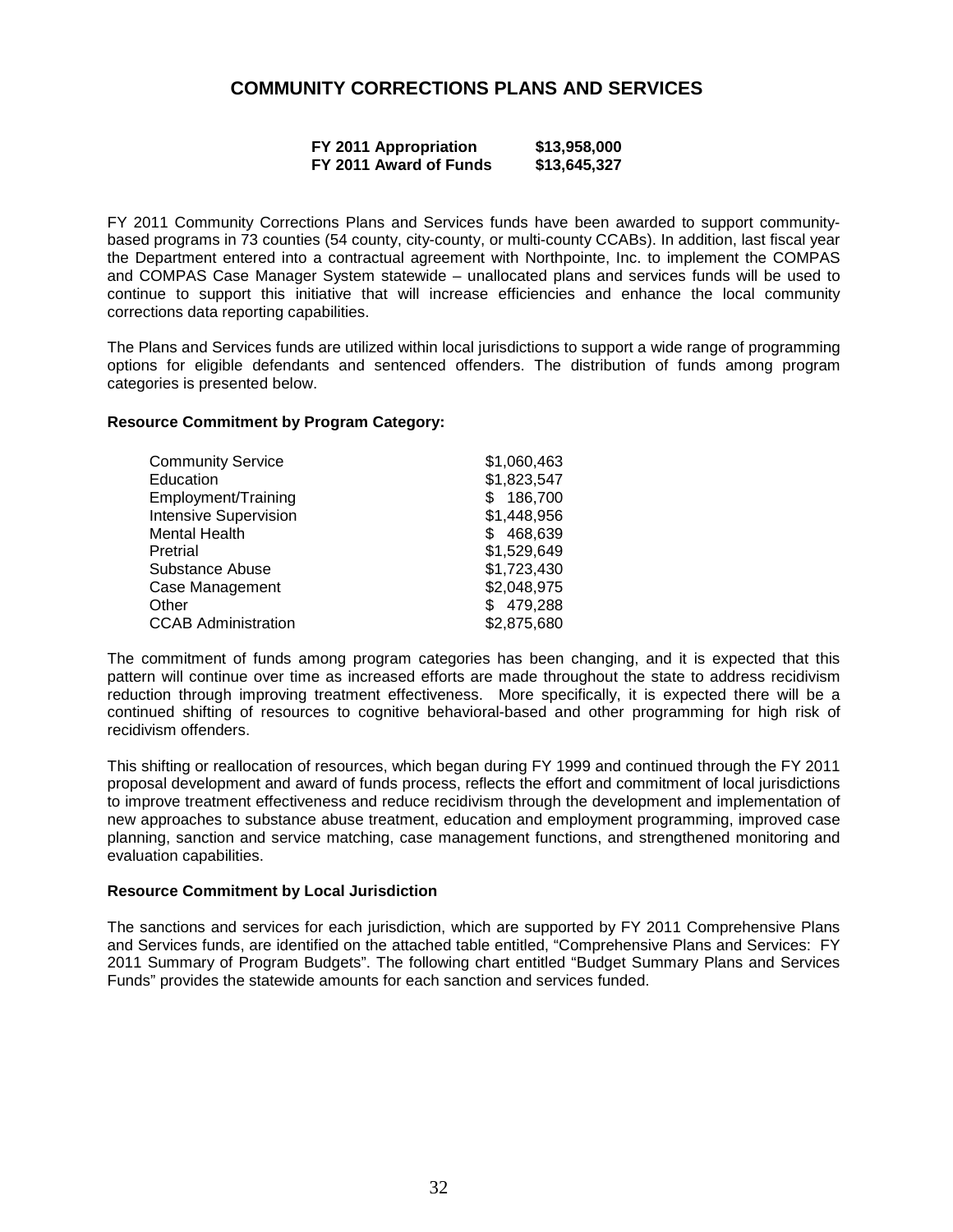# COMMUNITY CORRECTIONS PLANS AND SERVICES

| | |
|---|---|
| **FY 2011 Appropriation** | **$13,958,000** |
| **FY 2011 Award of Funds** | **$13,645,327** |

FY 2011 Community Corrections Plans and Services funds have been awarded to support community-based programs in 73 counties (54 county, city-county, or multi-county CCABs). In addition, last fiscal year the Department entered into a contractual agreement with Northpointe, Inc. to implement the COMPAS and COMPAS Case Manager System statewide – unallocated plans and services funds will be used to continue to support this initiative that will increase efficiencies and enhance the local community corrections data reporting capabilities.

The Plans and Services funds are utilized within local jurisdictions to support a wide range of programming options for eligible defendants and sentenced offenders. The distribution of funds among program categories is presented below.

**Resource Commitment by Program Category:**

| | |
|---|---|
| Community Service | $1,060,463 |
| Education | $1,823,547 |
| Employment/Training | $ 186,700 |
| Intensive Supervision | $1,448,956 |
| Mental Health | $ 468,639 |
| Pretrial | $1,529,649 |
| Substance Abuse | $1,723,430 |
| Case Management | $2,048,975 |
| Other | $ 479,288 |
| CCAB Administration | $2,875,680 |

The commitment of funds among program categories has been changing, and it is expected that this pattern will continue over time as increased efforts are made throughout the state to address recidivism reduction through improving treatment effectiveness. More specifically, it is expected there will be a continued shifting of resources to cognitive behavioral-based and other programming for high risk of recidivism offenders.

This shifting or reallocation of resources, which began during FY 1999 and continued through the FY 2011 proposal development and award of funds process, reflects the effort and commitment of local jurisdictions to improve treatment effectiveness and reduce recidivism through the development and implementation of new approaches to substance abuse treatment, education and employment programming, improved case planning, sanction and service matching, case management functions, and strengthened monitoring and evaluation capabilities.

**Resource Commitment by Local Jurisdiction**

The sanctions and services for each jurisdiction, which are supported by FY 2011 Comprehensive Plans and Services funds, are identified on the attached table entitled, "Comprehensive Plans and Services: FY 2011 Summary of Program Budgets". The following chart entitled "Budget Summary Plans and Services Funds" provides the statewide amounts for each sanction and services funded.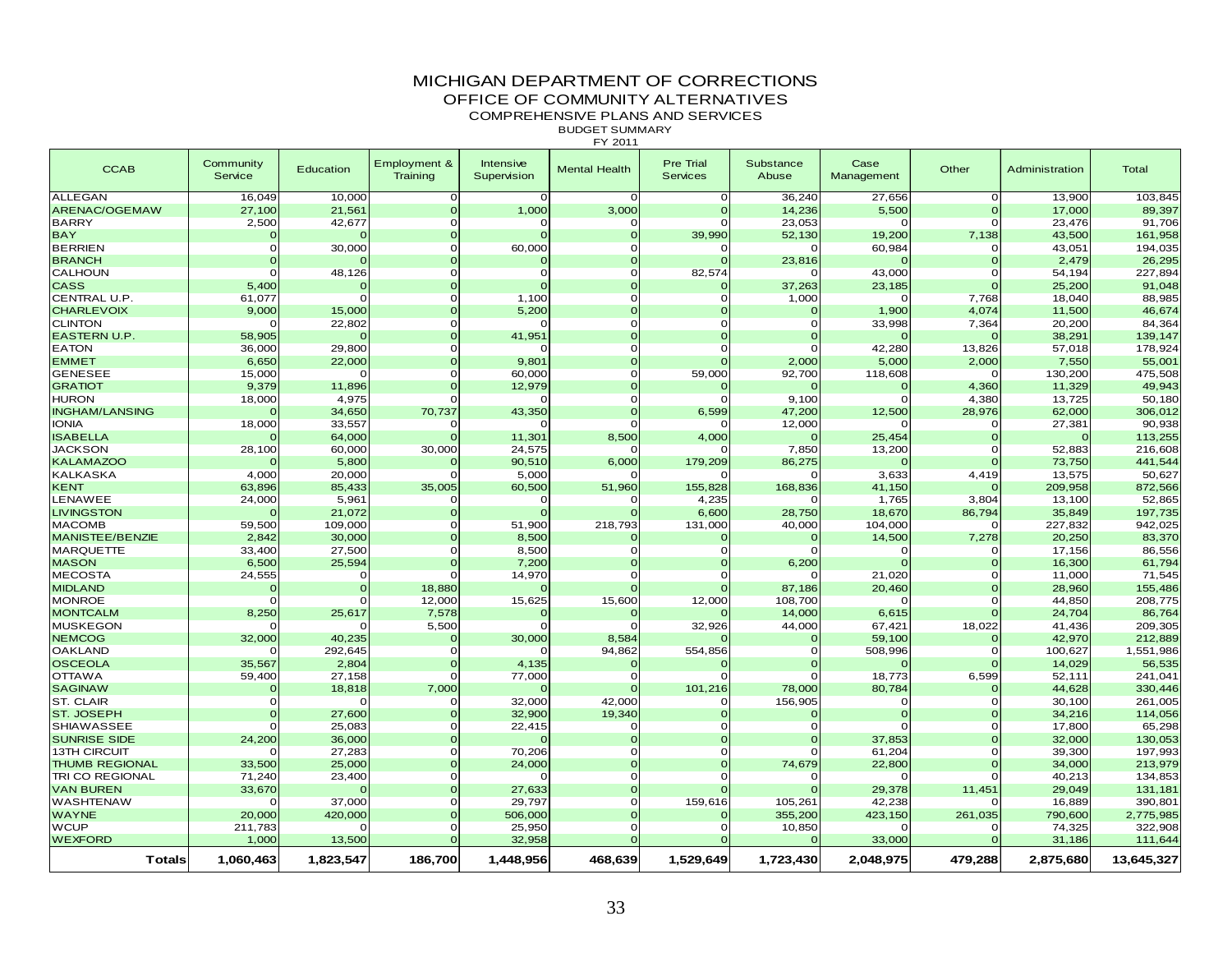# MICHIGAN DEPARTMENT OF CORRECTIONS

## OFFICE OF COMMUNITY ALTERNATIVES

### COMPREHENSIVE PLANS AND SERVICES

BUDGET SUMMARY

FY 2011

| CCAB | Community Service | Education | Employment & Training | Intensive Supervision | Mental Health | Pre Trial Services | Substance Abuse | Case Management | Other | Administration | Total |
|---|---|---|---|---|---|---|---|---|---|---|---|
| ALLEGAN | 16,049 | 10,000 | 0 | 0 | 0 | 0 | 36,240 | 27,656 | 0 | 13,900 | 103,845 |
| ARENAC/OGEMAW | 27,100 | 21,561 | 0 | 1,000 | 3,000 | 0 | 14,236 | 5,500 | 0 | 17,000 | 89,397 |
| BARRY | 2,500 | 42,677 | 0 | 0 | 0 | 0 | 23,053 | 0 | 0 | 23,476 | 91,706 |
| BAY | 0 | 0 | 0 | 0 | 0 | 39,990 | 52,130 | 19,200 | 7,138 | 43,500 | 161,958 |
| BERRIEN | 0 | 30,000 | 0 | 60,000 | 0 | 0 | 0 | 60,984 | 0 | 43,051 | 194,035 |
| BRANCH | 0 | 0 | 0 | 0 | 0 | 0 | 23,816 | 0 | 0 | 2,479 | 26,295 |
| CALHOUN | 0 | 48,126 | 0 | 0 | 0 | 82,574 | 0 | 43,000 | 0 | 54,194 | 227,894 |
| CASS | 5,400 | 0 | 0 | 0 | 0 | 0 | 37,263 | 23,185 | 0 | 25,200 | 91,048 |
| CENTRAL U.P. | 61,077 | 0 | 0 | 1,100 | 0 | 0 | 1,000 | 0 | 7,768 | 18,040 | 88,985 |
| CHARLEVOIX | 9,000 | 15,000 | 0 | 5,200 | 0 | 0 | 0 | 1,900 | 4,074 | 11,500 | 46,674 |
| CLINTON | 0 | 22,802 | 0 | 0 | 0 | 0 | 0 | 33,998 | 7,364 | 20,200 | 84,364 |
| EASTERN U.P. | 58,905 | 0 | 0 | 41,951 | 0 | 0 | 0 | 0 | 0 | 38,291 | 139,147 |
| EATON | 36,000 | 29,800 | 0 | 0 | 0 | 0 | 0 | 42,280 | 13,826 | 57,018 | 178,924 |
| EMMET | 6,650 | 22,000 | 0 | 9,801 | 0 | 0 | 2,000 | 5,000 | 2,000 | 7,550 | 55,001 |
| GENESEE | 15,000 | 0 | 0 | 60,000 | 0 | 59,000 | 92,700 | 118,608 | 0 | 130,200 | 475,508 |
| GRATIOT | 9,379 | 11,896 | 0 | 12,979 | 0 | 0 | 0 | 0 | 4,360 | 11,329 | 49,943 |
| HURON | 18,000 | 4,975 | 0 | 0 | 0 | 0 | 9,100 | 0 | 4,380 | 13,725 | 50,180 |
| INGHAM/LANSING | 0 | 34,650 | 70,737 | 43,350 | 0 | 6,599 | 47,200 | 12,500 | 28,976 | 62,000 | 306,012 |
| IONIA | 18,000 | 33,557 | 0 | 0 | 0 | 0 | 12,000 | 0 | 0 | 27,381 | 90,938 |
| ISABELLA | 0 | 64,000 | 0 | 11,301 | 8,500 | 4,000 | 0 | 25,454 | 0 | 0 | 113,255 |
| JACKSON | 28,100 | 60,000 | 30,000 | 24,575 | 0 | 0 | 7,850 | 13,200 | 0 | 52,883 | 216,608 |
| KALAMAZOO | 0 | 5,800 | 0 | 90,510 | 6,000 | 179,209 | 86,275 | 0 | 0 | 73,750 | 441,544 |
| KALKASKA | 4,000 | 20,000 | 0 | 5,000 | 0 | 0 | 0 | 3,633 | 4,419 | 13,575 | 50,627 |
| KENT | 63,896 | 85,433 | 35,005 | 60,500 | 51,960 | 155,828 | 168,836 | 41,150 | 0 | 209,958 | 872,566 |
| LENAWEE | 24,000 | 5,961 | 0 | 0 | 0 | 4,235 | 0 | 1,765 | 3,804 | 13,100 | 52,865 |
| LIVINGSTON | 0 | 21,072 | 0 | 0 | 0 | 6,600 | 28,750 | 18,670 | 86,794 | 35,849 | 197,735 |
| MACOMB | 59,500 | 109,000 | 0 | 51,900 | 218,793 | 131,000 | 40,000 | 104,000 | 0 | 227,832 | 942,025 |
| MANISTEE/BENZIE | 2,842 | 30,000 | 0 | 8,500 | 0 | 0 | 0 | 14,500 | 7,278 | 20,250 | 83,370 |
| MARQUETTE | 33,400 | 27,500 | 0 | 8,500 | 0 | 0 | 0 | 0 | 0 | 17,156 | 86,556 |
| MASON | 6,500 | 25,594 | 0 | 7,200 | 0 | 0 | 6,200 | 0 | 0 | 16,300 | 61,794 |
| MECOSTA | 24,555 | 0 | 0 | 14,970 | 0 | 0 | 0 | 21,020 | 0 | 11,000 | 71,545 |
| MIDLAND | 0 | 0 | 18,880 | 0 | 0 | 0 | 87,186 | 20,460 | 0 | 28,960 | 155,486 |
| MONROE | 0 | 0 | 12,000 | 15,625 | 15,600 | 12,000 | 108,700 | 0 | 0 | 44,850 | 208,775 |
| MONTCALM | 8,250 | 25,617 | 7,578 | 0 | 0 | 0 | 14,000 | 6,615 | 0 | 24,704 | 86,764 |
| MUSKEGON | 0 | 0 | 5,500 | 0 | 0 | 32,926 | 44,000 | 67,421 | 18,022 | 41,436 | 209,305 |
| NEMCOG | 32,000 | 40,235 | 0 | 30,000 | 8,584 | 0 | 0 | 59,100 | 0 | 42,970 | 212,889 |
| OAKLAND | 0 | 292,645 | 0 | 0 | 94,862 | 554,856 | 0 | 508,996 | 0 | 100,627 | 1,551,986 |
| OSCEOLA | 35,567 | 2,804 | 0 | 4,135 | 0 | 0 | 0 | 0 | 0 | 14,029 | 56,535 |
| OTTAWA | 59,400 | 27,158 | 0 | 77,000 | 0 | 0 | 0 | 18,773 | 6,599 | 52,111 | 241,041 |
| SAGINAW | 0 | 18,818 | 7,000 | 0 | 0 | 101,216 | 78,000 | 80,784 | 0 | 44,628 | 330,446 |
| ST. CLAIR | 0 | 0 | 0 | 32,000 | 42,000 | 0 | 156,905 | 0 | 0 | 30,100 | 261,005 |
| ST. JOSEPH | 0 | 27,600 | 0 | 32,900 | 19,340 | 0 | 0 | 0 | 0 | 34,216 | 114,056 |
| SHIAWASSEE | 0 | 25,083 | 0 | 22,415 | 0 | 0 | 0 | 0 | 0 | 17,800 | 65,298 |
| SUNRISE SIDE | 24,200 | 36,000 | 0 | 0 | 0 | 0 | 0 | 37,853 | 0 | 32,000 | 130,053 |
| 13TH CIRCUIT | 0 | 27,283 | 0 | 70,206 | 0 | 0 | 0 | 61,204 | 0 | 39,300 | 197,993 |
| THUMB REGIONAL | 33,500 | 25,000 | 0 | 24,000 | 0 | 0 | 74,679 | 22,800 | 0 | 34,000 | 213,979 |
| TRI CO REGIONAL | 71,240 | 23,400 | 0 | 0 | 0 | 0 | 0 | 0 | 0 | 40,213 | 134,853 |
| VAN BUREN | 33,670 | 0 | 0 | 27,633 | 0 | 0 | 0 | 29,378 | 11,451 | 29,049 | 131,181 |
| WASHTENAW | 0 | 37,000 | 0 | 29,797 | 0 | 159,616 | 105,261 | 42,238 | 0 | 16,889 | 390,801 |
| WAYNE | 20,000 | 420,000 | 0 | 506,000 | 0 | 0 | 355,200 | 423,150 | 261,035 | 790,600 | 2,775,985 |
| WCUP | 211,783 | 0 | 0 | 25,950 | 0 | 0 | 10,850 | 0 | 0 | 74,325 | 322,908 |
| WEXFORD | 1,000 | 13,500 | 0 | 32,958 | 0 | 0 | 0 | 33,000 | 0 | 31,186 | 111,644 |
| **Totals** | **1,060,463** | **1,823,547** | **186,700** | **1,448,956** | **468,639** | **1,529,649** | **1,723,430** | **2,048,975** | **479,288** | **2,875,680** | **13,645,327** |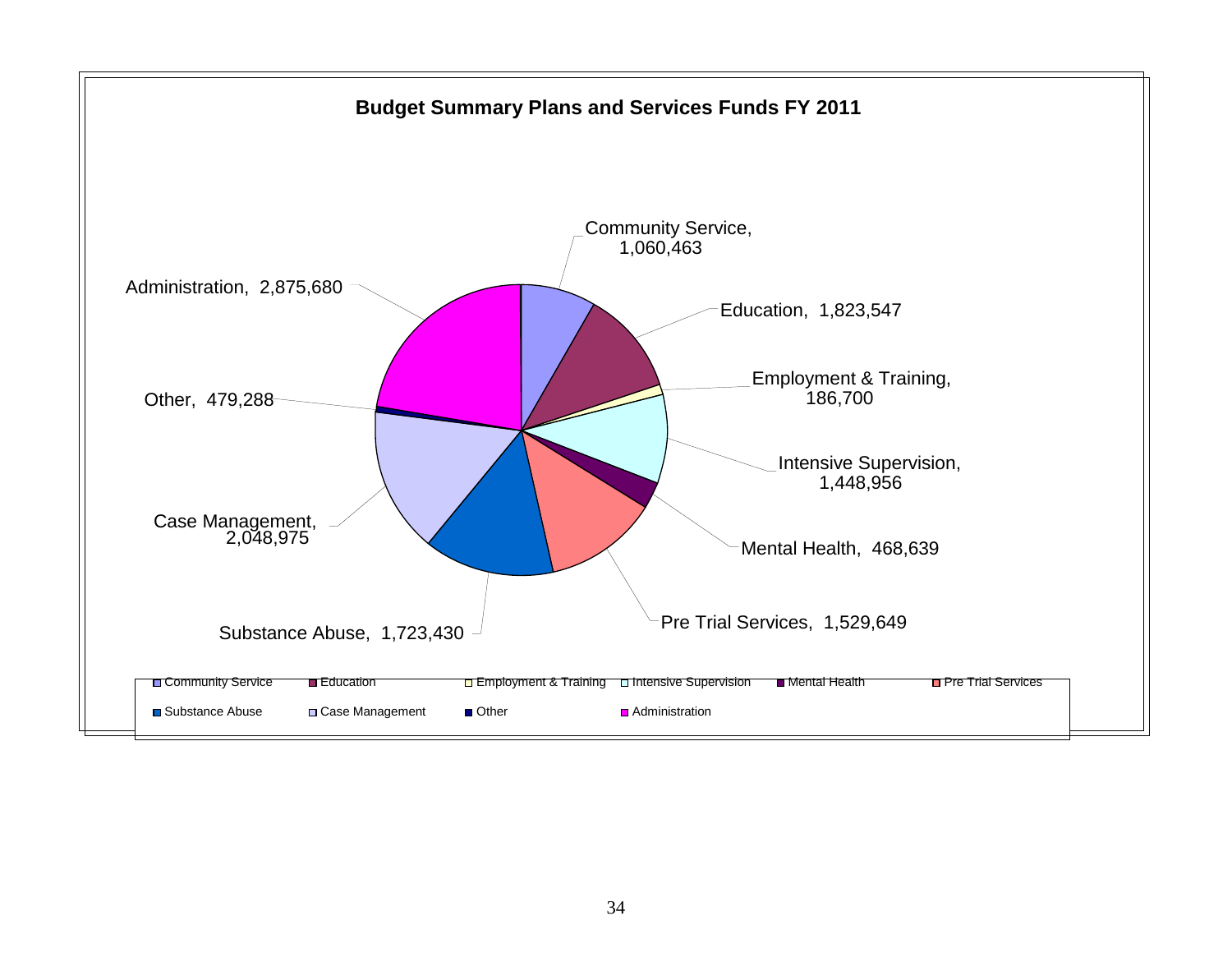## Budget Summary Plans and Services Funds FY 2011

| Category | Amount |
|---|---|
| Community Service | 1,060,463 |
| Education | 1,823,547 |
| Employment & Training | 186,700 |
| Intensive Supervision | 1,448,956 |
| Mental Health | 468,639 |
| Pre Trial Services | 1,529,649 |
| Substance Abuse | 1,723,430 |
| Case Management | 2,048,975 |
| Other | 479,288 |
| Administration | 2,875,680 |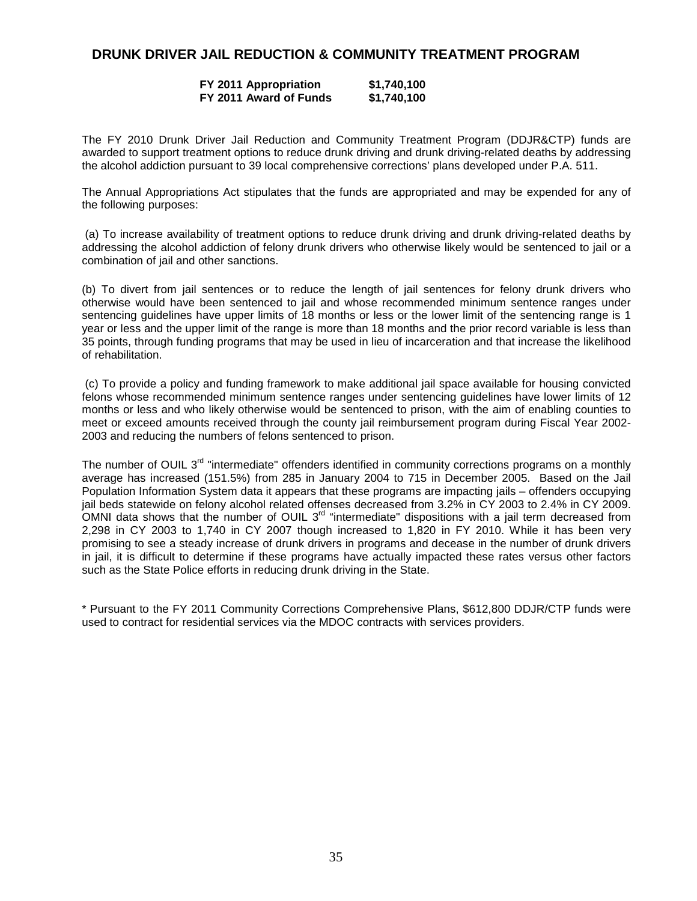## DRUNK DRIVER JAIL REDUCTION & COMMUNITY TREATMENT PROGRAM

| | |
|---|---|
| **FY 2011 Appropriation** | **$1,740,100** |
| **FY 2011 Award of Funds** | **$1,740,100** |

The FY 2010 Drunk Driver Jail Reduction and Community Treatment Program (DDJR&CTP) funds are awarded to support treatment options to reduce drunk driving and drunk driving-related deaths by addressing the alcohol addiction pursuant to 39 local comprehensive corrections' plans developed under P.A. 511.

The Annual Appropriations Act stipulates that the funds are appropriated and may be expended for any of the following purposes:

(a) To increase availability of treatment options to reduce drunk driving and drunk driving-related deaths by addressing the alcohol addiction of felony drunk drivers who otherwise likely would be sentenced to jail or a combination of jail and other sanctions.

(b) To divert from jail sentences or to reduce the length of jail sentences for felony drunk drivers who otherwise would have been sentenced to jail and whose recommended minimum sentence ranges under sentencing guidelines have upper limits of 18 months or less or the lower limit of the sentencing range is 1 year or less and the upper limit of the range is more than 18 months and the prior record variable is less than 35 points, through funding programs that may be used in lieu of incarceration and that increase the likelihood of rehabilitation.

(c) To provide a policy and funding framework to make additional jail space available for housing convicted felons whose recommended minimum sentence ranges under sentencing guidelines have lower limits of 12 months or less and who likely otherwise would be sentenced to prison, with the aim of enabling counties to meet or exceed amounts received through the county jail reimbursement program during Fiscal Year 2002-2003 and reducing the numbers of felons sentenced to prison.

The number of OUIL 3rd "intermediate" offenders identified in community corrections programs on a monthly average has increased (151.5%) from 285 in January 2004 to 715 in December 2005. Based on the Jail Population Information System data it appears that these programs are impacting jails – offenders occupying jail beds statewide on felony alcohol related offenses decreased from 3.2% in CY 2003 to 2.4% in CY 2009. OMNI data shows that the number of OUIL 3rd "intermediate" dispositions with a jail term decreased from 2,298 in CY 2003 to 1,740 in CY 2007 though increased to 1,820 in FY 2010. While it has been very promising to see a steady increase of drunk drivers in programs and decease in the number of drunk drivers in jail, it is difficult to determine if these programs have actually impacted these rates versus other factors such as the State Police efforts in reducing drunk driving in the State.

* Pursuant to the FY 2011 Community Corrections Comprehensive Plans, $612,800 DDJR/CTP funds were used to contract for residential services via the MDOC contracts with services providers.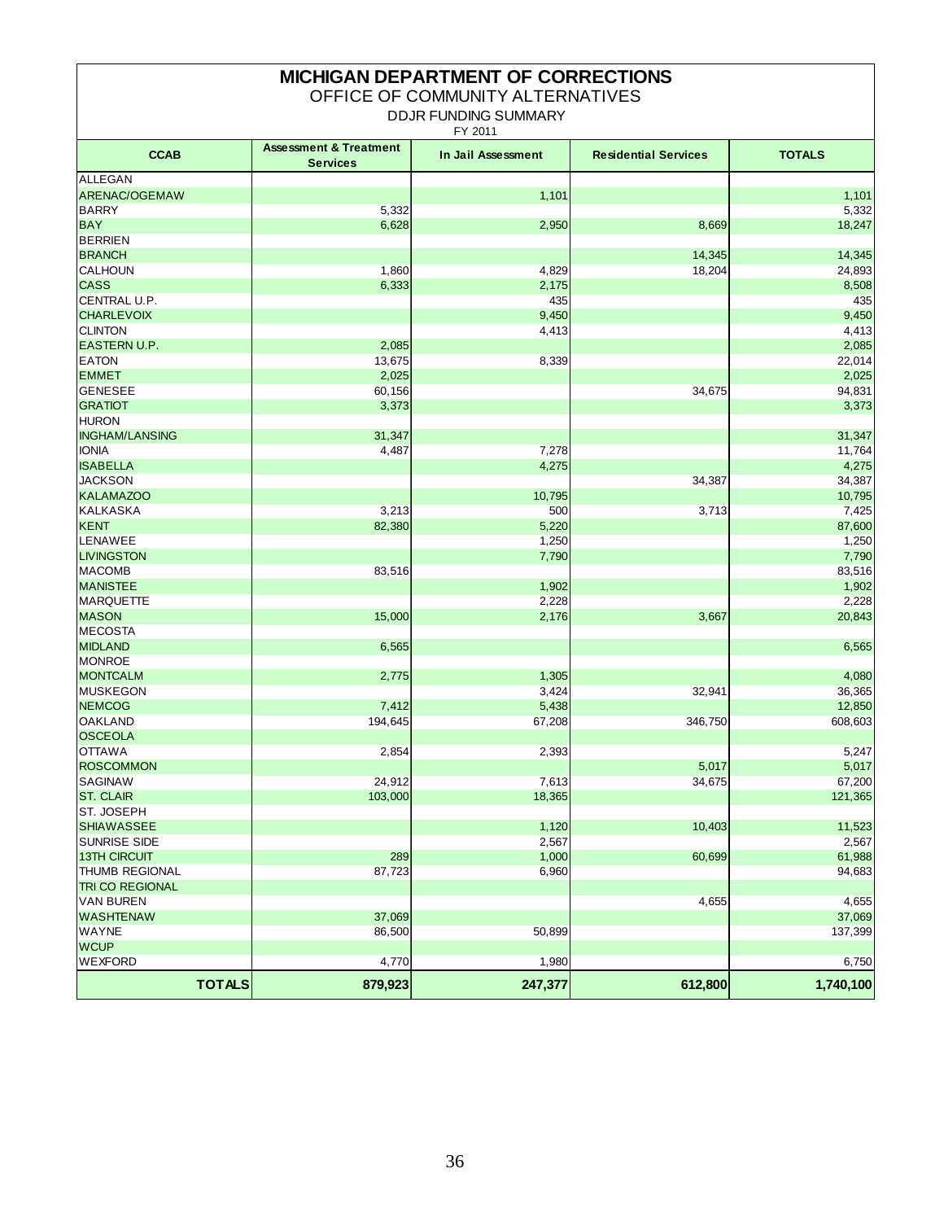# MICHIGAN DEPARTMENT OF CORRECTIONS

## OFFICE OF COMMUNITY ALTERNATIVES

### DDJR FUNDING SUMMARY

FY 2011

| CCAB | Assessment & Treatment Services | In Jail Assessment | Residential Services | TOTALS |
|---|---|---|---|---|
| ALLEGAN | | | | |
| ARENAC/OGEMAW | | 1,101 | | 1,101 |
| BARRY | 5,332 | | | 5,332 |
| BAY | 6,628 | 2,950 | 8,669 | 18,247 |
| BERRIEN | | | | |
| BRANCH | | | 14,345 | 14,345 |
| CALHOUN | 1,860 | 4,829 | 18,204 | 24,893 |
| CASS | 6,333 | 2,175 | | 8,508 |
| CENTRAL U.P. | | 435 | | 435 |
| CHARLEVOIX | | 9,450 | | 9,450 |
| CLINTON | | 4,413 | | 4,413 |
| EASTERN U.P. | 2,085 | | | 2,085 |
| EATON | 13,675 | 8,339 | | 22,014 |
| EMMET | 2,025 | | | 2,025 |
| GENESEE | 60,156 | | 34,675 | 94,831 |
| GRATIOT | 3,373 | | | 3,373 |
| HURON | | | | |
| INGHAM/LANSING | 31,347 | | | 31,347 |
| IONIA | 4,487 | 7,278 | | 11,764 |
| ISABELLA | | 4,275 | | 4,275 |
| JACKSON | | | 34,387 | 34,387 |
| KALAMAZOO | | 10,795 | | 10,795 |
| KALKASKA | 3,213 | 500 | 3,713 | 7,425 |
| KENT | 82,380 | 5,220 | | 87,600 |
| LENAWEE | | 1,250 | | 1,250 |
| LIVINGSTON | | 7,790 | | 7,790 |
| MACOMB | 83,516 | | | 83,516 |
| MANISTEE | | 1,902 | | 1,902 |
| MARQUETTE | | 2,228 | | 2,228 |
| MASON | 15,000 | 2,176 | 3,667 | 20,843 |
| MECOSTA | | | | |
| MIDLAND | 6,565 | | | 6,565 |
| MONROE | | | | |
| MONTCALM | 2,775 | 1,305 | | 4,080 |
| MUSKEGON | | 3,424 | 32,941 | 36,365 |
| NEMCOG | 7,412 | 5,438 | | 12,850 |
| OAKLAND | 194,645 | 67,208 | 346,750 | 608,603 |
| OSCEOLA | | | | |
| OTTAWA | 2,854 | 2,393 | | 5,247 |
| ROSCOMMON | | | 5,017 | 5,017 |
| SAGINAW | 24,912 | 7,613 | 34,675 | 67,200 |
| ST. CLAIR | 103,000 | 18,365 | | 121,365 |
| ST. JOSEPH | | | | |
| SHIAWASSEE | | 1,120 | 10,403 | 11,523 |
| SUNRISE SIDE | | 2,567 | | 2,567 |
| 13TH CIRCUIT | 289 | 1,000 | 60,699 | 61,988 |
| THUMB REGIONAL | 87,723 | 6,960 | | 94,683 |
| TRI CO REGIONAL | | | | |
| VAN BUREN | | | 4,655 | 4,655 |
| WASHTENAW | 37,069 | | | 37,069 |
| WAYNE | 86,500 | 50,899 | | 137,399 |
| WCUP | | | | |
| WEXFORD | 4,770 | 1,980 | | 6,750 |
| **TOTALS** | **879,923** | **247,377** | **612,800** | **1,740,100** |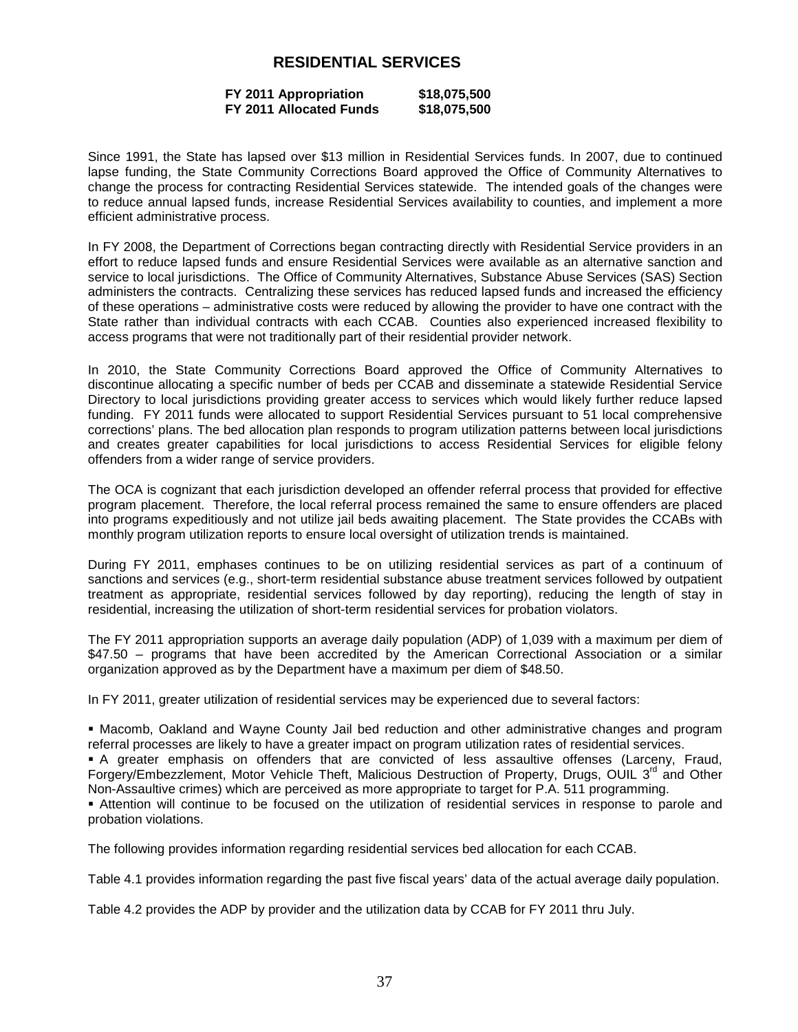# RESIDENTIAL SERVICES

| | |
|---|---|
| **FY 2011 Appropriation** | **$18,075,500** |
| **FY 2011 Allocated Funds** | **$18,075,500** |

Since 1991, the State has lapsed over $13 million in Residential Services funds. In 2007, due to continued lapse funding, the State Community Corrections Board approved the Office of Community Alternatives to change the process for contracting Residential Services statewide. The intended goals of the changes were to reduce annual lapsed funds, increase Residential Services availability to counties, and implement a more efficient administrative process.

In FY 2008, the Department of Corrections began contracting directly with Residential Service providers in an effort to reduce lapsed funds and ensure Residential Services were available as an alternative sanction and service to local jurisdictions. The Office of Community Alternatives, Substance Abuse Services (SAS) Section administers the contracts. Centralizing these services has reduced lapsed funds and increased the efficiency of these operations – administrative costs were reduced by allowing the provider to have one contract with the State rather than individual contracts with each CCAB. Counties also experienced increased flexibility to access programs that were not traditionally part of their residential provider network.

In 2010, the State Community Corrections Board approved the Office of Community Alternatives to discontinue allocating a specific number of beds per CCAB and disseminate a statewide Residential Service Directory to local jurisdictions providing greater access to services which would likely further reduce lapsed funding. FY 2011 funds were allocated to support Residential Services pursuant to 51 local comprehensive corrections' plans. The bed allocation plan responds to program utilization patterns between local jurisdictions and creates greater capabilities for local jurisdictions to access Residential Services for eligible felony offenders from a wider range of service providers.

The OCA is cognizant that each jurisdiction developed an offender referral process that provided for effective program placement. Therefore, the local referral process remained the same to ensure offenders are placed into programs expeditiously and not utilize jail beds awaiting placement. The State provides the CCABs with monthly program utilization reports to ensure local oversight of utilization trends is maintained.

During FY 2011, emphases continues to be on utilizing residential services as part of a continuum of sanctions and services (e.g., short-term residential substance abuse treatment services followed by outpatient treatment as appropriate, residential services followed by day reporting), reducing the length of stay in residential, increasing the utilization of short-term residential services for probation violators.

The FY 2011 appropriation supports an average daily population (ADP) of 1,039 with a maximum per diem of $47.50 – programs that have been accredited by the American Correctional Association or a similar organization approved as by the Department have a maximum per diem of $48.50.

In FY 2011, greater utilization of residential services may be experienced due to several factors:

- Macomb, Oakland and Wayne County Jail bed reduction and other administrative changes and program referral processes are likely to have a greater impact on program utilization rates of residential services.
- A greater emphasis on offenders that are convicted of less assaultive offenses (Larceny, Fraud, Forgery/Embezzlement, Motor Vehicle Theft, Malicious Destruction of Property, Drugs, OUIL 3rd and Other Non-Assaultive crimes) which are perceived as more appropriate to target for P.A. 511 programming.
- Attention will continue to be focused on the utilization of residential services in response to parole and probation violations.

The following provides information regarding residential services bed allocation for each CCAB.

Table 4.1 provides information regarding the past five fiscal years' data of the actual average daily population.

Table 4.2 provides the ADP by provider and the utilization data by CCAB for FY 2011 thru July.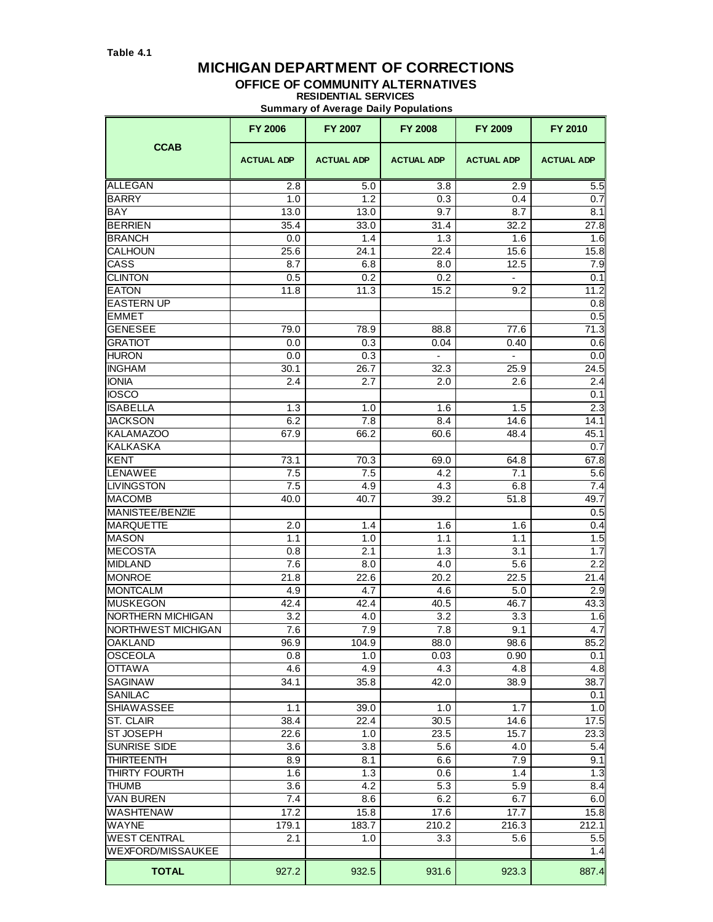Table 4.1

# MICHIGAN DEPARTMENT OF CORRECTIONS

## OFFICE OF COMMUNITY ALTERNATIVES

### RESIDENTIAL SERVICES

**Summary of Average Daily Populations**

| CCAB | FY 2006 | FY 2007 | FY 2008 | FY 2009 | FY 2010 |
|---|---|---|---|---|---|
| | ACTUAL ADP | ACTUAL ADP | ACTUAL ADP | ACTUAL ADP | ACTUAL ADP |
| ALLEGAN | 2.8 | 5.0 | 3.8 | 2.9 | 5.5 |
| BARRY | 1.0 | 1.2 | 0.3 | 0.4 | 0.7 |
| BAY | 13.0 | 13.0 | 9.7 | 8.7 | 8.1 |
| BERRIEN | 35.4 | 33.0 | 31.4 | 32.2 | 27.8 |
| BRANCH | 0.0 | 1.4 | 1.3 | 1.6 | 1.6 |
| CALHOUN | 25.6 | 24.1 | 22.4 | 15.6 | 15.8 |
| CASS | 8.7 | 6.8 | 8.0 | 12.5 | 7.9 |
| CLINTON | 0.5 | 0.2 | 0.2 | - | 0.1 |
| EATON | 11.8 | 11.3 | 15.2 | 9.2 | 11.2 |
| EASTERN UP | | | | | 0.8 |
| EMMET | | | | | 0.5 |
| GENESEE | 79.0 | 78.9 | 88.8 | 77.6 | 71.3 |
| GRATIOT | 0.0 | 0.3 | 0.04 | 0.40 | 0.6 |
| HURON | 0.0 | 0.3 | - | - | 0.0 |
| INGHAM | 30.1 | 26.7 | 32.3 | 25.9 | 24.5 |
| IONIA | 2.4 | 2.7 | 2.0 | 2.6 | 2.4 |
| IOSCO | | | | | 0.1 |
| ISABELLA | 1.3 | 1.0 | 1.6 | 1.5 | 2.3 |
| JACKSON | 6.2 | 7.8 | 8.4 | 14.6 | 14.1 |
| KALAMAZOO | 67.9 | 66.2 | 60.6 | 48.4 | 45.1 |
| KALKASKA | | | | | 0.7 |
| KENT | 73.1 | 70.3 | 69.0 | 64.8 | 67.8 |
| LENAWEE | 7.5 | 7.5 | 4.2 | 7.1 | 5.6 |
| LIVINGSTON | 7.5 | 4.9 | 4.3 | 6.8 | 7.4 |
| MACOMB | 40.0 | 40.7 | 39.2 | 51.8 | 49.7 |
| MANISTEE/BENZIE | | | | | 0.5 |
| MARQUETTE | 2.0 | 1.4 | 1.6 | 1.6 | 0.4 |
| MASON | 1.1 | 1.0 | 1.1 | 1.1 | 1.5 |
| MECOSTA | 0.8 | 2.1 | 1.3 | 3.1 | 1.7 |
| MIDLAND | 7.6 | 8.0 | 4.0 | 5.6 | 2.2 |
| MONROE | 21.8 | 22.6 | 20.2 | 22.5 | 21.4 |
| MONTCALM | 4.9 | 4.7 | 4.6 | 5.0 | 2.9 |
| MUSKEGON | 42.4 | 42.4 | 40.5 | 46.7 | 43.3 |
| NORTHERN MICHIGAN | 3.2 | 4.0 | 3.2 | 3.3 | 1.6 |
| NORTHWEST MICHIGAN | 7.6 | 7.9 | 7.8 | 9.1 | 4.7 |
| OAKLAND | 96.9 | 104.9 | 88.0 | 98.6 | 85.2 |
| OSCEOLA | 0.8 | 1.0 | 0.03 | 0.90 | 0.1 |
| OTTAWA | 4.6 | 4.9 | 4.3 | 4.8 | 4.8 |
| SAGINAW | 34.1 | 35.8 | 42.0 | 38.9 | 38.7 |
| SANILAC | | | | | 0.1 |
| SHIAWASSEE | 1.1 | 39.0 | 1.0 | 1.7 | 1.0 |
| ST. CLAIR | 38.4 | 22.4 | 30.5 | 14.6 | 17.5 |
| ST JOSEPH | 22.6 | 1.0 | 23.5 | 15.7 | 23.3 |
| SUNRISE SIDE | 3.6 | 3.8 | 5.6 | 4.0 | 5.4 |
| THIRTEENTH | 8.9 | 8.1 | 6.6 | 7.9 | 9.1 |
| THIRTY FOURTH | 1.6 | 1.3 | 0.6 | 1.4 | 1.3 |
| THUMB | 3.6 | 4.2 | 5.3 | 5.9 | 8.4 |
| VAN BUREN | 7.4 | 8.6 | 6.2 | 6.7 | 6.0 |
| WASHTENAW | 17.2 | 15.8 | 17.6 | 17.7 | 15.8 |
| WAYNE | 179.1 | 183.7 | 210.2 | 216.3 | 212.1 |
| WEST CENTRAL | 2.1 | 1.0 | 3.3 | 5.6 | 5.5 |
| WEXFORD/MISSAUKEE | | | | | 1.4 |
| **TOTAL** | 927.2 | 932.5 | 931.6 | 923.3 | 887.4 |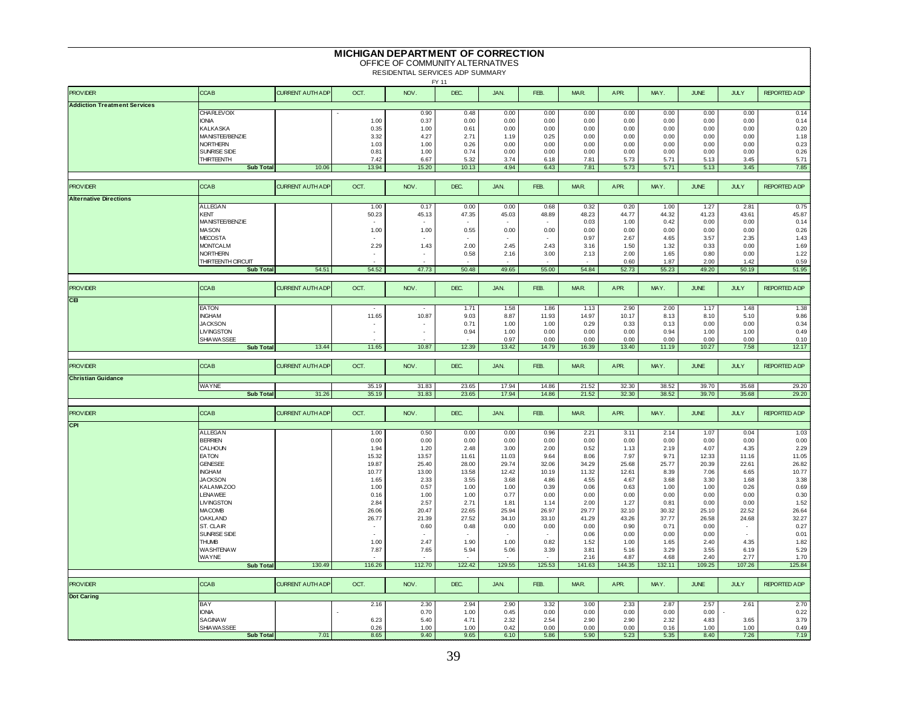# MICHIGAN DEPARTMENT OF CORRECTION

OFFICE OF COMMUNITY ALTERNATIVES

RESIDENTIAL SERVICES ADP SUMMARY

FY 11

| PROVIDER | CCAB | CURRENT AUTH ADP | OCT. | NOV. | DEC. | JAN. | FEB. | MAR. | APR. | MAY. | JUNE | JULY | REPORTED ADP |
|---|---|---|---|---|---|---|---|---|---|---|---|---|---|
| **Addiction Treatment Services** | | | | | | | | | | | | | |
| | CHARLEVOIX | | - | 0.90 | 0.48 | 0.00 | 0.00 | 0.00 | 0.00 | 0.00 | 0.00 | 0.00 | 0.14 |
| | IONIA | | 1.00 | 0.37 | 0.00 | 0.00 | 0.00 | 0.00 | 0.00 | 0.00 | 0.00 | 0.00 | 0.14 |
| | KALKASKA | | 0.35 | 1.00 | 0.61 | 0.00 | 0.00 | 0.00 | 0.00 | 0.00 | 0.00 | 0.00 | 0.20 |
| | MANISTEE/BENZIE | | 3.32 | 4.27 | 2.71 | 1.19 | 0.25 | 0.00 | 0.00 | 0.00 | 0.00 | 0.00 | 1.18 |
| | NORTHERN | | 1.03 | 1.00 | 0.26 | 0.00 | 0.00 | 0.00 | 0.00 | 0.00 | 0.00 | 0.00 | 0.23 |
| | SUNRISE SIDE | | 0.81 | 1.00 | 0.74 | 0.00 | 0.00 | 0.00 | 0.00 | 0.00 | 0.00 | 0.00 | 0.26 |
| | THIRTEENTH | | 7.42 | 6.67 | 5.32 | 3.74 | 6.18 | 7.81 | 5.73 | 5.71 | 5.13 | 3.45 | 5.71 |
| | **Sub Total** | 10.06 | 13.94 | 15.20 | 10.13 | 4.94 | 6.43 | 7.81 | 5.73 | 5.71 | 5.13 | 3.45 | 7.85 |
| **PROVIDER** | **CCAB** | **CURRENT AUTH ADP** | **OCT.** | **NOV.** | **DEC.** | **JAN.** | **FEB.** | **MAR.** | **APR.** | **MAY.** | **JUNE** | **JULY** | **REPORTED ADP** |
| **Alternative Directions** | | | | | | | | | | | | | |
| | ALLEGAN | | 1.00 | 0.17 | 0.00 | 0.00 | 0.68 | 0.32 | 0.20 | 1.00 | 1.27 | 2.81 | 0.75 |
| | KENT | | 50.23 | 45.13 | 47.35 | 45.03 | 48.89 | 48.23 | 44.77 | 44.32 | 41.23 | 43.61 | 45.87 |
| | MANISTEE/BENZIE | | - | - | - | - | - | 0.03 | 1.00 | 0.42 | 0.00 | 0.00 | 0.14 |
| | MASON | | 1.00 | 1.00 | 0.55 | 0.00 | 0.00 | 0.00 | 0.00 | 0.00 | 0.00 | 0.00 | 0.26 |
| | MECOSTA | | - | - | - | - | - | 0.97 | 2.67 | 4.65 | 3.57 | 2.35 | 1.43 |
| | MONTCALM | | 2.29 | 1.43 | 2.00 | 2.45 | 2.43 | 3.16 | 1.50 | 1.32 | 0.33 | 0.00 | 1.69 |
| | NORTHERN | | - | - | 0.58 | 2.16 | 3.00 | 2.13 | 2.00 | 1.65 | 0.80 | 0.00 | 1.22 |
| | THIRTEENTH CIRCUIT | | - | - | - | - | - | - | 0.60 | 1.87 | 2.00 | 1.42 | 0.59 |
| | **Sub Total** | 54.51 | 54.52 | 47.73 | 50.48 | 49.65 | 55.00 | 54.84 | 52.73 | 55.23 | 49.20 | 50.19 | 51.95 |
| **PROVIDER** | **CCAB** | **CURRENT AUTH ADP** | **OCT.** | **NOV.** | **DEC.** | **JAN.** | **FEB.** | **MAR.** | **APR.** | **MAY.** | **JUNE** | **JULY** | **REPORTED ADP** |
| **CEI** | | | | | | | | | | | | | |
| | EATON | | - | - | 1.71 | 1.58 | 1.86 | 1.13 | 2.90 | 2.00 | 1.17 | 1.48 | 1.38 |
| | INGHAM | | 11.65 | 10.87 | 9.03 | 8.87 | 11.93 | 14.97 | 10.17 | 8.13 | 8.10 | 5.10 | 9.86 |
| | JACKSON | | - | - | 0.71 | 1.00 | 1.00 | 0.29 | 0.33 | 0.13 | 0.00 | 0.00 | 0.34 |
| | LIVINGSTON | | - | - | 0.94 | 1.00 | 0.00 | 0.00 | 0.00 | 0.94 | 1.00 | 1.00 | 0.49 |
| | SHIAWASSEE | | - | - | - | 0.97 | 0.00 | 0.00 | 0.00 | 0.00 | 0.00 | 0.00 | 0.10 |
| | **Sub Total** | 13.44 | 11.65 | 10.87 | 12.39 | 13.42 | 14.79 | 16.39 | 13.40 | 11.19 | 10.27 | 7.58 | 12.17 |
| **PROVIDER** | **CCAB** | **CURRENT AUTH ADP** | **OCT.** | **NOV.** | **DEC.** | **JAN.** | **FEB.** | **MAR.** | **APR.** | **MAY.** | **JUNE** | **JULY** | **REPORTED ADP** |
| **Christian Guidance** | | | | | | | | | | | | | |
| | WAYNE | | 35.19 | 31.83 | 23.65 | 17.94 | 14.86 | 21.52 | 32.30 | 38.52 | 39.70 | 35.68 | 29.20 |
| | **Sub Total** | 31.26 | 35.19 | 31.83 | 23.65 | 17.94 | 14.86 | 21.52 | 32.30 | 38.52 | 39.70 | 35.68 | 29.20 |
| **PROVIDER** | **CCAB** | **CURRENT AUTH ADP** | **OCT.** | **NOV.** | **DEC.** | **JAN.** | **FEB.** | **MAR.** | **APR.** | **MAY.** | **JUNE** | **JULY** | **REPORTED ADP** |
| **CPI** | | | | | | | | | | | | | |
| | ALLEGAN | | 1.00 | 0.50 | 0.00 | 0.00 | 0.96 | 2.21 | 3.11 | 2.14 | 1.07 | 0.04 | 1.03 |
| | BERRIEN | | 0.00 | 0.00 | 0.00 | 0.00 | 0.00 | 0.00 | 0.00 | 0.00 | 0.00 | 0.00 | 0.00 |
| | CALHOUN | | 1.94 | 1.20 | 2.48 | 3.00 | 2.00 | 0.52 | 1.13 | 2.19 | 4.07 | 4.35 | 2.29 |
| | EATON | | 15.32 | 13.57 | 11.61 | 11.03 | 9.64 | 8.06 | 7.97 | 9.71 | 12.33 | 11.16 | 11.05 |
| | GENESEE | | 19.87 | 25.40 | 28.00 | 29.74 | 32.06 | 34.29 | 25.68 | 25.77 | 20.39 | 22.61 | 26.82 |
| | INGHAM | | 10.77 | 13.00 | 13.58 | 12.42 | 10.19 | 11.32 | 12.61 | 8.39 | 7.06 | 6.65 | 10.77 |
| | JACKSON | | 1.65 | 2.33 | 3.55 | 3.68 | 4.86 | 4.55 | 4.67 | 3.68 | 3.30 | 1.68 | 3.38 |
| | KALAMAZOO | | 1.00 | 0.57 | 1.00 | 1.00 | 0.39 | 0.06 | 0.63 | 1.00 | 1.00 | 0.26 | 0.69 |
| | LENAWEE | | 0.16 | 1.00 | 1.00 | 0.77 | 0.00 | 0.00 | 0.00 | 0.00 | 0.00 | 0.00 | 0.30 |
| | LIVINGSTON | | 2.84 | 2.57 | 2.71 | 1.81 | 1.14 | 2.00 | 1.27 | 0.81 | 0.00 | 0.00 | 1.52 |
| | MACOMB | | 26.06 | 20.47 | 22.65 | 25.94 | 26.97 | 29.77 | 32.10 | 30.32 | 25.10 | 22.52 | 26.64 |
| | OAKLAND | | 26.77 | 21.39 | 27.52 | 34.10 | 33.10 | 41.29 | 43.26 | 37.77 | 26.58 | 24.68 | 32.27 |
| | ST. CLAIR | | - | 0.60 | 0.48 | 0.00 | 0.00 | 0.00 | 0.90 | 0.71 | 0.00 | - | 0.27 |
| | SUNRISE SIDE | | - | - | - | - | - | 0.06 | 0.00 | 0.00 | 0.00 | - | 0.01 |
| | THUMB | | 1.00 | 2.47 | 1.90 | 1.00 | 0.82 | 1.52 | 1.00 | 1.65 | 2.40 | 4.35 | 1.82 |
| | WASHTENAW | | 7.87 | 7.65 | 5.94 | 5.06 | 3.39 | 3.81 | 5.16 | 3.29 | 3.55 | 6.19 | 5.29 |
| | WAYNE | | - | - | - | - | - | 2.16 | 4.87 | 4.68 | 2.40 | 2.77 | 1.70 |
| | **Sub Total** | 130.49 | 116.26 | 112.70 | 122.42 | 129.55 | 125.53 | 141.63 | 144.35 | 132.11 | 109.25 | 107.26 | 125.84 |
| **PROVIDER** | **CCAB** | **CURRENT AUTH ADP** | **OCT.** | **NOV.** | **DEC.** | **JAN.** | **FEB.** | **MAR.** | **APR.** | **MAY.** | **JUNE** | **JULY** | **REPORTED ADP** |
| **Dot Caring** | | | | | | | | | | | | | |
| | BAY | | 2.16 | 2.30 | 2.94 | 2.90 | 3.32 | 3.00 | 2.33 | 2.87 | 2.57 | 2.61 | 2.70 |
| | IONIA | | - | 0.70 | 1.00 | 0.45 | 0.00 | 0.00 | 0.00 | 0.00 | 0.00 | - | 0.22 |
| | SAGINAW | | 6.23 | 5.40 | 4.71 | 2.32 | 2.54 | 2.90 | 2.90 | 2.32 | 4.83 | 3.65 | 3.79 |
| | SHIAWASSEE | | 0.26 | 1.00 | 1.00 | 0.42 | 0.00 | 0.00 | 0.00 | 0.16 | 1.00 | 1.00 | 0.49 |
| | **Sub Total** | 7.01 | 8.65 | 9.40 | 9.65 | 6.10 | 5.86 | 5.90 | 5.23 | 5.35 | 8.40 | 7.26 | 7.19 |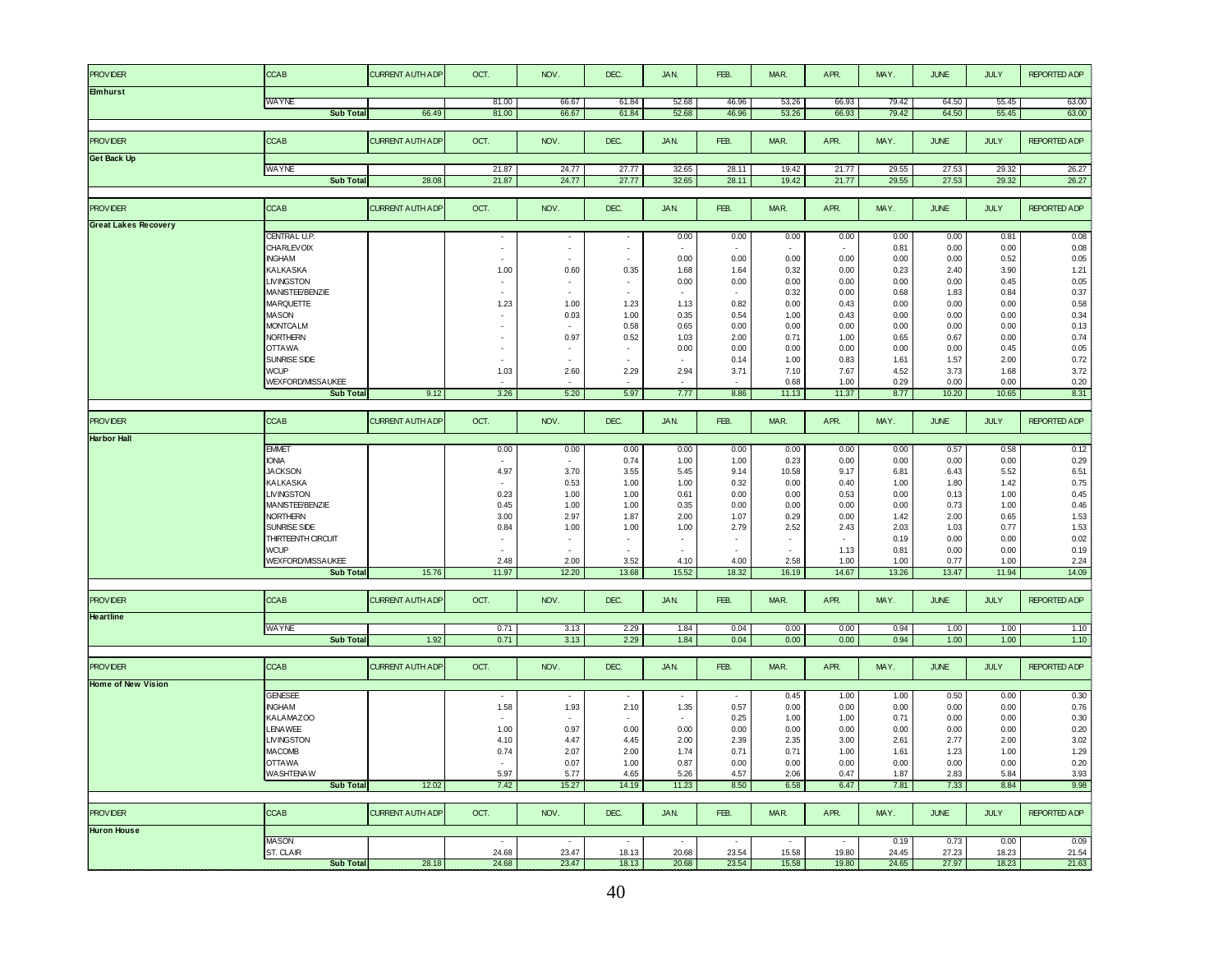| PROVIDER | CCAB | CURRENT AUTH ADP | OCT. | NOV. | DEC. | JAN. | FEB. | MAR. | APR. | MAY. | JUNE | JULY | REPORTED ADP |
|---|---|---|---|---|---|---|---|---|---|---|---|---|---|
| **Elmhurst** | | | | | | | | | | | | | |
| | WAYNE | | 81.00 | 66.67 | 61.84 | 52.68 | 46.96 | 53.26 | 66.93 | 79.42 | 64.50 | 55.45 | 63.00 |
| | **Sub Total** | 66.49 | 81.00 | 66.67 | 61.84 | 52.68 | 46.96 | 53.26 | 66.93 | 79.42 | 64.50 | 55.45 | 63.00 |

| PROVIDER | CCAB | CURRENT AUTH ADP | OCT. | NOV. | DEC. | JAN. | FEB. | MAR. | APR. | MAY. | JUNE | JULY | REPORTED ADP |
|---|---|---|---|---|---|---|---|---|---|---|---|---|---|
| **Get Back Up** | | | | | | | | | | | | | |
| | WAYNE | | 21.87 | 24.77 | 27.77 | 32.65 | 28.11 | 19.42 | 21.77 | 29.55 | 27.53 | 29.32 | 26.27 |
| | **Sub Total** | 28.08 | 21.87 | 24.77 | 27.77 | 32.65 | 28.11 | 19.42 | 21.77 | 29.55 | 27.53 | 29.32 | 26.27 |

| PROVIDER | CCAB | CURRENT AUTH ADP | OCT. | NOV. | DEC. | JAN. | FEB. | MAR. | APR. | MAY. | JUNE | JULY | REPORTED ADP |
|---|---|---|---|---|---|---|---|---|---|---|---|---|---|
| **Great Lakes Recovery** | | | | | | | | | | | | | |
| | CENTRAL U.P. | | - | - | - | 0.00 | 0.00 | 0.00 | 0.00 | 0.00 | 0.00 | 0.81 | 0.08 |
| | CHARLEVOIX | | - | - | - | - | - | - | - | 0.81 | 0.00 | 0.00 | 0.08 |
| | INGHAM | | - | - | - | 0.00 | 0.00 | 0.00 | 0.00 | 0.00 | 0.00 | 0.52 | 0.05 |
| | KALKASKA | | 1.00 | 0.60 | 0.35 | 1.68 | 1.64 | 0.32 | 0.00 | 0.23 | 2.40 | 3.90 | 1.21 |
| | LIVINGSTON | | - | - | - | 0.00 | 0.00 | 0.00 | 0.00 | 0.00 | 0.00 | 0.45 | 0.05 |
| | MANISTEE/BENZIE | | - | - | - | - | - | 0.32 | 0.00 | 0.68 | 1.83 | 0.84 | 0.37 |
| | MARQUETTE | | 1.23 | 1.00 | 1.23 | 1.13 | 0.82 | 0.00 | 0.43 | 0.00 | 0.00 | 0.00 | 0.58 |
| | MASON | | - | 0.03 | 1.00 | 0.35 | 0.54 | 1.00 | 0.43 | 0.00 | 0.00 | 0.00 | 0.34 |
| | MONTCALM | | - | - | 0.58 | 0.65 | 0.00 | 0.00 | 0.00 | 0.00 | 0.00 | 0.00 | 0.13 |
| | NORTHERN | | - | 0.97 | 0.52 | 1.03 | 2.00 | 0.71 | 1.00 | 0.65 | 0.67 | 0.00 | 0.74 |
| | OTTAWA | | - | - | - | 0.00 | 0.00 | 0.00 | 0.00 | 0.00 | 0.00 | 0.45 | 0.05 |
| | SUNRISE SIDE | | - | - | - | - | 0.14 | 1.00 | 0.83 | 1.61 | 1.57 | 2.00 | 0.72 |
| | WCUP | | 1.03 | 2.60 | 2.29 | 2.94 | 3.71 | 7.10 | 7.67 | 4.52 | 3.73 | 1.68 | 3.72 |
| | WEXFORD/MISSAUKEE | | - | - | - | - | - | 0.68 | 1.00 | 0.29 | 0.00 | 0.00 | 0.20 |
| | **Sub Total** | 9.12 | 3.26 | 5.20 | 5.97 | 7.77 | 8.86 | 11.13 | 11.37 | 8.77 | 10.20 | 10.65 | 8.31 |

| PROVIDER | CCAB | CURRENT AUTH ADP | OCT. | NOV. | DEC. | JAN. | FEB. | MAR. | APR. | MAY. | JUNE | JULY | REPORTED ADP |
|---|---|---|---|---|---|---|---|---|---|---|---|---|---|
| **Harbor Hall** | | | | | | | | | | | | | |
| | EMMET | | 0.00 | 0.00 | 0.00 | 0.00 | 0.00 | 0.00 | 0.00 | 0.00 | 0.57 | 0.58 | 0.12 |
| | IONIA | | - | - | 0.74 | 1.00 | 1.00 | 0.23 | 0.00 | 0.00 | 0.00 | 0.00 | 0.29 |
| | JACKSON | | 4.97 | 3.70 | 3.55 | 5.45 | 9.14 | 10.58 | 9.17 | 6.81 | 6.43 | 5.52 | 6.51 |
| | KALKASKA | | - | 0.53 | 1.00 | 1.00 | 0.32 | 0.00 | 0.40 | 1.00 | 1.80 | 1.42 | 0.75 |
| | LIVINGSTON | | 0.23 | 1.00 | 1.00 | 0.61 | 0.00 | 0.00 | 0.53 | 0.00 | 0.13 | 1.00 | 0.45 |
| | MANISTEE/BENZIE | | 0.45 | 1.00 | 1.00 | 0.35 | 0.00 | 0.00 | 0.00 | 0.00 | 0.73 | 1.00 | 0.46 |
| | NORTHERN | | 3.00 | 2.97 | 1.87 | 2.00 | 1.07 | 0.29 | 0.00 | 1.42 | 2.00 | 0.65 | 1.53 |
| | SUNRISE SIDE | | 0.84 | 1.00 | 1.00 | 1.00 | 2.79 | 2.52 | 2.43 | 2.03 | 1.03 | 0.77 | 1.53 |
| | THIRTEENTH CIRCUIT | | - | - | - | - | - | - | - | 0.19 | 0.00 | 0.00 | 0.02 |
| | WCUP | | - | - | - | - | - | - | 1.13 | 0.81 | 0.00 | 0.00 | 0.19 |
| | WEXFORD/MISSAUKEE | | 2.48 | 2.00 | 3.52 | 4.10 | 4.00 | 2.58 | 1.00 | 1.00 | 0.77 | 1.00 | 2.24 |
| | **Sub Total** | 15.76 | 11.97 | 12.20 | 13.68 | 15.52 | 18.32 | 16.19 | 14.67 | 13.26 | 13.47 | 11.94 | 14.09 |

| PROVIDER | CCAB | CURRENT AUTH ADP | OCT. | NOV. | DEC. | JAN. | FEB. | MAR. | APR. | MAY. | JUNE | JULY | REPORTED ADP |
|---|---|---|---|---|---|---|---|---|---|---|---|---|---|
| **Heartline** | | | | | | | | | | | | | |
| | WAYNE | | 0.71 | 3.13 | 2.29 | 1.84 | 0.04 | 0.00 | 0.00 | 0.94 | 1.00 | 1.00 | 1.10 |
| | **Sub Total** | 1.92 | 0.71 | 3.13 | 2.29 | 1.84 | 0.04 | 0.00 | 0.00 | 0.94 | 1.00 | 1.00 | 1.10 |

| PROVIDER | CCAB | CURRENT AUTH ADP | OCT. | NOV. | DEC. | JAN. | FEB. | MAR. | APR. | MAY. | JUNE | JULY | REPORTED ADP |
|---|---|---|---|---|---|---|---|---|---|---|---|---|---|
| **Home of New Vision** | | | | | | | | | | | | | |
| | GENESEE | | - | - | - | - | - | 0.45 | 1.00 | 1.00 | 0.50 | 0.00 | 0.30 |
| | INGHAM | | 1.58 | 1.93 | 2.10 | 1.35 | 0.57 | 0.00 | 0.00 | 0.00 | 0.00 | 0.00 | 0.76 |
| | KALAMAZOO | | - | - | - | - | 0.25 | 1.00 | 1.00 | 0.71 | 0.00 | 0.00 | 0.30 |
| | LENAWEE | | 1.00 | 0.97 | 0.00 | 0.00 | 0.00 | 0.00 | 0.00 | 0.00 | 0.00 | 0.00 | 0.20 |
| | LIVINGSTON | | 4.10 | 4.47 | 4.45 | 2.00 | 2.39 | 2.35 | 3.00 | 2.61 | 2.77 | 2.00 | 3.02 |
| | MACOMB | | 0.74 | 2.07 | 2.00 | 1.74 | 0.71 | 0.71 | 1.00 | 1.61 | 1.23 | 1.00 | 1.29 |
| | OTTAWA | | - | 0.07 | 1.00 | 0.87 | 0.00 | 0.00 | 0.00 | 0.00 | 0.00 | 0.00 | 0.20 |
| | WASHTENAW | | 5.97 | 5.77 | 4.65 | 5.26 | 4.57 | 2.06 | 0.47 | 1.87 | 2.83 | 5.84 | 3.93 |
| | **Sub Total** | 12.02 | 7.42 | 15.27 | 14.19 | 11.23 | 8.50 | 6.58 | 6.47 | 7.81 | 7.33 | 8.84 | 9.98 |

| PROVIDER | CCAB | CURRENT AUTH ADP | OCT. | NOV. | DEC. | JAN. | FEB. | MAR. | APR. | MAY. | JUNE | JULY | REPORTED ADP |
|---|---|---|---|---|---|---|---|---|---|---|---|---|---|
| **Huron House** | | | | | | | | | | | | | |
| | MASON | | - | - | - | - | - | - | - | 0.19 | 0.73 | 0.00 | 0.09 |
| | ST. CLAIR | | 24.68 | 23.47 | 18.13 | 20.68 | 23.54 | 15.58 | 19.80 | 24.45 | 27.23 | 18.23 | 21.54 |
| | **Sub Total** | 28.18 | 24.68 | 23.47 | 18.13 | 20.68 | 23.54 | 15.58 | 19.80 | 24.65 | 27.97 | 18.23 | 21.63 |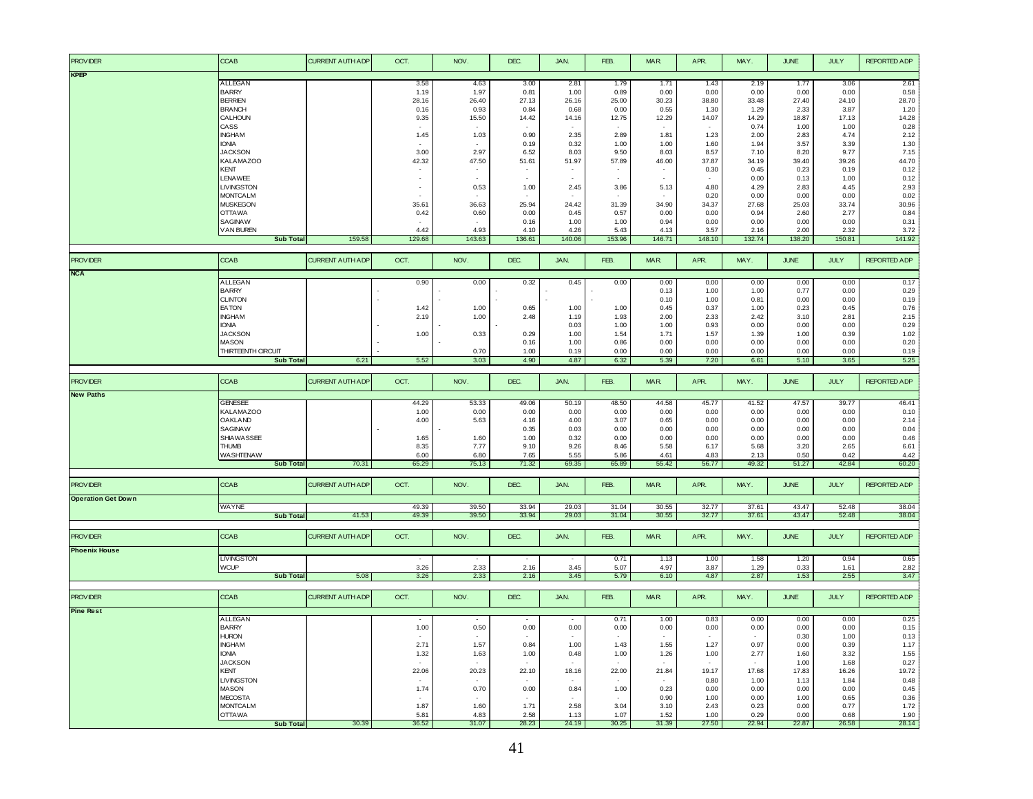| PROVIDER | CCAB | CURRENT AUTH ADP | OCT. | NOV. | DEC. | JAN. | FEB. | MAR. | APR. | MAY. | JUNE | JULY | REPORTED ADP |
|---|---|---|---|---|---|---|---|---|---|---|---|---|---|
| **KPEP** | | | | | | | | | | | | | |
| | ALLEGAN | | 3.58 | 4.63 | 3.00 | 2.81 | 1.79 | 1.71 | 1.43 | 2.19 | 1.77 | 3.06 | 2.61 |
| | BARRY | | 1.19 | 1.97 | 0.81 | 1.00 | 0.89 | 0.00 | 0.00 | 0.00 | 0.00 | 0.00 | 0.58 |
| | BERRIEN | | 28.16 | 26.40 | 27.13 | 26.16 | 25.00 | 30.23 | 38.80 | 33.48 | 27.40 | 24.10 | 28.70 |
| | BRANCH | | 0.16 | 0.93 | 0.84 | 0.68 | 0.00 | 0.55 | 1.30 | 1.29 | 2.33 | 3.87 | 1.20 |
| | CALHOUN | | 9.35 | 15.50 | 14.42 | 14.16 | 12.75 | 12.29 | 14.07 | 14.29 | 18.87 | 17.13 | 14.28 |
| | CASS | | - | - | - | - | - | - | - | 0.74 | 1.00 | 1.00 | 0.28 |
| | INGHAM | | 1.45 | 1.03 | 0.90 | 2.35 | 2.89 | 1.81 | 1.23 | 2.00 | 2.83 | 4.74 | 2.12 |
| | IONIA | | - | - | 0.19 | 0.32 | 1.00 | 1.00 | 1.60 | 1.94 | 3.57 | 3.39 | 1.30 |
| | JACKSON | | 3.00 | 2.97 | 6.52 | 8.03 | 9.50 | 8.03 | 8.57 | 7.10 | 8.20 | 9.77 | 7.15 |
| | KALAMAZOO | | 42.32 | 47.50 | 51.61 | 51.97 | 57.89 | 46.00 | 37.87 | 34.19 | 39.40 | 39.26 | 44.70 |
| | KENT | | - | - | - | - | - | - | 0.30 | 0.45 | 0.23 | 0.19 | 0.12 |
| | LENAWEE | | - | - | - | - | - | - | - | 0.00 | 0.13 | 1.00 | 0.12 |
| | LIVINGSTON | | - | 0.53 | 1.00 | 2.45 | 3.86 | 5.13 | 4.80 | 4.29 | 2.83 | 4.45 | 2.93 |
| | MONTCALM | | - | - | - | - | - | - | 0.20 | 0.00 | 0.00 | 0.00 | 0.02 |
| | MUSKEGON | | 35.61 | 36.63 | 25.94 | 24.42 | 31.39 | 34.90 | 34.37 | 27.68 | 25.03 | 33.74 | 30.96 |
| | OTTAWA | | 0.42 | 0.60 | 0.00 | 0.45 | 0.57 | 0.00 | 0.00 | 0.94 | 2.60 | 2.77 | 0.84 |
| | SAGINAW | | - | - | 0.16 | 1.00 | 1.00 | 0.94 | 0.00 | 0.00 | 0.00 | 0.00 | 0.31 |
| | VAN BUREN | | 4.42 | 4.93 | 4.10 | 4.26 | 5.43 | 4.13 | 3.57 | 2.16 | 2.00 | 2.32 | 3.72 |
| | **Sub Total** | 159.58 | 129.68 | 143.63 | 136.61 | 140.06 | 153.96 | 146.71 | 148.10 | 132.74 | 138.20 | 150.81 | 141.92 |

| PROVIDER | CCAB | CURRENT AUTH ADP | OCT. | NOV. | DEC. | JAN. | FEB. | MAR. | APR. | MAY. | JUNE | JULY | REPORTED ADP |
|---|---|---|---|---|---|---|---|---|---|---|---|---|---|
| **NCA** | | | | | | | | | | | | | |
| | ALLEGAN | | 0.90 | 0.00 | 0.32 | 0.45 | 0.00 | 0.00 | 0.00 | 0.00 | 0.00 | 0.00 | 0.17 |
| | BARRY | | - | - | - | - | - | 0.13 | 1.00 | 1.00 | 0.77 | 0.00 | 0.29 |
| | CLINTON | | - | - | - | - | - | 0.10 | 1.00 | 0.81 | 0.00 | 0.00 | 0.19 |
| | EATON | | 1.42 | 1.00 | 0.65 | 1.00 | 1.00 | 0.45 | 0.37 | 1.00 | 0.23 | 0.45 | 0.76 |
| | INGHAM | | 2.19 | 1.00 | 2.48 | 1.19 | 1.93 | 2.00 | 2.33 | 2.42 | 3.10 | 2.81 | 2.15 |
| | IONIA | | - | - | - | 0.03 | 1.00 | 1.00 | 0.93 | 0.00 | 0.00 | 0.00 | 0.29 |
| | JACKSON | | 1.00 | 0.33 | 0.29 | 1.00 | 1.54 | 1.71 | 1.57 | 1.39 | 1.00 | 0.39 | 1.02 |
| | MASON | | - | - | 0.16 | 1.00 | 0.86 | 0.00 | 0.00 | 0.00 | 0.00 | 0.00 | 0.20 |
| | THIRTEENTH CIRCUIT | | - | 0.70 | 1.00 | 0.19 | 0.00 | 0.00 | 0.00 | 0.00 | 0.00 | 0.00 | 0.19 |
| | **Sub Total** | 6.21 | 5.52 | 3.03 | 4.90 | 4.87 | 6.32 | 5.39 | 7.20 | 6.61 | 5.10 | 3.65 | 5.25 |

| PROVIDER | CCAB | CURRENT AUTH ADP | OCT. | NOV. | DEC. | JAN. | FEB. | MAR. | APR. | MAY. | JUNE | JULY | REPORTED ADP |
|---|---|---|---|---|---|---|---|---|---|---|---|---|---|
| **New Paths** | | | | | | | | | | | | | |
| | GENESEE | | 44.29 | 53.33 | 49.06 | 50.19 | 48.50 | 44.58 | 45.77 | 41.52 | 47.57 | 39.77 | 46.41 |
| | KALAMAZOO | | 1.00 | 0.00 | 0.00 | 0.00 | 0.00 | 0.00 | 0.00 | 0.00 | 0.00 | 0.00 | 0.10 |
| | OAKLAND | | 4.00 | 5.63 | 4.16 | 4.00 | 3.07 | 0.65 | 0.00 | 0.00 | 0.00 | 0.00 | 2.14 |
| | SAGINAW | | - | - | 0.35 | 0.03 | 0.00 | 0.00 | 0.00 | 0.00 | 0.00 | 0.00 | 0.04 |
| | SHIAWASSEE | | 1.65 | 1.60 | 1.00 | 0.32 | 0.00 | 0.00 | 0.00 | 0.00 | 0.00 | 0.00 | 0.46 |
| | THUMB | | 8.35 | 7.77 | 9.10 | 9.26 | 8.46 | 5.58 | 6.17 | 5.68 | 3.20 | 2.65 | 6.61 |
| | WASHTENAW | | 6.00 | 6.80 | 7.65 | 5.55 | 5.86 | 4.61 | 4.83 | 2.13 | 0.50 | 0.42 | 4.42 |
| | **Sub Total** | 70.31 | 65.29 | 75.13 | 71.32 | 69.35 | 65.89 | 55.42 | 56.77 | 49.32 | 51.27 | 42.84 | 60.20 |

| PROVIDER | CCAB | CURRENT AUTH ADP | OCT. | NOV. | DEC. | JAN. | FEB. | MAR. | APR. | MAY. | JUNE | JULY | REPORTED ADP |
|---|---|---|---|---|---|---|---|---|---|---|---|---|---|
| **Operation Get Down** | | | | | | | | | | | | | |
| | WAYNE | | 49.39 | 39.50 | 33.94 | 29.03 | 31.04 | 30.55 | 32.77 | 37.61 | 43.47 | 52.48 | 38.04 |
| | **Sub Total** | 41.53 | 49.39 | 39.50 | 33.94 | 29.03 | 31.04 | 30.55 | 32.77 | 37.61 | 43.47 | 52.48 | 38.04 |

| PROVIDER | CCAB | CURRENT AUTH ADP | OCT. | NOV. | DEC. | JAN. | FEB. | MAR. | APR. | MAY. | JUNE | JULY | REPORTED ADP |
|---|---|---|---|---|---|---|---|---|---|---|---|---|---|
| **Phoenix House** | | | | | | | | | | | | | |
| | LIVINGSTON | | - | - | - | - | 0.71 | 1.13 | 1.00 | 1.58 | 1.20 | 0.94 | 0.65 |
| | WCUP | | 3.26 | 2.33 | 2.16 | 3.45 | 5.07 | 4.97 | 3.87 | 1.29 | 0.33 | 1.61 | 2.82 |
| | **Sub Total** | 5.08 | 3.26 | 2.33 | 2.16 | 3.45 | 5.79 | 6.10 | 4.87 | 2.87 | 1.53 | 2.55 | 3.47 |

| PROVIDER | CCAB | CURRENT AUTH ADP | OCT. | NOV. | DEC. | JAN. | FEB. | MAR. | APR. | MAY. | JUNE | JULY | REPORTED ADP |
|---|---|---|---|---|---|---|---|---|---|---|---|---|---|
| **Pine Rest** | | | | | | | | | | | | | |
| | ALLEGAN | | - | - | - | - | 0.71 | 1.00 | 0.83 | 0.00 | 0.00 | 0.00 | 0.25 |
| | BARRY | | 1.00 | 0.50 | 0.00 | 0.00 | 0.00 | 0.00 | 0.00 | 0.00 | 0.00 | 0.00 | 0.15 |
| | HURON | | - | - | - | - | - | - | - | - | 0.30 | 1.00 | 0.13 |
| | INGHAM | | 2.71 | 1.57 | 0.84 | 1.00 | 1.43 | 1.55 | 1.27 | 0.97 | 0.00 | 0.39 | 1.17 |
| | IONIA | | 1.32 | 1.63 | 1.00 | 0.48 | 1.00 | 1.26 | 1.00 | 2.77 | 1.60 | 3.32 | 1.55 |
| | JACKSON | | - | - | - | - | - | - | - | - | 1.00 | 1.68 | 0.27 |
| | KENT | | 22.06 | 20.23 | 22.10 | 18.16 | 22.00 | 21.84 | 19.17 | 17.68 | 17.83 | 16.26 | 19.72 |
| | LIVINGSTON | | - | - | - | - | - | - | 0.80 | 1.00 | 1.13 | 1.84 | 0.48 |
| | MASON | | 1.74 | 0.70 | 0.00 | 0.84 | 1.00 | 0.23 | 0.00 | 0.00 | 0.00 | 0.00 | 0.45 |
| | MECOSTA | | - | - | - | - | - | 0.90 | 1.00 | 0.00 | 1.00 | 0.65 | 0.36 |
| | MONTCALM | | 1.87 | 1.60 | 1.71 | 2.58 | 3.04 | 3.10 | 2.43 | 0.23 | 0.00 | 0.77 | 1.72 |
| | OTTAWA | | 5.81 | 4.83 | 2.58 | 1.13 | 1.07 | 1.52 | 1.00 | 0.29 | 0.00 | 0.68 | 1.90 |
| | **Sub Total** | 30.39 | 36.52 | 31.07 | 28.23 | 24.19 | 30.25 | 31.39 | 27.50 | 22.94 | 22.87 | 26.58 | 28.14 |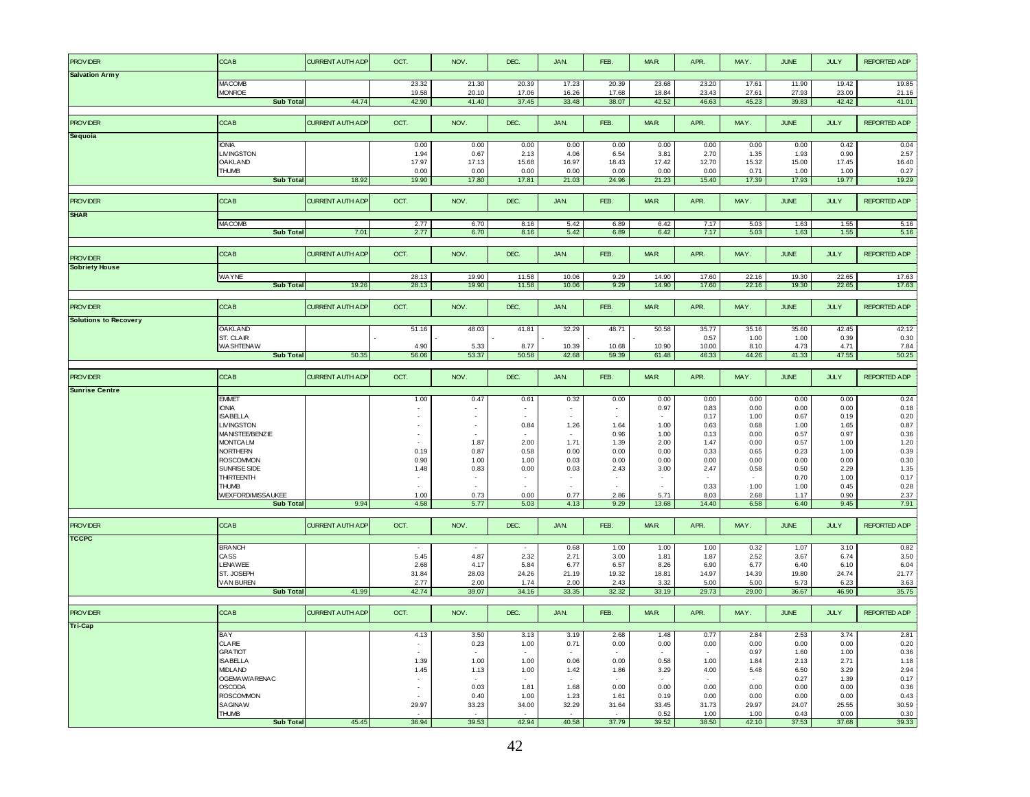| PROVIDER | CCAB | CURRENT AUTH ADP | OCT. | NOV. | DEC. | JAN. | FEB. | MAR. | APR. | MAY. | JUNE | JULY | REPORTED ADP |
|---|---|---|---|---|---|---|---|---|---|---|---|---|---|
| **Salvation Army** | | | | | | | | | | | | | |
| | MACOMB | | 23.32 | 21.30 | 20.39 | 17.23 | 20.39 | 23.68 | 23.20 | 17.61 | 11.90 | 19.42 | 19.85 |
| | MONROE | | 19.58 | 20.10 | 17.06 | 16.26 | 17.68 | 18.84 | 23.43 | 27.61 | 27.93 | 23.00 | 21.16 |
| | **Sub Total** | 44.74 | 42.90 | 41.40 | 37.45 | 33.48 | 38.07 | 42.52 | 46.63 | 45.23 | 39.83 | 42.42 | 41.01 |

| PROVIDER | CCAB | CURRENT AUTH ADP | OCT. | NOV. | DEC. | JAN. | FEB. | MAR. | APR. | MAY. | JUNE | JULY | REPORTED ADP |
|---|---|---|---|---|---|---|---|---|---|---|---|---|---|
| **Sequoia** | | | | | | | | | | | | | |
| | IONIA | | 0.00 | 0.00 | 0.00 | 0.00 | 0.00 | 0.00 | 0.00 | 0.00 | 0.00 | 0.42 | 0.04 |
| | LIVINGSTON | | 1.94 | 0.67 | 2.13 | 4.06 | 6.54 | 3.81 | 2.70 | 1.35 | 1.93 | 0.90 | 2.57 |
| | OAKLAND | | 17.97 | 17.13 | 15.68 | 16.97 | 18.43 | 17.42 | 12.70 | 15.32 | 15.00 | 17.45 | 16.40 |
| | THUMB | | 0.00 | 0.00 | 0.00 | 0.00 | 0.00 | 0.00 | 0.00 | 0.71 | 1.00 | 1.00 | 0.27 |
| | **Sub Total** | 18.92 | 19.90 | 17.80 | 17.81 | 21.03 | 24.96 | 21.23 | 15.40 | 17.39 | 17.93 | 19.77 | 19.29 |

| PROVIDER | CCAB | CURRENT AUTH ADP | OCT. | NOV. | DEC. | JAN. | FEB. | MAR. | APR. | MAY. | JUNE | JULY | REPORTED ADP |
|---|---|---|---|---|---|---|---|---|---|---|---|---|---|
| **SHAR** | | | | | | | | | | | | | |
| | MACOMB | | 2.77 | 6.70 | 8.16 | 5.42 | 6.89 | 6.42 | 7.17 | 5.03 | 1.63 | 1.55 | 5.16 |
| | **Sub Total** | 7.01 | 2.77 | 6.70 | 8.16 | 5.42 | 6.89 | 6.42 | 7.17 | 5.03 | 1.63 | 1.55 | 5.16 |

| PROVIDER | CCAB | CURRENT AUTH ADP | OCT. | NOV. | DEC. | JAN. | FEB. | MAR. | APR. | MAY. | JUNE | JULY | REPORTED ADP |
|---|---|---|---|---|---|---|---|---|---|---|---|---|---|
| **Sobriety House** | | | | | | | | | | | | | |
| | WAYNE | | 28.13 | 19.90 | 11.58 | 10.06 | 9.29 | 14.90 | 17.60 | 22.16 | 19.30 | 22.65 | 17.63 |
| | **Sub Total** | 19.26 | 28.13 | 19.90 | 11.58 | 10.06 | 9.29 | 14.90 | 17.60 | 22.16 | 19.30 | 22.65 | 17.63 |

| PROVIDER | CCAB | CURRENT AUTH ADP | OCT. | NOV. | DEC. | JAN. | FEB. | MAR. | APR. | MAY. | JUNE | JULY | REPORTED ADP |
|---|---|---|---|---|---|---|---|---|---|---|---|---|---|
| **Solutions to Recovery** | | | | | | | | | | | | | |
| | OAKLAND | | 51.16 | 48.03 | 41.81 | 32.29 | 48.71 | 50.58 | 35.77 | 35.16 | 35.60 | 42.45 | 42.12 |
| | ST. CLAIR | | - | - | - | - | - | - | 0.57 | 1.00 | 1.00 | 0.39 | 0.30 |
| | WASHTENAW | | 4.90 | 5.33 | 8.77 | 10.39 | 10.68 | 10.90 | 10.00 | 8.10 | 4.73 | 4.71 | 7.84 |
| | **Sub Total** | 50.35 | 56.06 | 53.37 | 50.58 | 42.68 | 59.39 | 61.48 | 46.33 | 44.26 | 41.33 | 47.55 | 50.25 |

| PROVIDER | CCAB | CURRENT AUTH ADP | OCT. | NOV. | DEC. | JAN. | FEB. | MAR. | APR. | MAY. | JUNE | JULY | REPORTED ADP |
|---|---|---|---|---|---|---|---|---|---|---|---|---|---|
| **Sunrise Centre** | | | | | | | | | | | | | |
| | EMMET | | 1.00 | 0.47 | 0.61 | 0.32 | 0.00 | 0.00 | 0.00 | 0.00 | 0.00 | 0.00 | 0.24 |
| | IONIA | | - | - | - | - | - | 0.97 | 0.83 | 0.00 | 0.00 | 0.00 | 0.18 |
| | ISABELLA | | - | - | - | - | - | - | 0.17 | 1.00 | 0.67 | 0.19 | 0.20 |
| | LIVINGSTON | | - | - | 0.84 | 1.26 | 1.64 | 1.00 | 0.63 | 0.68 | 1.00 | 1.65 | 0.87 |
| | MANISTEE/BENZIE | | - | - | - | - | 0.96 | 1.00 | 0.13 | 0.00 | 0.57 | 0.97 | 0.36 |
| | MONTCALM | | - | 1.87 | 2.00 | 1.71 | 1.39 | 2.00 | 1.47 | 0.00 | 0.57 | 1.00 | 1.20 |
| | NORTHERN | | 0.19 | 0.87 | 0.58 | 0.00 | 0.00 | 0.00 | 0.33 | 0.65 | 0.23 | 1.00 | 0.39 |
| | ROSCOMMON | | 0.90 | 1.00 | 1.00 | 0.03 | 0.00 | 0.00 | 0.00 | 0.00 | 0.00 | 0.00 | 0.30 |
| | SUNRISE SIDE | | 1.48 | 0.83 | 0.00 | 0.03 | 2.43 | 3.00 | 2.47 | 0.58 | 0.50 | 2.29 | 1.35 |
| | THIRTEENTH | | - | - | - | - | - | - | - | - | 0.70 | 1.00 | 0.17 |
| | THUMB | | - | - | - | - | - | - | 0.33 | 1.00 | 1.00 | 0.45 | 0.28 |
| | WEXFORD/MISSAUKEE | | 1.00 | 0.73 | 0.00 | 0.77 | 2.86 | 5.71 | 8.03 | 2.68 | 1.17 | 0.90 | 2.37 |
| | **Sub Total** | 9.94 | 4.58 | 5.77 | 5.03 | 4.13 | 9.29 | 13.68 | 14.40 | 6.58 | 6.40 | 9.45 | 7.91 |

| PROVIDER | CCAB | CURRENT AUTH ADP | OCT. | NOV. | DEC. | JAN. | FEB. | MAR. | APR. | MAY. | JUNE | JULY | REPORTED ADP |
|---|---|---|---|---|---|---|---|---|---|---|---|---|---|
| **TCCPC** | | | | | | | | | | | | | |
| | BRANCH | | - | - | - | 0.68 | 1.00 | 1.00 | 1.00 | 0.32 | 1.07 | 3.10 | 0.82 |
| | CASS | | 5.45 | 4.87 | 2.32 | 2.71 | 3.00 | 1.81 | 1.87 | 2.52 | 3.67 | 6.74 | 3.50 |
| | LENAWEE | | 2.68 | 4.17 | 5.84 | 6.77 | 6.57 | 8.26 | 6.90 | 6.77 | 6.40 | 6.10 | 6.04 |
| | ST. JOSEPH | | 31.84 | 28.03 | 24.26 | 21.19 | 19.32 | 18.81 | 14.97 | 14.39 | 19.80 | 24.74 | 21.77 |
| | VAN BUREN | | 2.77 | 2.00 | 1.74 | 2.00 | 2.43 | 3.32 | 5.00 | 5.00 | 5.73 | 6.23 | 3.63 |
| | **Sub Total** | 41.99 | 42.74 | 39.07 | 34.16 | 33.35 | 32.32 | 33.19 | 29.73 | 29.00 | 36.67 | 46.90 | 35.75 |

| PROVIDER | CCAB | CURRENT AUTH ADP | OCT. | NOV. | DEC. | JAN. | FEB. | MAR. | APR. | MAY. | JUNE | JULY | REPORTED ADP |
|---|---|---|---|---|---|---|---|---|---|---|---|---|---|
| **Tri-Cap** | | | | | | | | | | | | | |
| | BAY | | 4.13 | 3.50 | 3.13 | 3.19 | 2.68 | 1.48 | 0.77 | 2.84 | 2.53 | 3.74 | 2.81 |
| | CLARE | | - | 0.23 | 1.00 | 0.71 | 0.00 | 0.00 | 0.00 | 0.00 | 0.00 | 0.00 | 0.20 |
| | GRATIOT | | - | - | - | - | - | - | - | 0.97 | 1.60 | 1.00 | 0.36 |
| | ISABELLA | | 1.39 | 1.00 | 1.00 | 0.06 | 0.00 | 0.58 | 1.00 | 1.84 | 2.13 | 2.71 | 1.18 |
| | MIDLAND | | 1.45 | 1.13 | 1.00 | 1.42 | 1.86 | 3.29 | 4.00 | 5.48 | 6.50 | 3.29 | 2.94 |
| | OGEMAW/ARENAC | | - | - | - | - | - | - | - | - | 0.27 | 1.39 | 0.17 |
| | OSCODA | | - | 0.03 | 1.81 | 1.68 | 0.00 | 0.00 | 0.00 | 0.00 | 0.00 | 0.00 | 0.36 |
| | ROSCOMMON | | - | 0.40 | 1.00 | 1.23 | 1.61 | 0.19 | 0.00 | 0.00 | 0.00 | 0.00 | 0.43 |
| | SAGINAW | | 29.97 | 33.23 | 34.00 | 32.29 | 31.64 | 33.45 | 31.73 | 29.97 | 24.07 | 25.55 | 30.59 |
| | THUMB | | - | - | - | - | - | 0.52 | 1.00 | 1.00 | 0.43 | 0.00 | 0.30 |
| | **Sub Total** | 45.45 | 36.94 | 39.53 | 42.94 | 40.58 | 37.79 | 39.52 | 38.50 | 42.10 | 37.53 | 37.68 | 39.33 |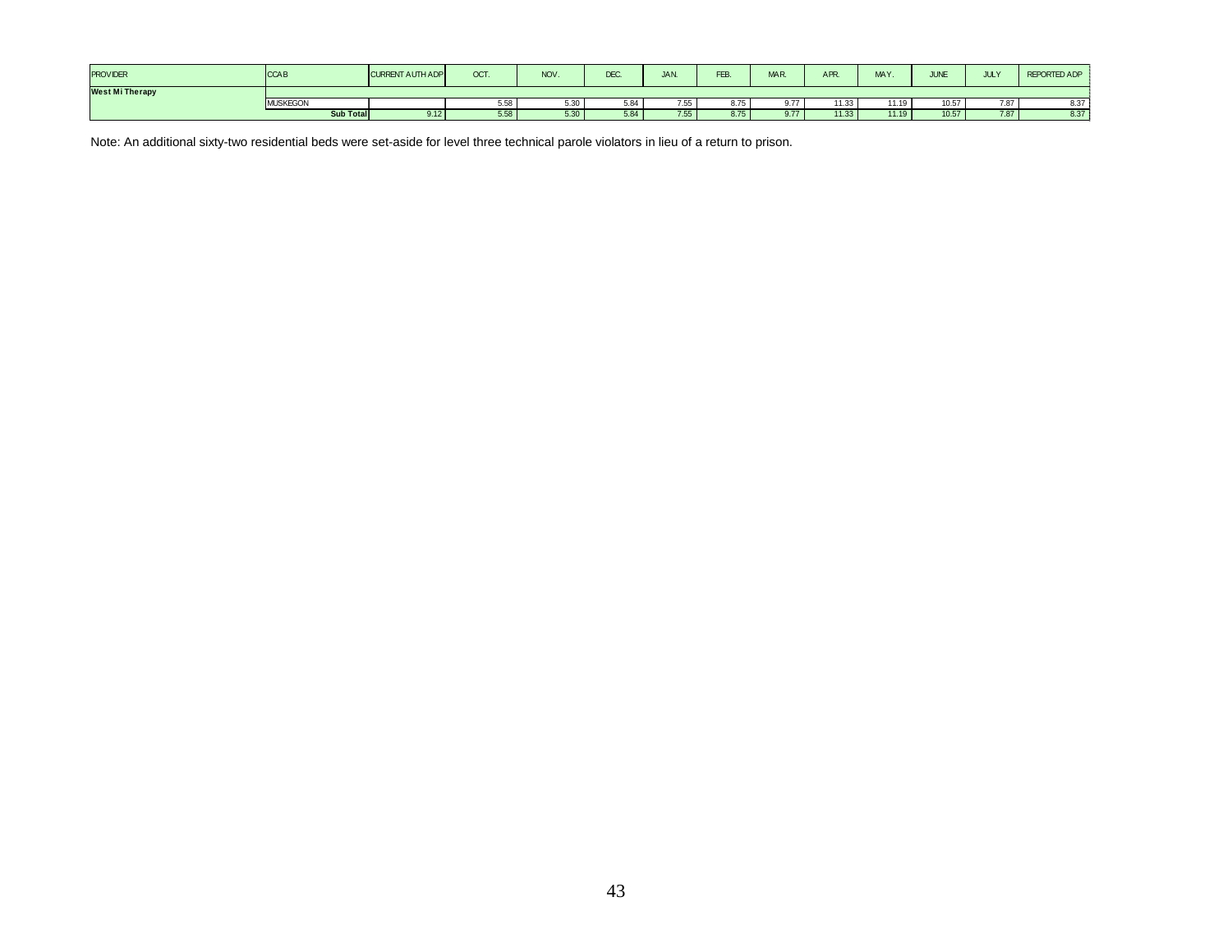| PROVIDER | CCAB | CURRENT AUTH ADP | OCT. | NOV. | DEC. | JAN. | FEB. | MAR. | APR. | MAY. | JUNE | JULY | REPORTED ADP |
|---|---|---|---|---|---|---|---|---|---|---|---|---|---|
| **West Mi Therapy** | | | | | | | | | | | | | |
| | MUSKEGON | | 5.58 | 5.30 | 5.84 | 7.55 | 8.75 | 9.77 | 11.33 | 11.19 | 10.57 | 7.87 | 8.37 |
| | **Sub Total** | 9.12 | 5.58 | 5.30 | 5.84 | 7.55 | 8.75 | 9.77 | 11.33 | 11.19 | 10.57 | 7.87 | 8.37 |

Note: An additional sixty-two residential beds were set-aside for level three technical parole violators in lieu of a return to prison.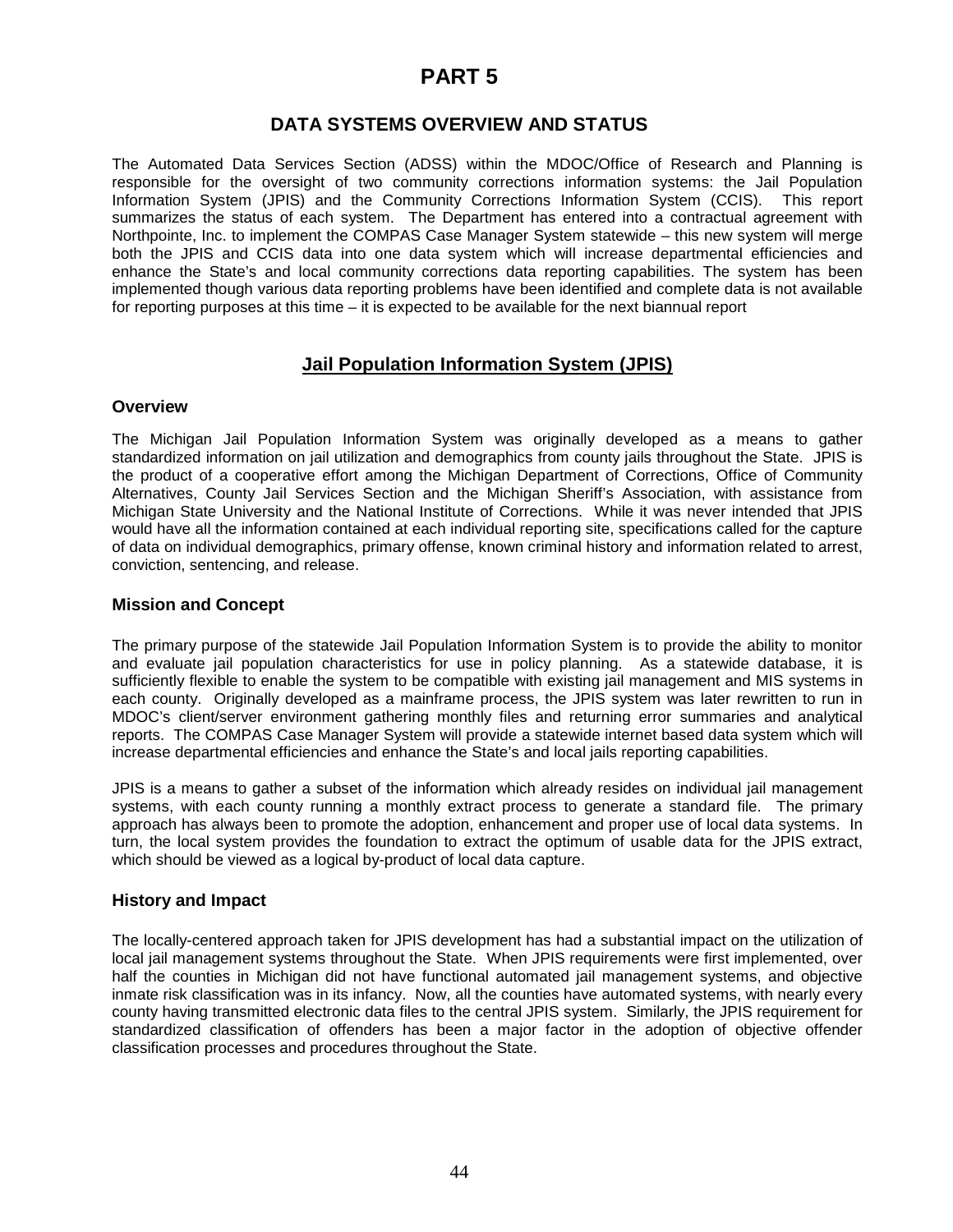# PART 5

## DATA SYSTEMS OVERVIEW AND STATUS

The Automated Data Services Section (ADSS) within the MDOC/Office of Research and Planning is responsible for the oversight of two community corrections information systems: the Jail Population Information System (JPIS) and the Community Corrections Information System (CCIS). This report summarizes the status of each system. The Department has entered into a contractual agreement with Northpointe, Inc. to implement the COMPAS Case Manager System statewide – this new system will merge both the JPIS and CCIS data into one data system which will increase departmental efficiencies and enhance the State's and local community corrections data reporting capabilities. The system has been implemented though various data reporting problems have been identified and complete data is not available for reporting purposes at this time – it is expected to be available for the next biannual report

## Jail Population Information System (JPIS)

### Overview

The Michigan Jail Population Information System was originally developed as a means to gather standardized information on jail utilization and demographics from county jails throughout the State. JPIS is the product of a cooperative effort among the Michigan Department of Corrections, Office of Community Alternatives, County Jail Services Section and the Michigan Sheriff's Association, with assistance from Michigan State University and the National Institute of Corrections. While it was never intended that JPIS would have all the information contained at each individual reporting site, specifications called for the capture of data on individual demographics, primary offense, known criminal history and information related to arrest, conviction, sentencing, and release.

### Mission and Concept

The primary purpose of the statewide Jail Population Information System is to provide the ability to monitor and evaluate jail population characteristics for use in policy planning. As a statewide database, it is sufficiently flexible to enable the system to be compatible with existing jail management and MIS systems in each county. Originally developed as a mainframe process, the JPIS system was later rewritten to run in MDOC's client/server environment gathering monthly files and returning error summaries and analytical reports. The COMPAS Case Manager System will provide a statewide internet based data system which will increase departmental efficiencies and enhance the State's and local jails reporting capabilities.

JPIS is a means to gather a subset of the information which already resides on individual jail management systems, with each county running a monthly extract process to generate a standard file. The primary approach has always been to promote the adoption, enhancement and proper use of local data systems. In turn, the local system provides the foundation to extract the optimum of usable data for the JPIS extract, which should be viewed as a logical by-product of local data capture.

### History and Impact

The locally-centered approach taken for JPIS development has had a substantial impact on the utilization of local jail management systems throughout the State. When JPIS requirements were first implemented, over half the counties in Michigan did not have functional automated jail management systems, and objective inmate risk classification was in its infancy. Now, all the counties have automated systems, with nearly every county having transmitted electronic data files to the central JPIS system. Similarly, the JPIS requirement for standardized classification of offenders has been a major factor in the adoption of objective offender classification processes and procedures throughout the State.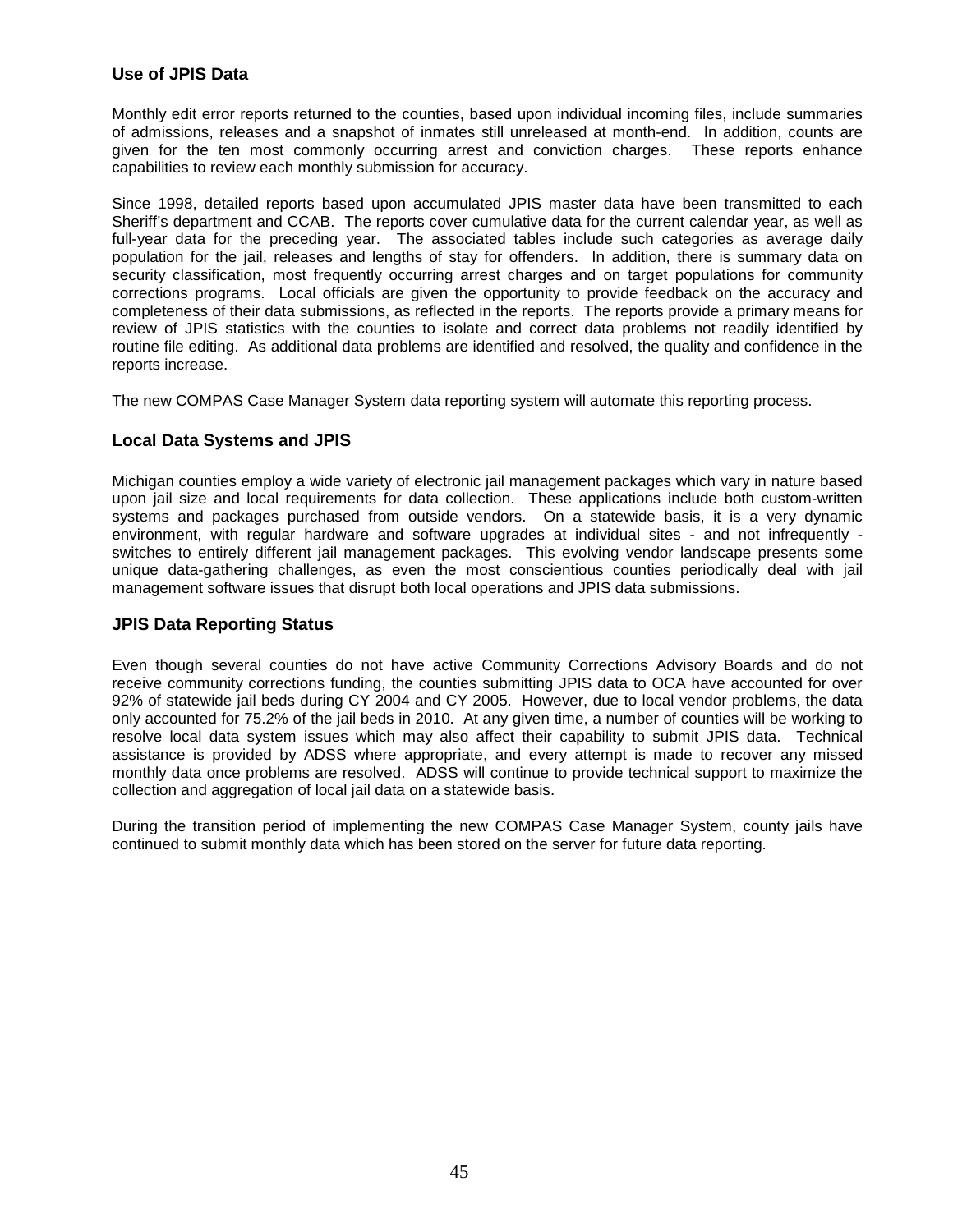### Use of JPIS Data

Monthly edit error reports returned to the counties, based upon individual incoming files, include summaries of admissions, releases and a snapshot of inmates still unreleased at month-end. In addition, counts are given for the ten most commonly occurring arrest and conviction charges. These reports enhance capabilities to review each monthly submission for accuracy.

Since 1998, detailed reports based upon accumulated JPIS master data have been transmitted to each Sheriff's department and CCAB. The reports cover cumulative data for the current calendar year, as well as full-year data for the preceding year. The associated tables include such categories as average daily population for the jail, releases and lengths of stay for offenders. In addition, there is summary data on security classification, most frequently occurring arrest charges and on target populations for community corrections programs. Local officials are given the opportunity to provide feedback on the accuracy and completeness of their data submissions, as reflected in the reports. The reports provide a primary means for review of JPIS statistics with the counties to isolate and correct data problems not readily identified by routine file editing. As additional data problems are identified and resolved, the quality and confidence in the reports increase.

The new COMPAS Case Manager System data reporting system will automate this reporting process.

### Local Data Systems and JPIS

Michigan counties employ a wide variety of electronic jail management packages which vary in nature based upon jail size and local requirements for data collection. These applications include both custom-written systems and packages purchased from outside vendors. On a statewide basis, it is a very dynamic environment, with regular hardware and software upgrades at individual sites - and not infrequently - switches to entirely different jail management packages. This evolving vendor landscape presents some unique data-gathering challenges, as even the most conscientious counties periodically deal with jail management software issues that disrupt both local operations and JPIS data submissions.

### JPIS Data Reporting Status

Even though several counties do not have active Community Corrections Advisory Boards and do not receive community corrections funding, the counties submitting JPIS data to OCA have accounted for over 92% of statewide jail beds during CY 2004 and CY 2005. However, due to local vendor problems, the data only accounted for 75.2% of the jail beds in 2010. At any given time, a number of counties will be working to resolve local data system issues which may also affect their capability to submit JPIS data. Technical assistance is provided by ADSS where appropriate, and every attempt is made to recover any missed monthly data once problems are resolved. ADSS will continue to provide technical support to maximize the collection and aggregation of local jail data on a statewide basis.

During the transition period of implementing the new COMPAS Case Manager System, county jails have continued to submit monthly data which has been stored on the server for future data reporting.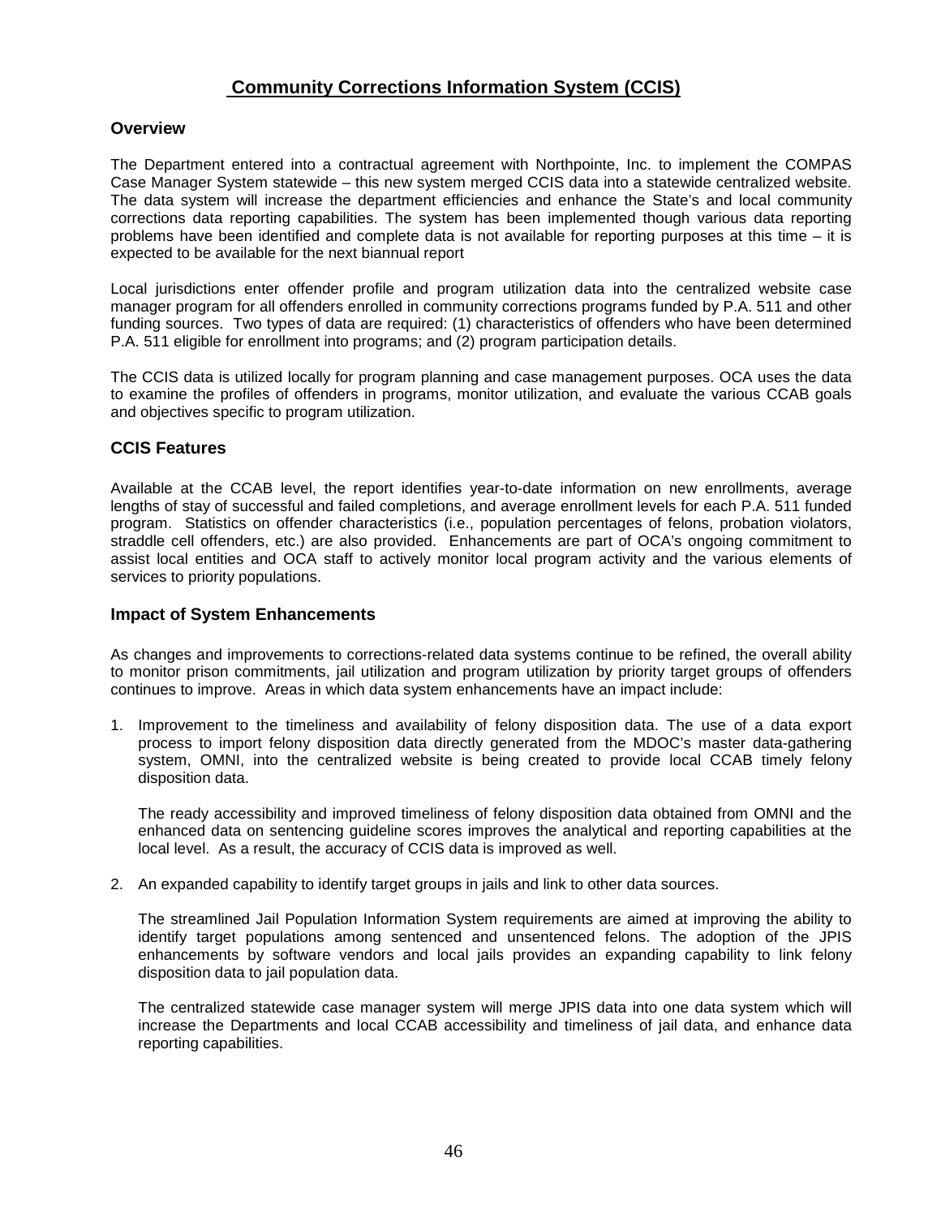# Community Corrections Information System (CCIS)

## Overview

The Department entered into a contractual agreement with Northpointe, Inc. to implement the COMPAS Case Manager System statewide – this new system merged CCIS data into a statewide centralized website. The data system will increase the department efficiencies and enhance the State's and local community corrections data reporting capabilities. The system has been implemented though various data reporting problems have been identified and complete data is not available for reporting purposes at this time – it is expected to be available for the next biannual report

Local jurisdictions enter offender profile and program utilization data into the centralized website case manager program for all offenders enrolled in community corrections programs funded by P.A. 511 and other funding sources. Two types of data are required: (1) characteristics of offenders who have been determined P.A. 511 eligible for enrollment into programs; and (2) program participation details.

The CCIS data is utilized locally for program planning and case management purposes. OCA uses the data to examine the profiles of offenders in programs, monitor utilization, and evaluate the various CCAB goals and objectives specific to program utilization.

## CCIS Features

Available at the CCAB level, the report identifies year-to-date information on new enrollments, average lengths of stay of successful and failed completions, and average enrollment levels for each P.A. 511 funded program. Statistics on offender characteristics (i.e., population percentages of felons, probation violators, straddle cell offenders, etc.) are also provided. Enhancements are part of OCA's ongoing commitment to assist local entities and OCA staff to actively monitor local program activity and the various elements of services to priority populations.

## Impact of System Enhancements

As changes and improvements to corrections-related data systems continue to be refined, the overall ability to monitor prison commitments, jail utilization and program utilization by priority target groups of offenders continues to improve. Areas in which data system enhancements have an impact include:

1. Improvement to the timeliness and availability of felony disposition data. The use of a data export process to import felony disposition data directly generated from the MDOC's master data-gathering system, OMNI, into the centralized website is being created to provide local CCAB timely felony disposition data.

   The ready accessibility and improved timeliness of felony disposition data obtained from OMNI and the enhanced data on sentencing guideline scores improves the analytical and reporting capabilities at the local level. As a result, the accuracy of CCIS data is improved as well.

2. An expanded capability to identify target groups in jails and link to other data sources.

   The streamlined Jail Population Information System requirements are aimed at improving the ability to identify target populations among sentenced and unsentenced felons. The adoption of the JPIS enhancements by software vendors and local jails provides an expanding capability to link felony disposition data to jail population data.

   The centralized statewide case manager system will merge JPIS data into one data system which will increase the Departments and local CCAB accessibility and timeliness of jail data, and enhance data reporting capabilities.